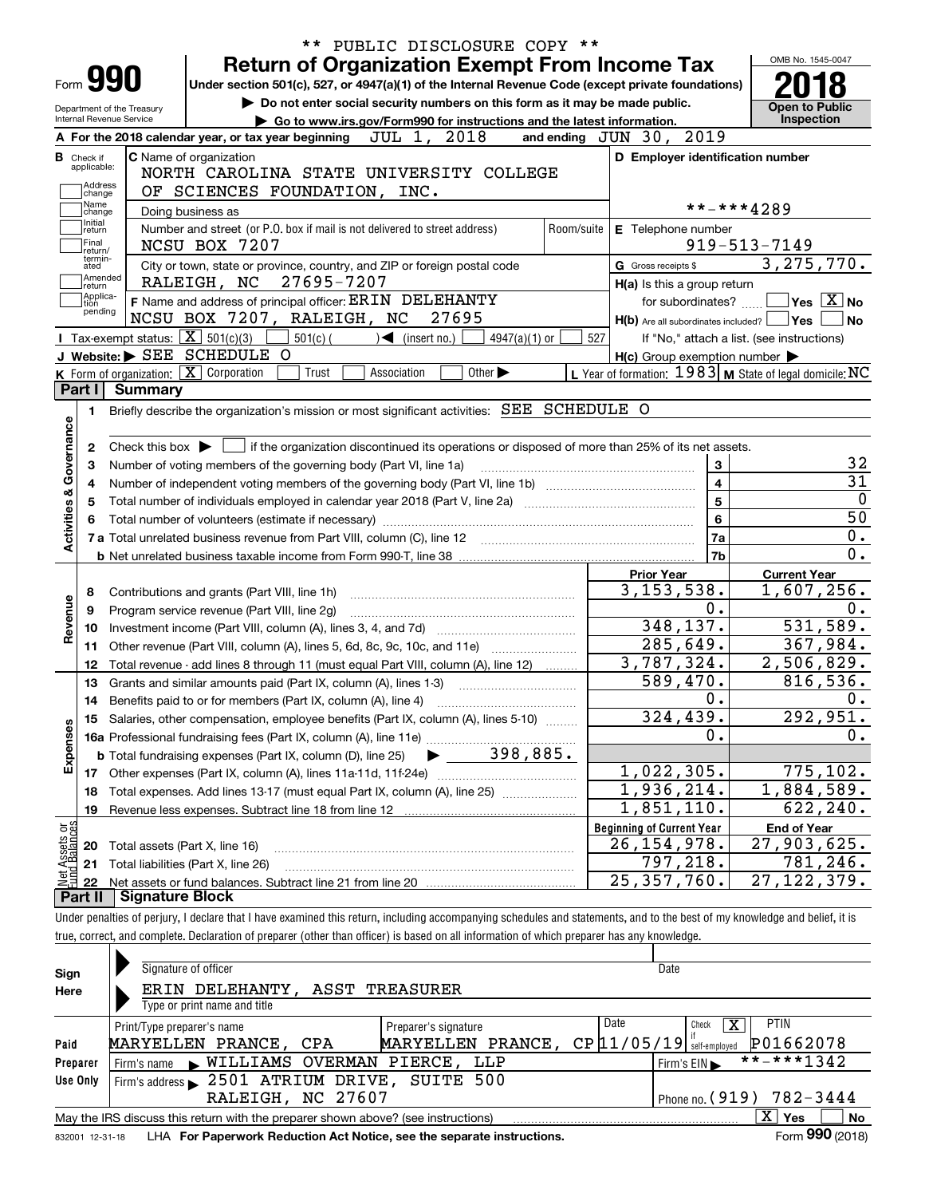** PUBLIC DISCLOSURE COPY **

# Form 990 — Return of Organization Exempt From Income Tax

Under section 501(c), 527, or 4947(a)(1) of the Internal Revenue Code (except private foundations)

▶ Do not enter social security numbers on this form as it may be made public.

▶ Go to www.irs.gov/Form990 for instructions and the latest information.

Department of the Treasury
Internal Revenue Service

OMB No. 1545-0047

**2018**

Open to Public Inspection

**A** For the 2018 calendar year, or tax year beginning JUL 1, 2018 and ending JUN 30, 2019

**B** Check if applicable: Address change, Name change, Initial return, Final return/terminated, Amended return, Application pending

**C** Name of organization: NORTH CAROLINA STATE UNIVERSITY COLLEGE OF SCIENCES FOUNDATION, INC.

Doing business as

Number and street (or P.O. box if mail is not delivered to street address): NCSU BOX 7207

Room/suite

City or town, state or province, country, and ZIP or foreign postal code: RALEIGH, NC 27695-7207

**D** Employer identification number: **-***4289

**E** Telephone number: 919-513-7149

**G** Gross receipts $ 3,275,770.

**F** Name and address of principal officer: ERIN DELEHANTY, NCSU BOX 7207, RALEIGH, NC 27695

**H(a)** Is this a group return for subordinates? Yes [ ] No [X]

**H(b)** Are all subordinates included? Yes [ ] No [ ]
If "No," attach a list. (see instructions)

**H(c)** Group exemption number ▶

**I** Tax-exempt status: [X] 501(c)(3) [ ] 501(c) ( ) ◀ (insert no.) [ ] 4947(a)(1) or [ ] 527

**J** Website: ▶ SEE SCHEDULE O

**K** Form of organization: [X] Corporation [ ] Trust [ ] Association [ ] Other ▶

**L** Year of formation: 1983 **M** State of legal domicile: NC

## Part I Summary

**Activities & Governance**

1. Briefly describe the organization's mission or most significant activities: SEE SCHEDULE O
2. Check this box ▶ [ ] if the organization discontinued its operations or disposed of more than 25% of its net assets.

| Line | Description | | Value |
|---|---|---|---|
| 3 | Number of voting members of the governing body (Part VI, line 1a) | 3 | 32 |
| 4 | Number of independent voting members of the governing body (Part VI, line 1b) | 4 | 31 |
| 5 | Total number of individuals employed in calendar year 2018 (Part V, line 2a) | 5 | 0 |
| 6 | Total number of volunteers (estimate if necessary) | 6 | 50 |
| 7a | Total unrelated business revenue from Part VIII, column (C), line 12 | 7a | 0. |
| b | Net unrelated business taxable income from Form 990-T, line 38 | 7b | 0. |

| Line | Description | Prior Year | Current Year |
|---|---|---|---|
| **Revenue** | | | |
| 8 | Contributions and grants (Part VIII, line 1h) | 3,153,538. | 1,607,256. |
| 9 | Program service revenue (Part VIII, line 2g) | 0. | 0. |
| 10 | Investment income (Part VIII, column (A), lines 3, 4, and 7d) | 348,137. | 531,589. |
| 11 | Other revenue (Part VIII, column (A), lines 5, 6d, 8c, 9c, 10c, and 11e) | 285,649. | 367,984. |
| 12 | Total revenue - add lines 8 through 11 (must equal Part VIII, column (A), line 12) | 3,787,324. | 2,506,829. |
| **Expenses** | | | |
| 13 | Grants and similar amounts paid (Part IX, column (A), lines 1-3) | 589,470. | 816,536. |
| 14 | Benefits paid to or for members (Part IX, column (A), line 4) | 0. | 0. |
| 15 | Salaries, other compensation, employee benefits (Part IX, column (A), lines 5-10) | 324,439. | 292,951. |
| 16a | Professional fundraising fees (Part IX, column (A), line 11e) | 0. | 0. |
| b | Total fundraising expenses (Part IX, column (D), line 25) ▶ 398,885. | | |
| 17 | Other expenses (Part IX, column (A), lines 11a-11d, 11f-24e) | 1,022,305. | 775,102. |
| 18 | Total expenses. Add lines 13-17 (must equal Part IX, column (A), line 25) | 1,936,214. | 1,884,589. |
| 19 | Revenue less expenses. Subtract line 18 from line 12 | 1,851,110. | 622,240. |

| Line | Net Assets or Fund Balances | Beginning of Current Year | End of Year |
|---|---|---|---|
| 20 | Total assets (Part X, line 16) | 26,154,978. | 27,903,625. |
| 21 | Total liabilities (Part X, line 26) | 797,218. | 781,246. |
| 22 | Net assets or fund balances. Subtract line 21 from line 20 | 25,357,760. | 27,122,379. |

## Part II Signature Block

Under penalties of perjury, I declare that I have examined this return, including accompanying schedules and statements, and to the best of my knowledge and belief, it is true, correct, and complete. Declaration of preparer (other than officer) is based on all information of which preparer has any knowledge.

**Sign Here**

Signature of officer — Date

ERIN DELEHANTY, ASST TREASURER
Type or print name and title

**Paid Preparer Use Only**

| Print/Type preparer's name | Preparer's signature | Date | Check if self-employed | PTIN |
|---|---|---|---|---|
| MARYELLEN PRANCE, CPA | MARYELLEN PRANCE, CP | 11/05/19 | [X] | P01662078 |

Firm's name ▶ WILLIAMS OVERMAN PIERCE, LLP — Firm's EIN ▶ **-***1342

Firm's address ▶ 2501 ATRIUM DRIVE, SUITE 500, RALEIGH, NC 27607 — Phone no. (919) 782-3444

May the IRS discuss this return with the preparer shown above? (see instructions) [X] Yes [ ] No

832001 12-31-18 LHA For Paperwork Reduction Act Notice, see the separate instructions. Form **990** (2018)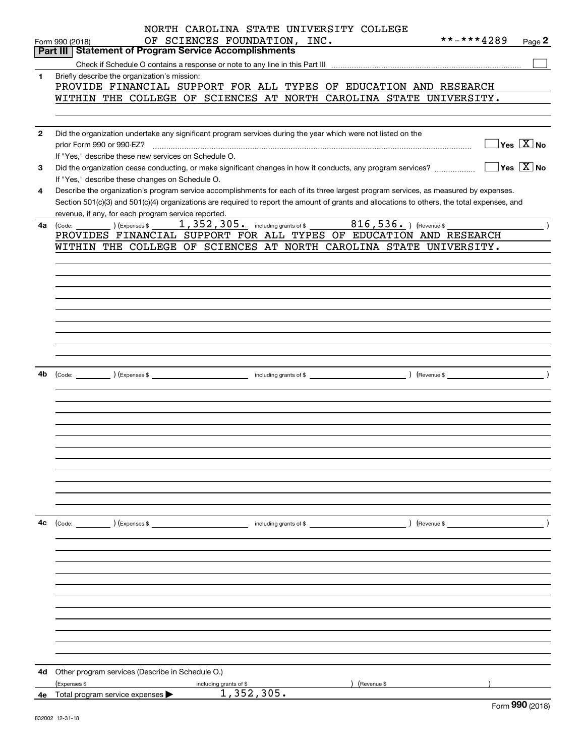NORTH CAROLINA STATE UNIVERSITY COLLEGE OF SCIENCES FOUNDATION, INC. **-***4289

Form 990 (2018)

## Part III | Statement of Program Service Accomplishments

Check if Schedule O contains a response or note to any line in this Part III ☐

**1** Briefly describe the organization's mission:

PROVIDE FINANCIAL SUPPORT FOR ALL TYPES OF EDUCATION AND RESEARCH WITHIN THE COLLEGE OF SCIENCES AT NORTH CAROLINA STATE UNIVERSITY.

**2** Did the organization undertake any significant program services during the year which were not listed on the prior Form 990 or 990-EZ? ☐ Yes ☒ No

If "Yes," describe these new services on Schedule O.

**3** Did the organization cease conducting, or make significant changes in how it conducts, any program services? ☐ Yes ☒ No

If "Yes," describe these changes on Schedule O.

**4** Describe the organization's program service accomplishments for each of its three largest program services, as measured by expenses. Section 501(c)(3) and 501(c)(4) organizations are required to report the amount of grants and allocations to others, the total expenses, and revenue, if any, for each program service reported.

**4a** (Code: ) (Expenses $ 1,352,305. including grants of $ 816,536. ) (Revenue $ )

PROVIDES FINANCIAL SUPPORT FOR ALL TYPES OF EDUCATION AND RESEARCH WITHIN THE COLLEGE OF SCIENCES AT NORTH CAROLINA STATE UNIVERSITY.

**4b** (Code: ) (Expenses $ including grants of $ ) (Revenue $ )

**4c** (Code: ) (Expenses $ including grants of $ ) (Revenue $ )

**4d** Other program services (Describe in Schedule O.)

(Expenses $ including grants of $ ) (Revenue $ )

**4e** Total program service expenses ▶ 1,352,305.

Form **990** (2018)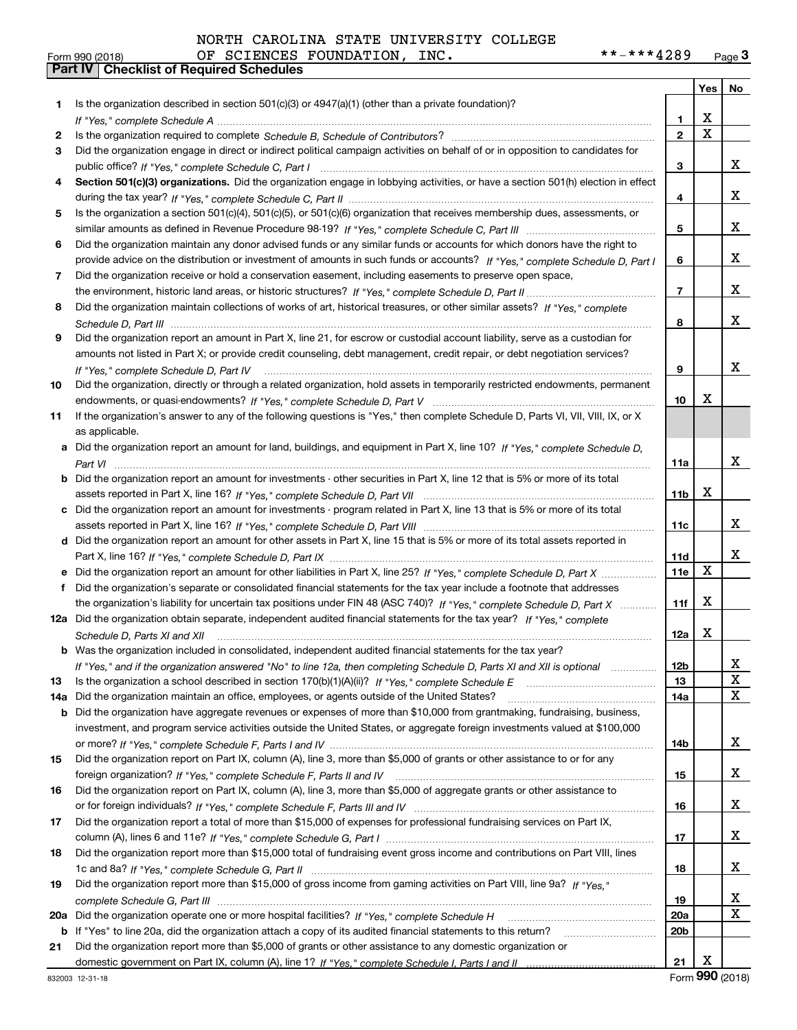NORTH CAROLINA STATE UNIVERSITY COLLEGE OF SCIENCES FOUNDATION, INC. **-***4289

Form 990 (2018)

## Part IV Checklist of Required Schedules

| | | | Yes | No |
|---|---|---|---|---|
| 1 | Is the organization described in section 501(c)(3) or 4947(a)(1) (other than a private foundation)? *If "Yes," complete Schedule A* | 1 | X | |
| 2 | Is the organization required to complete *Schedule B, Schedule of Contributors*? | 2 | X | |
| 3 | Did the organization engage in direct or indirect political campaign activities on behalf of or in opposition to candidates for public office? *If "Yes," complete Schedule C, Part I* | 3 | | X |
| 4 | **Section 501(c)(3) organizations.** Did the organization engage in lobbying activities, or have a section 501(h) election in effect during the tax year? *If "Yes," complete Schedule C, Part II* | 4 | | X |
| 5 | Is the organization a section 501(c)(4), 501(c)(5), or 501(c)(6) organization that receives membership dues, assessments, or similar amounts as defined in Revenue Procedure 98-19? *If "Yes," complete Schedule C, Part III* | 5 | | X |
| 6 | Did the organization maintain any donor advised funds or any similar funds or accounts for which donors have the right to provide advice on the distribution or investment of amounts in such funds or accounts? *If "Yes," complete Schedule D, Part I* | 6 | | X |
| 7 | Did the organization receive or hold a conservation easement, including easements to preserve open space, the environment, historic land areas, or historic structures? *If "Yes," complete Schedule D, Part II* | 7 | | X |
| 8 | Did the organization maintain collections of works of art, historical treasures, or other similar assets? *If "Yes," complete Schedule D, Part III* | 8 | | X |
| 9 | Did the organization report an amount in Part X, line 21, for escrow or custodial account liability, serve as a custodian for amounts not listed in Part X; or provide credit counseling, debt management, credit repair, or debt negotiation services? *If "Yes," complete Schedule D, Part IV* | 9 | | X |
| 10 | Did the organization, directly or through a related organization, hold assets in temporarily restricted endowments, permanent endowments, or quasi-endowments? *If "Yes," complete Schedule D, Part V* | 10 | X | |
| 11 | If the organization's answer to any of the following questions is "Yes," then complete Schedule D, Parts VI, VII, VIII, IX, or X as applicable. | | | |
| a | Did the organization report an amount for land, buildings, and equipment in Part X, line 10? *If "Yes," complete Schedule D, Part VI* | 11a | | X |
| b | Did the organization report an amount for investments - other securities in Part X, line 12 that is 5% or more of its total assets reported in Part X, line 16? *If "Yes," complete Schedule D, Part VII* | 11b | X | |
| c | Did the organization report an amount for investments - program related in Part X, line 13 that is 5% or more of its total assets reported in Part X, line 16? *If "Yes," complete Schedule D, Part VIII* | 11c | | X |
| d | Did the organization report an amount for other assets in Part X, line 15 that is 5% or more of its total assets reported in Part X, line 16? *If "Yes," complete Schedule D, Part IX* | 11d | | X |
| e | Did the organization report an amount for other liabilities in Part X, line 25? *If "Yes," complete Schedule D, Part X* | 11e | X | |
| f | Did the organization's separate or consolidated financial statements for the tax year include a footnote that addresses the organization's liability for uncertain tax positions under FIN 48 (ASC 740)? *If "Yes," complete Schedule D, Part X* | 11f | X | |
| 12a | Did the organization obtain separate, independent audited financial statements for the tax year? *If "Yes," complete Schedule D, Parts XI and XII* | 12a | X | |
| b | Was the organization included in consolidated, independent audited financial statements for the tax year? *If "Yes," and if the organization answered "No" to line 12a, then completing Schedule D, Parts XI and XII is optional* | 12b | | X |
| 13 | Is the organization a school described in section 170(b)(1)(A)(ii)? *If "Yes," complete Schedule E* | 13 | | X |
| 14a | Did the organization maintain an office, employees, or agents outside of the United States? | 14a | | X |
| b | Did the organization have aggregate revenues or expenses of more than $10,000 from grantmaking, fundraising, business, investment, and program service activities outside the United States, or aggregate foreign investments valued at $100,000 or more? *If "Yes," complete Schedule F, Parts I and IV* | 14b | | X |
| 15 | Did the organization report on Part IX, column (A), line 3, more than $5,000 of grants or other assistance to or for any foreign organization? *If "Yes," complete Schedule F, Parts II and IV* | 15 | | X |
| 16 | Did the organization report on Part IX, column (A), line 3, more than $5,000 of aggregate grants or other assistance to or for foreign individuals? *If "Yes," complete Schedule F, Parts III and IV* | 16 | | X |
| 17 | Did the organization report a total of more than $15,000 of expenses for professional fundraising services on Part IX, column (A), lines 6 and 11e? *If "Yes," complete Schedule G, Part I* | 17 | | X |
| 18 | Did the organization report more than $15,000 total of fundraising event gross income and contributions on Part VIII, lines 1c and 8a? *If "Yes," complete Schedule G, Part II* | 18 | | X |
| 19 | Did the organization report more than $15,000 of gross income from gaming activities on Part VIII, line 9a? *If "Yes," complete Schedule G, Part III* | 19 | | X |
| 20a | Did the organization operate one or more hospital facilities? *If "Yes," complete Schedule H* | 20a | | X |
| b | If "Yes" to line 20a, did the organization attach a copy of its audited financial statements to this return? | 20b | | |
| 21 | Did the organization report more than $5,000 of grants or other assistance to any domestic organization or domestic government on Part IX, column (A), line 1? *If "Yes," complete Schedule I, Parts I and II* | 21 | X | |

832003 12-31-18 Form **990** (2018)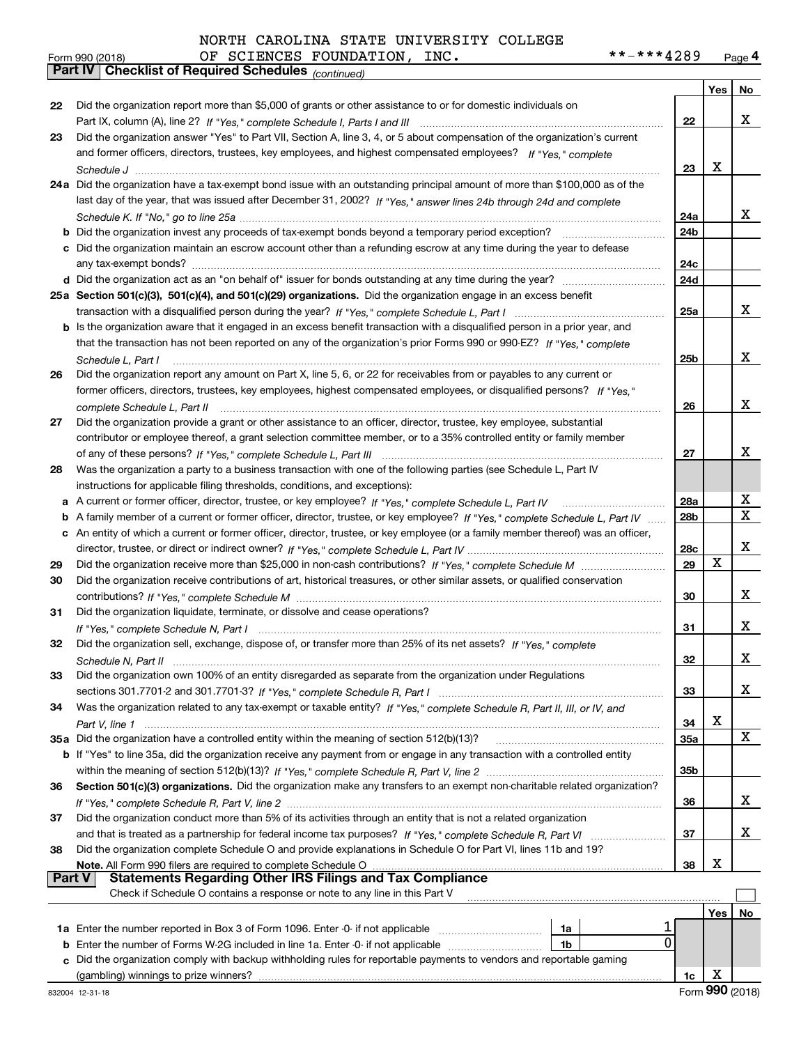NORTH CAROLINA STATE UNIVERSITY COLLEGE OF SCIENCES FOUNDATION, INC. **-***4289

Form 990 (2018) Page 4

**Part IV Checklist of Required Schedules** *(continued)*

| | | | Yes | No |
|---|---|---|---|---|
| 22 | Did the organization report more than $5,000 of grants or other assistance to or for domestic individuals on Part IX, column (A), line 2? *If "Yes," complete Schedule I, Parts I and III* | 22 | | X |
| 23 | Did the organization answer "Yes" to Part VII, Section A, line 3, 4, or 5 about compensation of the organization's current and former officers, directors, trustees, key employees, and highest compensated employees? *If "Yes," complete Schedule J* | 23 | X | |
| 24a | Did the organization have a tax-exempt bond issue with an outstanding principal amount of more than $100,000 as of the last day of the year, that was issued after December 31, 2002? *If "Yes," answer lines 24b through 24d and complete Schedule K. If "No," go to line 25a* | 24a | | X |
| b | Did the organization invest any proceeds of tax-exempt bonds beyond a temporary period exception? | 24b | | |
| c | Did the organization maintain an escrow account other than a refunding escrow at any time during the year to defease any tax-exempt bonds? | 24c | | |
| d | Did the organization act as an "on behalf of" issuer for bonds outstanding at any time during the year? | 24d | | |
| 25a | **Section 501(c)(3), 501(c)(4), and 501(c)(29) organizations.** Did the organization engage in an excess benefit transaction with a disqualified person during the year? *If "Yes," complete Schedule L, Part I* | 25a | | X |
| b | Is the organization aware that it engaged in an excess benefit transaction with a disqualified person in a prior year, and that the transaction has not been reported on any of the organization's prior Forms 990 or 990-EZ? *If "Yes," complete Schedule L, Part I* | 25b | | X |
| 26 | Did the organization report any amount on Part X, line 5, 6, or 22 for receivables from or payables to any current or former officers, directors, trustees, key employees, highest compensated employees, or disqualified persons? *If "Yes," complete Schedule L, Part II* | 26 | | X |
| 27 | Did the organization provide a grant or other assistance to an officer, director, trustee, key employee, substantial contributor or employee thereof, a grant selection committee member, or to a 35% controlled entity or family member of any of these persons? *If "Yes," complete Schedule L, Part III* | 27 | | X |
| 28 | Was the organization a party to a business transaction with one of the following parties (see Schedule L, Part IV instructions for applicable filing thresholds, conditions, and exceptions): | | | |
| a | A current or former officer, director, trustee, or key employee? *If "Yes," complete Schedule L, Part IV* | 28a | | X |
| b | A family member of a current or former officer, director, trustee, or key employee? *If "Yes," complete Schedule L, Part IV* | 28b | | X |
| c | An entity of which a current or former officer, director, trustee, or key employee (or a family member thereof) was an officer, director, trustee, or direct or indirect owner? *If "Yes," complete Schedule L, Part IV* | 28c | | X |
| 29 | Did the organization receive more than $25,000 in non-cash contributions? *If "Yes," complete Schedule M* | 29 | X | |
| 30 | Did the organization receive contributions of art, historical treasures, or other similar assets, or qualified conservation contributions? *If "Yes," complete Schedule M* | 30 | | X |
| 31 | Did the organization liquidate, terminate, or dissolve and cease operations? *If "Yes," complete Schedule N, Part I* | 31 | | X |
| 32 | Did the organization sell, exchange, dispose of, or transfer more than 25% of its net assets? *If "Yes," complete Schedule N, Part II* | 32 | | X |
| 33 | Did the organization own 100% of an entity disregarded as separate from the organization under Regulations sections 301.7701-2 and 301.7701-3? *If "Yes," complete Schedule R, Part I* | 33 | | X |
| 34 | Was the organization related to any tax-exempt or taxable entity? *If "Yes," complete Schedule R, Part II, III, or IV, and Part V, line 1* | 34 | X | |
| 35a | Did the organization have a controlled entity within the meaning of section 512(b)(13)? | 35a | | X |
| b | If "Yes" to line 35a, did the organization receive any payment from or engage in any transaction with a controlled entity within the meaning of section 512(b)(13)? *If "Yes," complete Schedule R, Part V, line 2* | 35b | | |
| 36 | **Section 501(c)(3) organizations.** Did the organization make any transfers to an exempt non-charitable related organization? *If "Yes," complete Schedule R, Part V, line 2* | 36 | | X |
| 37 | Did the organization conduct more than 5% of its activities through an entity that is not a related organization and that is treated as a partnership for federal income tax purposes? *If "Yes," complete Schedule R, Part VI* | 37 | | X |
| 38 | Did the organization complete Schedule O and provide explanations in Schedule O for Part VI, lines 11b and 19? **Note.** All Form 990 filers are required to complete Schedule O | 38 | X | |

**Part V Statements Regarding Other IRS Filings and Tax Compliance**

Check if Schedule O contains a response or note to any line in this Part V [ ]

| | | | | | Yes | No |
|---|---|---|---|---|---|---|
| 1a | Enter the number reported in Box 3 of Form 1096. Enter -0- if not applicable | 1a | 1 | | | |
| b | Enter the number of Forms W-2G included in line 1a. Enter -0- if not applicable | 1b | 0 | | | |
| c | Did the organization comply with backup withholding rules for reportable payments to vendors and reportable gaming (gambling) winnings to prize winners? | | | 1c | X | |

832004 12-31-18 Form **990** (2018)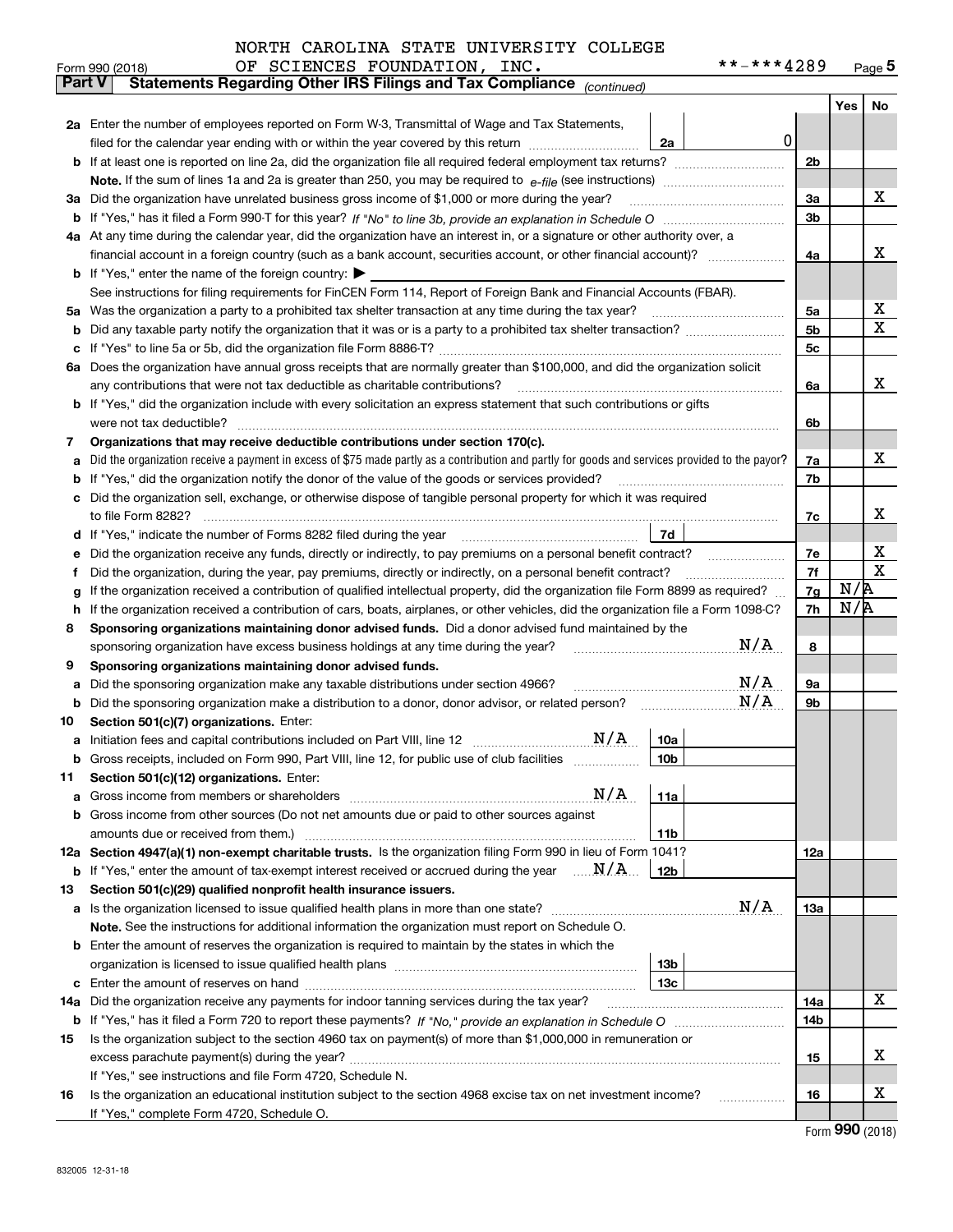NORTH CAROLINA STATE UNIVERSITY COLLEGE OF SCIENCES FOUNDATION, INC. **-***4289

Form 990 (2018)

## Part V Statements Regarding Other IRS Filings and Tax Compliance *(continued)*

| | | | | | Yes | No |
|---|---|---|---|---|---|---|
| **2a** | Enter the number of employees reported on Form W-3, Transmittal of Wage and Tax Statements, filed for the calendar year ending with or within the year covered by this return | 2a | 0 | | | |
| **b** | If at least one is reported on line 2a, did the organization file all required federal employment tax returns? | | | 2b | | |
| | **Note.** If the sum of lines 1a and 2a is greater than 250, you may be required to *e-file* (see instructions) | | | | | |
| **3a** | Did the organization have unrelated business gross income of $1,000 or more during the year? | | | 3a | | X |
| **b** | If "Yes," has it filed a Form 990-T for this year? *If "No" to line 3b, provide an explanation in Schedule O* | | | 3b | | |
| **4a** | At any time during the calendar year, did the organization have an interest in, or a signature or other authority over, a financial account in a foreign country (such as a bank account, securities account, or other financial account)? | | | 4a | | X |
| **b** | If "Yes," enter the name of the foreign country: ▶ | | | | | |
| | See instructions for filing requirements for FinCEN Form 114, Report of Foreign Bank and Financial Accounts (FBAR). | | | | | |
| **5a** | Was the organization a party to a prohibited tax shelter transaction at any time during the tax year? | | | 5a | | X |
| **b** | Did any taxable party notify the organization that it was or is a party to a prohibited tax shelter transaction? | | | 5b | | X |
| **c** | If "Yes" to line 5a or 5b, did the organization file Form 8886-T? | | | 5c | | |
| **6a** | Does the organization have annual gross receipts that are normally greater than $100,000, and did the organization solicit any contributions that were not tax deductible as charitable contributions? | | | 6a | | X |
| **b** | If "Yes," did the organization include with every solicitation an express statement that such contributions or gifts were not tax deductible? | | | 6b | | |
| **7** | **Organizations that may receive deductible contributions under section 170(c).** | | | | | |
| **a** | Did the organization receive a payment in excess of $75 made partly as a contribution and partly for goods and services provided to the payor? | | | 7a | | X |
| **b** | If "Yes," did the organization notify the donor of the value of the goods or services provided? | | | 7b | | |
| **c** | Did the organization sell, exchange, or otherwise dispose of tangible personal property for which it was required to file Form 8282? | | | 7c | | X |
| **d** | If "Yes," indicate the number of Forms 8282 filed during the year | 7d | | | | |
| **e** | Did the organization receive any funds, directly or indirectly, to pay premiums on a personal benefit contract? | | | 7e | | X |
| **f** | Did the organization, during the year, pay premiums, directly or indirectly, on a personal benefit contract? | | | 7f | | X |
| **g** | If the organization received a contribution of qualified intellectual property, did the organization file Form 8899 as required? | | | 7g | N/A | |
| **h** | If the organization received a contribution of cars, boats, airplanes, or other vehicles, did the organization file a Form 1098-C? | | | 7h | N/A | |
| **8** | **Sponsoring organizations maintaining donor advised funds.** Did a donor advised fund maintained by the sponsoring organization have excess business holdings at any time during the year? N/A | | | 8 | | |
| **9** | **Sponsoring organizations maintaining donor advised funds.** | | | | | |
| **a** | Did the sponsoring organization make any taxable distributions under section 4966? N/A | | | 9a | | |
| **b** | Did the sponsoring organization make a distribution to a donor, donor advisor, or related person? N/A | | | 9b | | |
| **10** | **Section 501(c)(7) organizations.** Enter: | | | | | |
| **a** | Initiation fees and capital contributions included on Part VIII, line 12 N/A | 10a | | | | |
| **b** | Gross receipts, included on Form 990, Part VIII, line 12, for public use of club facilities | 10b | | | | |
| **11** | **Section 501(c)(12) organizations.** Enter: | | | | | |
| **a** | Gross income from members or shareholders N/A | 11a | | | | |
| **b** | Gross income from other sources (Do not net amounts due or paid to other sources against amounts due or received from them.) | 11b | | | | |
| **12a** | **Section 4947(a)(1) non-exempt charitable trusts.** Is the organization filing Form 990 in lieu of Form 1041? | | | 12a | | |
| **b** | If "Yes," enter the amount of tax-exempt interest received or accrued during the year N/A | 12b | | | | |
| **13** | **Section 501(c)(29) qualified nonprofit health insurance issuers.** | | | | | |
| **a** | Is the organization licensed to issue qualified health plans in more than one state? N/A | | | 13a | | |
| | **Note.** See the instructions for additional information the organization must report on Schedule O. | | | | | |
| **b** | Enter the amount of reserves the organization is required to maintain by the states in which the organization is licensed to issue qualified health plans | 13b | | | | |
| **c** | Enter the amount of reserves on hand | 13c | | | | |
| **14a** | Did the organization receive any payments for indoor tanning services during the tax year? | | | 14a | | X |
| **b** | If "Yes," has it filed a Form 720 to report these payments? *If "No," provide an explanation in Schedule O* | | | 14b | | |
| **15** | Is the organization subject to the section 4960 tax on payment(s) of more than $1,000,000 in remuneration or excess parachute payment(s) during the year? | | | 15 | | X |
| | If "Yes," see instructions and file Form 4720, Schedule N. | | | | | |
| **16** | Is the organization an educational institution subject to the section 4968 excise tax on net investment income? | | | 16 | | X |
| | If "Yes," complete Form 4720, Schedule O. | | | | | |

Form **990** (2018)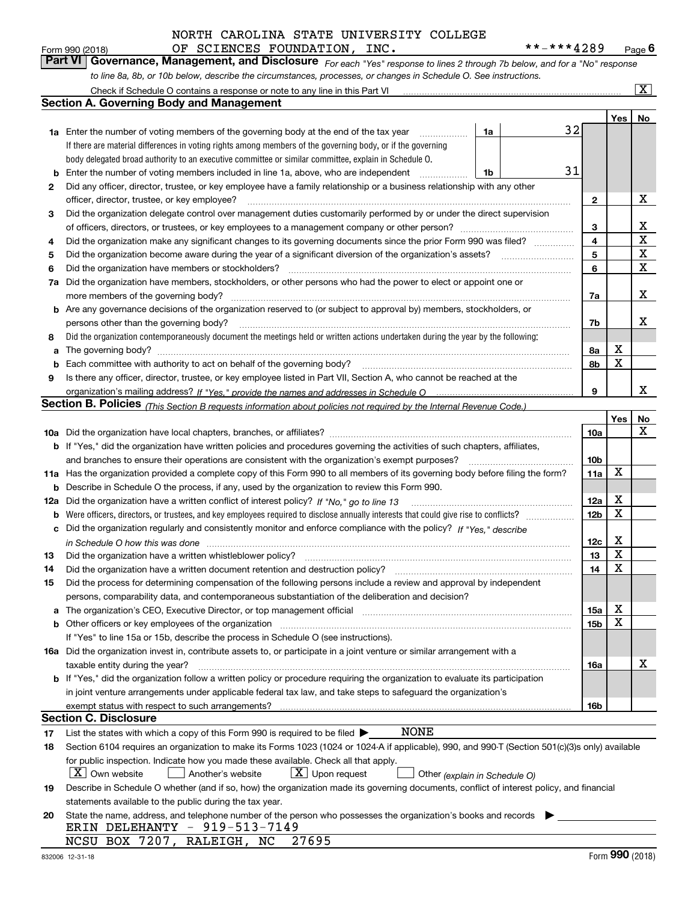NORTH CAROLINA STATE UNIVERSITY COLLEGE OF SCIENCES FOUNDATION, INC. **-***4289

Form 990 (2018)

## Part VI Governance, Management, and Disclosure

*For each "Yes" response to lines 2 through 7b below, and for a "No" response to line 8a, 8b, or 10b below, describe the circumstances, processes, or changes in Schedule O. See instructions.*

Check if Schedule O contains a response or note to any line in this Part VI [X]

### Section A. Governing Body and Management

| | | | | Yes | No |
|---|---|---|---|---|---|
| 1a | Enter the number of voting members of the governing body at the end of the tax year. If there are material differences in voting rights among members of the governing body, or if the governing body delegated broad authority to an executive committee or similar committee, explain in Schedule O. | 1a | 32 | | |
| b | Enter the number of voting members included in line 1a, above, who are independent | 1b | 31 | | |
| 2 | Did any officer, director, trustee, or key employee have a family relationship or a business relationship with any other officer, director, trustee, or key employee? | | 2 | | X |
| 3 | Did the organization delegate control over management duties customarily performed by or under the direct supervision of officers, directors, or trustees, or key employees to a management company or other person? | | 3 | | X |
| 4 | Did the organization make any significant changes to its governing documents since the prior Form 990 was filed? | | 4 | | X |
| 5 | Did the organization become aware during the year of a significant diversion of the organization's assets? | | 5 | | X |
| 6 | Did the organization have members or stockholders? | | 6 | | X |
| 7a | Did the organization have members, stockholders, or other persons who had the power to elect or appoint one or more members of the governing body? | | 7a | | X |
| b | Are any governance decisions of the organization reserved to (or subject to approval by) members, stockholders, or persons other than the governing body? | | 7b | | X |
| 8 | Did the organization contemporaneously document the meetings held or written actions undertaken during the year by the following: | | | | |
| a | The governing body? | | 8a | X | |
| b | Each committee with authority to act on behalf of the governing body? | | 8b | X | |
| 9 | Is there any officer, director, trustee, or key employee listed in Part VII, Section A, who cannot be reached at the organization's mailing address? *If "Yes," provide the names and addresses in Schedule O* | | 9 | | X |

### Section B. Policies *(This Section B requests information about policies not required by the Internal Revenue Code.)*

| | | | Yes | No |
|---|---|---|---|---|
| 10a | Did the organization have local chapters, branches, or affiliates? | 10a | | X |
| b | If "Yes," did the organization have written policies and procedures governing the activities of such chapters, affiliates, and branches to ensure their operations are consistent with the organization's exempt purposes? | 10b | | |
| 11a | Has the organization provided a complete copy of this Form 990 to all members of its governing body before filing the form? | 11a | X | |
| b | Describe in Schedule O the process, if any, used by the organization to review this Form 990. | | | |
| 12a | Did the organization have a written conflict of interest policy? *If "No," go to line 13* | 12a | X | |
| b | Were officers, directors, or trustees, and key employees required to disclose annually interests that could give rise to conflicts? | 12b | X | |
| c | Did the organization regularly and consistently monitor and enforce compliance with the policy? *If "Yes," describe in Schedule O how this was done* | 12c | X | |
| 13 | Did the organization have a written whistleblower policy? | 13 | X | |
| 14 | Did the organization have a written document retention and destruction policy? | 14 | X | |
| 15 | Did the process for determining compensation of the following persons include a review and approval by independent persons, comparability data, and contemporaneous substantiation of the deliberation and decision? | | | |
| a | The organization's CEO, Executive Director, or top management official | 15a | X | |
| b | Other officers or key employees of the organization | 15b | X | |
| | If "Yes" to line 15a or 15b, describe the process in Schedule O (see instructions). | | | |
| 16a | Did the organization invest in, contribute assets to, or participate in a joint venture or similar arrangement with a taxable entity during the year? | 16a | | X |
| b | If "Yes," did the organization follow a written policy or procedure requiring the organization to evaluate its participation in joint venture arrangements under applicable federal tax law, and take steps to safeguard the organization's exempt status with respect to such arrangements? | 16b | | |

### Section C. Disclosure

17 List the states with which a copy of this Form 990 is required to be filed ▶ NONE

18 Section 6104 requires an organization to make its Forms 1023 (1024 or 1024-A if applicable), 990, and 990-T (Section 501(c)(3)s only) available for public inspection. Indicate how you made these available. Check all that apply.

[X] Own website [ ] Another's website [X] Upon request [ ] Other *(explain in Schedule O)*

19 Describe in Schedule O whether (and if so, how) the organization made its governing documents, conflict of interest policy, and financial statements available to the public during the tax year.

20 State the name, address, and telephone number of the person who possesses the organization's books and records ▶

ERIN DELEHANTY - 919-513-7149
NCSU BOX 7207, RALEIGH, NC 27695

832006 12-31-18 Form **990** (2018)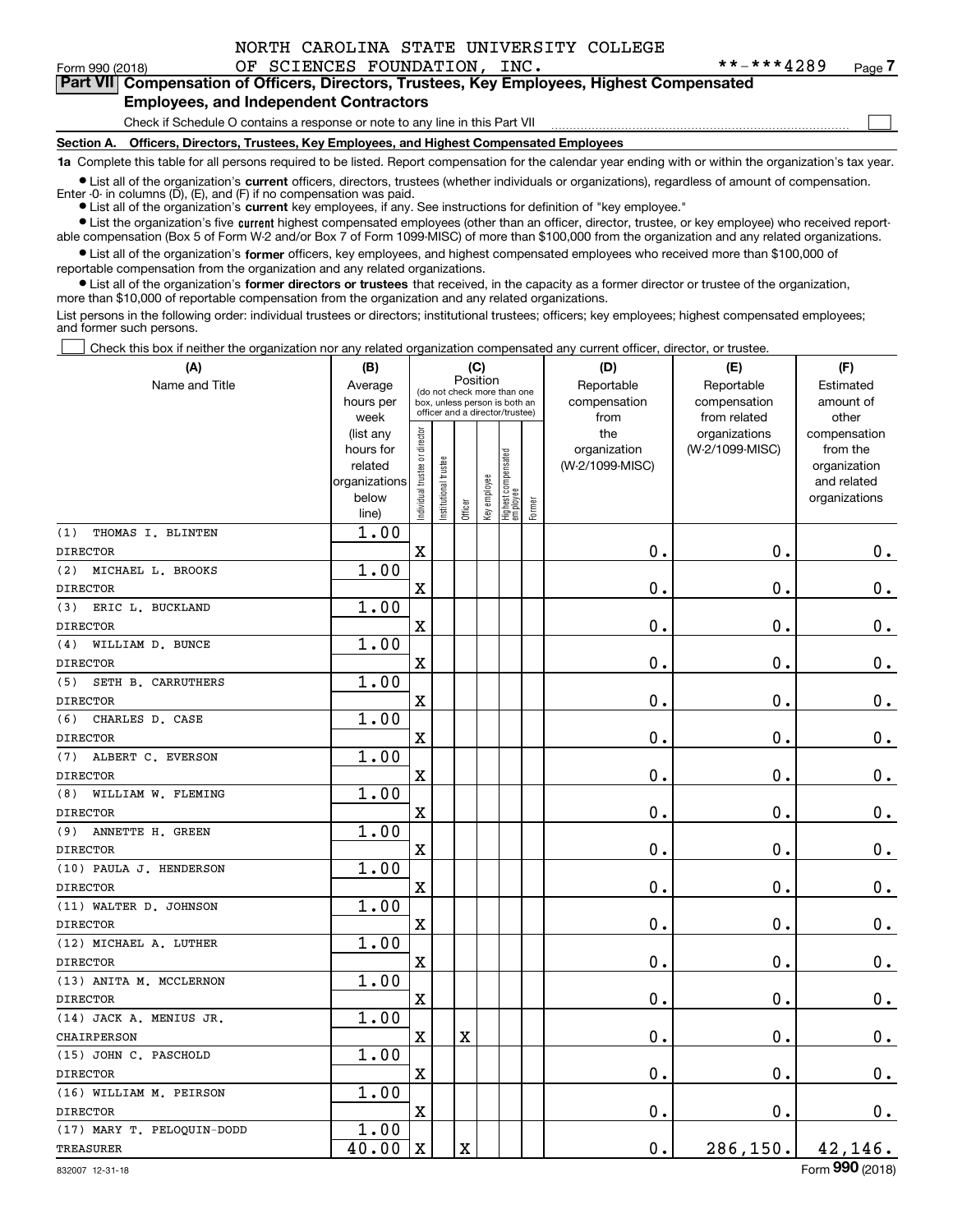NORTH CAROLINA STATE UNIVERSITY COLLEGE
OF SCIENCES FOUNDATION, INC. **-***4289

Form 990 (2018) Page 7

**Part VII Compensation of Officers, Directors, Trustees, Key Employees, Highest Compensated Employees, and Independent Contractors**

Check if Schedule O contains a response or note to any line in this Part VII ☐

**Section A. Officers, Directors, Trustees, Key Employees, and Highest Compensated Employees**

**1a** Complete this table for all persons required to be listed. Report compensation for the calendar year ending with or within the organization's tax year.

- List all of the organization's **current** officers, directors, trustees (whether individuals or organizations), regardless of amount of compensation. Enter -0- in columns (D), (E), and (F) if no compensation was paid.
- List all of the organization's **current** key employees, if any. See instructions for definition of "key employee."
- List the organization's five **current** highest compensated employees (other than an officer, director, trustee, or key employee) who received reportable compensation (Box 5 of Form W-2 and/or Box 7 of Form 1099-MISC) of more than $100,000 from the organization and any related organizations.
- List all of the organization's **former** officers, key employees, and highest compensated employees who received more than $100,000 of reportable compensation from the organization and any related organizations.
- List all of the organization's **former directors or trustees** that received, in the capacity as a former director or trustee of the organization, more than $10,000 of reportable compensation from the organization and any related organizations.

List persons in the following order: individual trustees or directors; institutional trustees; officers; key employees; highest compensated employees; and former such persons.

☐ Check this box if neither the organization nor any related organization compensated any current officer, director, or trustee.

| (A) Name and Title | (B) Average hours per week (list any hours for related organizations below line) | (C) Position: Individual trustee or director | Institutional trustee | Officer | Key employee | Highest compensated employee | Former | (D) Reportable compensation from the organization (W-2/1099-MISC) | (E) Reportable compensation from related organizations (W-2/1099-MISC) | (F) Estimated amount of other compensation from the organization and related organizations |
|---|---|---|---|---|---|---|---|---|---|---|
| (1) THOMAS I. BLINTEN<br>DIRECTOR | 1.00 | X | | | | | | 0. | 0. | 0. |
| (2) MICHAEL L. BROOKS<br>DIRECTOR | 1.00 | X | | | | | | 0. | 0. | 0. |
| (3) ERIC L. BUCKLAND<br>DIRECTOR | 1.00 | X | | | | | | 0. | 0. | 0. |
| (4) WILLIAM D. BUNCE<br>DIRECTOR | 1.00 | X | | | | | | 0. | 0. | 0. |
| (5) SETH B. CARRUTHERS<br>DIRECTOR | 1.00 | X | | | | | | 0. | 0. | 0. |
| (6) CHARLES D. CASE<br>DIRECTOR | 1.00 | X | | | | | | 0. | 0. | 0. |
| (7) ALBERT C. EVERSON<br>DIRECTOR | 1.00 | X | | | | | | 0. | 0. | 0. |
| (8) WILLIAM W. FLEMING<br>DIRECTOR | 1.00 | X | | | | | | 0. | 0. | 0. |
| (9) ANNETTE H. GREEN<br>DIRECTOR | 1.00 | X | | | | | | 0. | 0. | 0. |
| (10) PAULA J. HENDERSON<br>DIRECTOR | 1.00 | X | | | | | | 0. | 0. | 0. |
| (11) WALTER D. JOHNSON<br>DIRECTOR | 1.00 | X | | | | | | 0. | 0. | 0. |
| (12) MICHAEL A. LUTHER<br>DIRECTOR | 1.00 | X | | | | | | 0. | 0. | 0. |
| (13) ANITA M. MCCLERNON<br>DIRECTOR | 1.00 | X | | | | | | 0. | 0. | 0. |
| (14) JACK A. MENIUS JR.<br>CHAIRPERSON | 1.00 | X | | X | | | | 0. | 0. | 0. |
| (15) JOHN C. PASCHOLD<br>DIRECTOR | 1.00 | X | | | | | | 0. | 0. | 0. |
| (16) WILLIAM M. PEIRSON<br>DIRECTOR | 1.00 | X | | | | | | 0. | 0. | 0. |
| (17) MARY T. PELOQUIN-DODD<br>TREASURER | 1.00<br>40.00 | X | | X | | | | 0. | 286,150. | 42,146. |

832007 12-31-18 Form **990** (2018)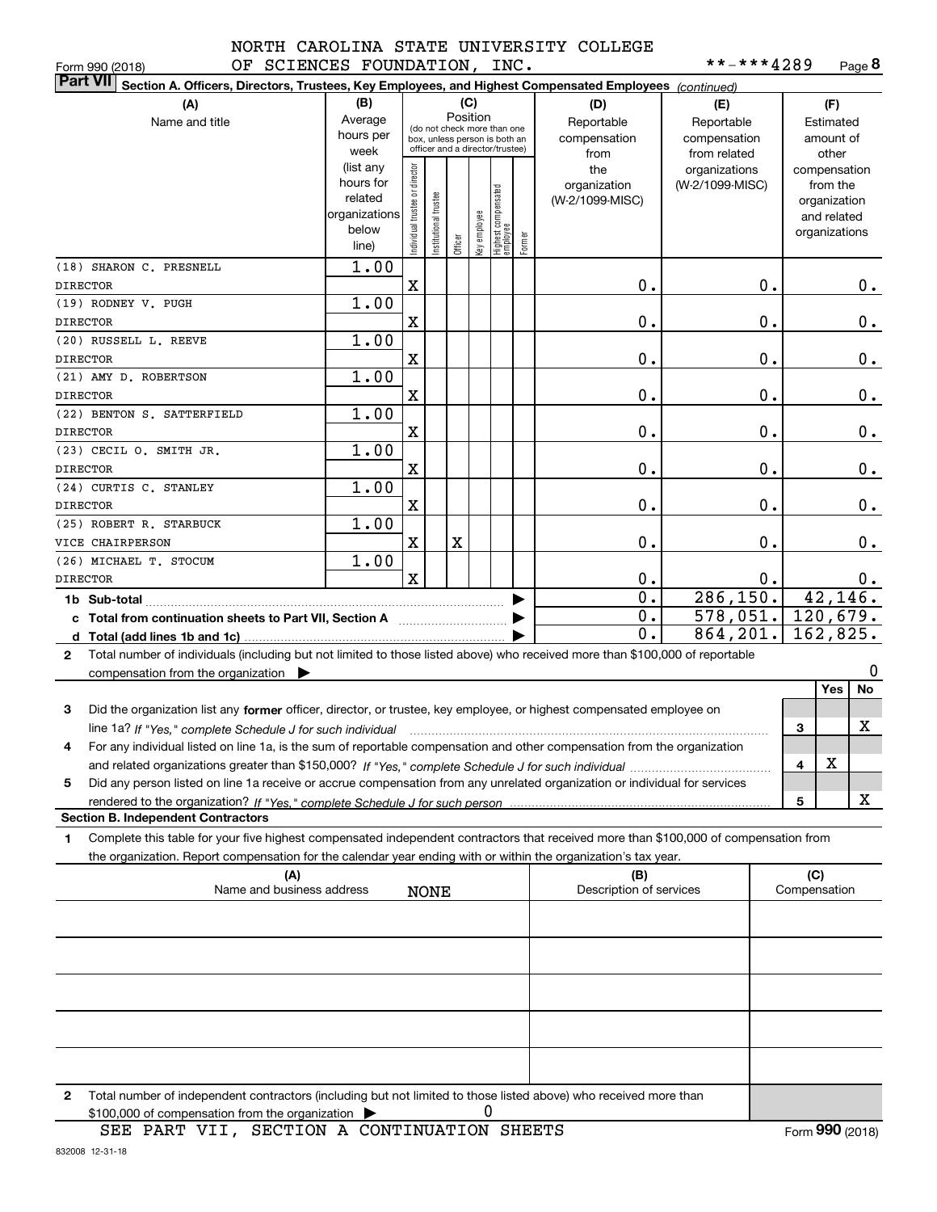NORTH CAROLINA STATE UNIVERSITY COLLEGE OF SCIENCES FOUNDATION, INC. **-***4289

Form 990 (2018) Page 8

**Part VII Section A. Officers, Directors, Trustees, Key Employees, and Highest Compensated Employees** *(continued)*

| (A) Name and title | (B) Average hours per week (list any hours for related organizations below line) | (C) Position: Individual trustee or director | Institutional trustee | Officer | Key employee | Highest compensated employee | Former | (D) Reportable compensation from the organization (W-2/1099-MISC) | (E) Reportable compensation from related organizations (W-2/1099-MISC) | (F) Estimated amount of other compensation from the organization and related organizations |
|---|---|---|---|---|---|---|---|---|---|---|
| (18) SHARON C. PRESNELL<br>DIRECTOR | 1.00 | X | | | | | | 0. | 0. | 0. |
| (19) RODNEY V. PUGH<br>DIRECTOR | 1.00 | X | | | | | | 0. | 0. | 0. |
| (20) RUSSELL L. REEVE<br>DIRECTOR | 1.00 | X | | | | | | 0. | 0. | 0. |
| (21) AMY D. ROBERTSON<br>DIRECTOR | 1.00 | X | | | | | | 0. | 0. | 0. |
| (22) BENTON S. SATTERFIELD<br>DIRECTOR | 1.00 | X | | | | | | 0. | 0. | 0. |
| (23) CECIL O. SMITH JR.<br>DIRECTOR | 1.00 | X | | | | | | 0. | 0. | 0. |
| (24) CURTIS C. STANLEY<br>DIRECTOR | 1.00 | X | | | | | | 0. | 0. | 0. |
| (25) ROBERT R. STARBUCK<br>VICE CHAIRPERSON | 1.00 | X | | X | | | | 0. | 0. | 0. |
| (26) MICHAEL T. STOCUM<br>DIRECTOR | 1.00 | X | | | | | | 0. | 0. | 0. |
| 1b Sub-total | | | | | | | | 0. | 286,150. | 42,146. |
| c Total from continuation sheets to Part VII, Section A | | | | | | | | 0. | 578,051. | 120,679. |
| d Total (add lines 1b and 1c) | | | | | | | | 0. | 864,201. | 162,825. |

2 Total number of individuals (including but not limited to those listed above) who received more than $100,000 of reportable compensation from the organization ▶ 0

| | | Yes | No |
|---|---|---|---|
| 3 Did the organization list any **former** officer, director, or trustee, key employee, or highest compensated employee on line 1a? *If "Yes," complete Schedule J for such individual* | 3 | | X |
| 4 For any individual listed on line 1a, is the sum of reportable compensation and other compensation from the organization and related organizations greater than $150,000? *If "Yes," complete Schedule J for such individual* | 4 | X | |
| 5 Did any person listed on line 1a receive or accrue compensation from any unrelated organization or individual for services rendered to the organization? *If "Yes," complete Schedule J for such person* | 5 | | X |

**Section B. Independent Contractors**

1 Complete this table for your five highest compensated independent contractors that received more than $100,000 of compensation from the organization. Report compensation for the calendar year ending with or within the organization's tax year.

| (A) Name and business address | (B) Description of services | (C) Compensation |
|---|---|---|
| NONE | | |
| | | |
| | | |
| | | |
| | | |

2 Total number of independent contractors (including but not limited to those listed above) who received more than $100,000 of compensation from the organization ▶ 0

SEE PART VII, SECTION A CONTINUATION SHEETS

Form **990** (2018)

832008 12-31-18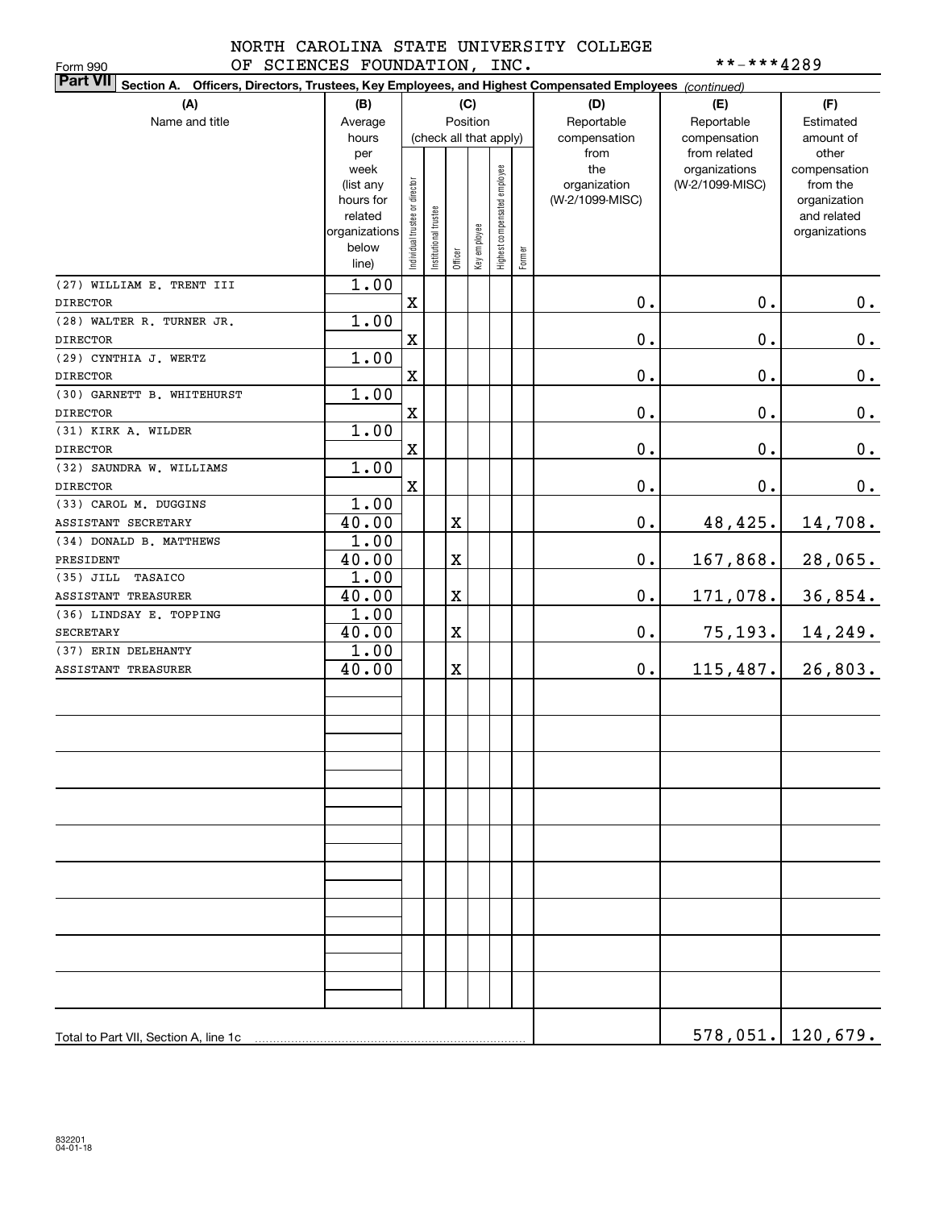NORTH CAROLINA STATE UNIVERSITY COLLEGE OF SCIENCES FOUNDATION, INC.

Form 990

**-***4289

**Part VII** Section A. Officers, Directors, Trustees, Key Employees, and Highest Compensated Employees *(continued)*

| (A) Name and title | (B) Average hours per week (list any hours for related organizations below line) | (C) Position (check all that apply): Individual trustee or director | Institutional trustee | Officer | Key employee | Highest compensated employee | Former | (D) Reportable compensation from the organization (W-2/1099-MISC) | (E) Reportable compensation from related organizations (W-2/1099-MISC) | (F) Estimated amount of other compensation from the organization and related organizations |
|---|---|---|---|---|---|---|---|---|---|---|
| (27) WILLIAM E. TRENT III<br>DIRECTOR | 1.00 | X | | | | | | 0. | 0. | 0. |
| (28) WALTER R. TURNER JR.<br>DIRECTOR | 1.00 | X | | | | | | 0. | 0. | 0. |
| (29) CYNTHIA J. WERTZ<br>DIRECTOR | 1.00 | X | | | | | | 0. | 0. | 0. |
| (30) GARNETT B. WHITEHURST<br>DIRECTOR | 1.00 | X | | | | | | 0. | 0. | 0. |
| (31) KIRK A. WILDER<br>DIRECTOR | 1.00 | X | | | | | | 0. | 0. | 0. |
| (32) SAUNDRA W. WILLIAMS<br>DIRECTOR | 1.00 | X | | | | | | 0. | 0. | 0. |
| (33) CAROL M. DUGGINS<br>ASSISTANT SECRETARY | 1.00<br>40.00 | | | X | | | | 0. | 48,425. | 14,708. |
| (34) DONALD B. MATTHEWS<br>PRESIDENT | 1.00<br>40.00 | | | X | | | | 0. | 167,868. | 28,065. |
| (35) JILL TASAICO<br>ASSISTANT TREASURER | 1.00<br>40.00 | | | X | | | | 0. | 171,078. | 36,854. |
| (36) LINDSAY E. TOPPING<br>SECRETARY | 1.00<br>40.00 | | | X | | | | 0. | 75,193. | 14,249. |
| (37) ERIN DELEHANTY<br>ASSISTANT TREASURER | 1.00<br>40.00 | | | X | | | | 0. | 115,487. | 26,803. |
| Total to Part VII, Section A, line 1c | | | | | | | | | 578,051. | 120,679. |

832201 04-01-18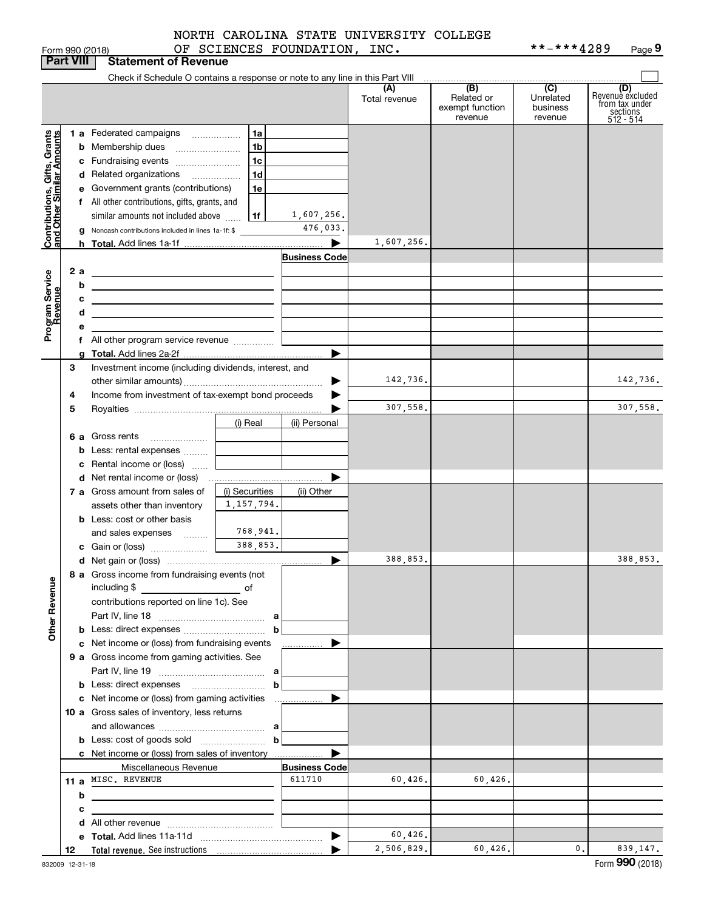NORTH CAROLINA STATE UNIVERSITY COLLEGE OF SCIENCES FOUNDATION, INC. **-***4289

Form 990 (2018)

## Part VIII Statement of Revenue

Check if Schedule O contains a response or note to any line in this Part VIII

| | | | (A) Total revenue | (B) Related or exempt function revenue | (C) Unrelated business revenue | (D) Revenue excluded from tax under sections 512 - 514 |
|---|---|---|---|---|---|---|
| **Contributions, Gifts, Grants and Other Similar Amounts** | | | | | | |
| 1 a | Federated campaigns | 1a | | | | |
| b | Membership dues | 1b | | | | |
| c | Fundraising events | 1c | | | | |
| d | Related organizations | 1d | | | | |
| e | Government grants (contributions) | 1e | | | | |
| f | All other contributions, gifts, grants, and similar amounts not included above | 1f 1,607,256. | | | | |
| g | Noncash contributions included in lines 1a-1f: $ | 476,033. | | | | |
| h | **Total.** Add lines 1a-1f | | 1,607,256. | | | |
| **Program Service Revenue** | | Business Code | | | | |
| 2 a | | | | | | |
| b | | | | | | |
| c | | | | | | |
| d | | | | | | |
| e | | | | | | |
| f | All other program service revenue | | | | | |
| g | **Total.** Add lines 2a-2f | | | | | |
| **Other Revenue** | | | | | | |
| 3 | Investment income (including dividends, interest, and other similar amounts) | | 142,736. | | | 142,736. |
| 4 | Income from investment of tax-exempt bond proceeds | | | | | |
| 5 | Royalties | | 307,558. | | | 307,558. |
| | | (i) Real / (ii) Personal | | | | |
| 6 a | Gross rents | | | | | |
| b | Less: rental expenses | | | | | |
| c | Rental income or (loss) | | | | | |
| d | Net rental income or (loss) | | | | | |
| | | (i) Securities / (ii) Other | | | | |
| 7 a | Gross amount from sales of assets other than inventory | (i) 1,157,794. | | | | |
| b | Less: cost or other basis and sales expenses | (i) 768,941. | | | | |
| c | Gain or (loss) | (i) 388,853. | | | | |
| d | Net gain or (loss) | | 388,853. | | | 388,853. |
| 8 a | Gross income from fundraising events (not including $ of contributions reported on line 1c). See Part IV, line 18 | a | | | | |
| b | Less: direct expenses | b | | | | |
| c | Net income or (loss) from fundraising events | | | | | |
| 9 a | Gross income from gaming activities. See Part IV, line 19 | a | | | | |
| b | Less: direct expenses | b | | | | |
| c | Net income or (loss) from gaming activities | | | | | |
| 10 a | Gross sales of inventory, less returns and allowances | a | | | | |
| b | Less: cost of goods sold | b | | | | |
| c | Net income or (loss) from sales of inventory | | | | | |
| | Miscellaneous Revenue | Business Code | | | | |
| 11 a | MISC. REVENUE | 611710 | 60,426. | 60,426. | | |
| b | | | | | | |
| c | | | | | | |
| d | All other revenue | | | | | |
| e | **Total.** Add lines 11a-11d | | 60,426. | | | |
| 12 | **Total revenue.** See instructions | | 2,506,829. | 60,426. | 0. | 839,147. |

832009 12-31-18

Form **990** (2018)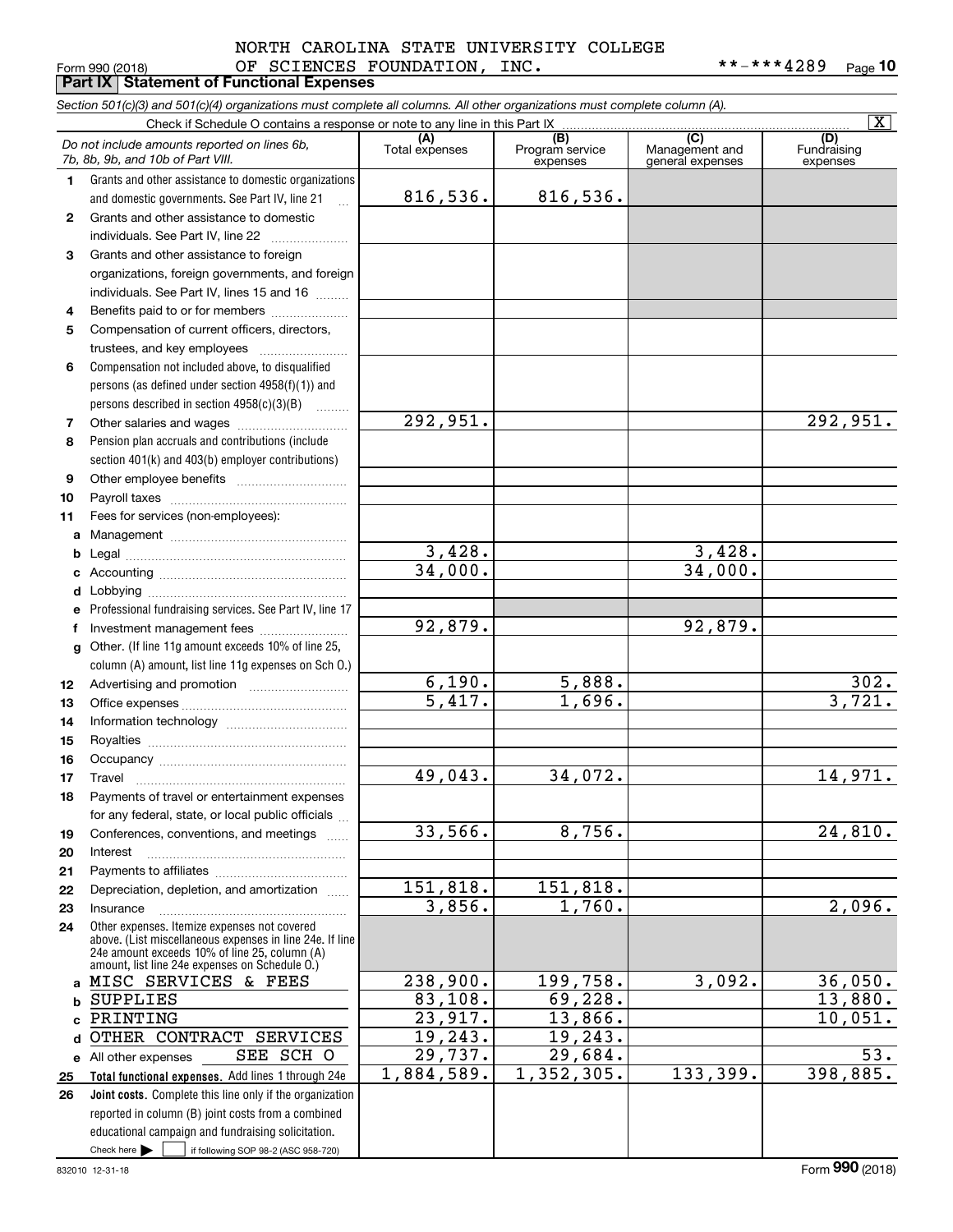NORTH CAROLINA STATE UNIVERSITY COLLEGE OF SCIENCES FOUNDATION, INC.

Form 990 (2018) **-***4289 Page 10

## Part IX Statement of Functional Expenses

*Section 501(c)(3) and 501(c)(4) organizations must complete all columns. All other organizations must complete column (A).*

Check if Schedule O contains a response or note to any line in this Part IX [X]

| | *Do not include amounts reported on lines 6b, 7b, 8b, 9b, and 10b of Part VIII.* | (A) Total expenses | (B) Program service expenses | (C) Management and general expenses | (D) Fundraising expenses |
|---|---|---|---|---|---|
| 1 | Grants and other assistance to domestic organizations and domestic governments. See Part IV, line 21 | 816,536. | 816,536. | | |
| 2 | Grants and other assistance to domestic individuals. See Part IV, line 22 | | | | |
| 3 | Grants and other assistance to foreign organizations, foreign governments, and foreign individuals. See Part IV, lines 15 and 16 | | | | |
| 4 | Benefits paid to or for members | | | | |
| 5 | Compensation of current officers, directors, trustees, and key employees | | | | |
| 6 | Compensation not included above, to disqualified persons (as defined under section 4958(f)(1)) and persons described in section 4958(c)(3)(B) | | | | |
| 7 | Other salaries and wages | 292,951. | | | 292,951. |
| 8 | Pension plan accruals and contributions (include section 401(k) and 403(b) employer contributions) | | | | |
| 9 | Other employee benefits | | | | |
| 10 | Payroll taxes | | | | |
| 11 | Fees for services (non-employees): | | | | |
| a | Management | | | | |
| b | Legal | 3,428. | | 3,428. | |
| c | Accounting | 34,000. | | 34,000. | |
| d | Lobbying | | | | |
| e | Professional fundraising services. See Part IV, line 17 | | | | |
| f | Investment management fees | 92,879. | | 92,879. | |
| g | Other. (If line 11g amount exceeds 10% of line 25, column (A) amount, list line 11g expenses on Sch O.) | | | | |
| 12 | Advertising and promotion | 6,190. | 5,888. | | 302. |
| 13 | Office expenses | 5,417. | 1,696. | | 3,721. |
| 14 | Information technology | | | | |
| 15 | Royalties | | | | |
| 16 | Occupancy | | | | |
| 17 | Travel | 49,043. | 34,072. | | 14,971. |
| 18 | Payments of travel or entertainment expenses for any federal, state, or local public officials | | | | |
| 19 | Conferences, conventions, and meetings | 33,566. | 8,756. | | 24,810. |
| 20 | Interest | | | | |
| 21 | Payments to affiliates | | | | |
| 22 | Depreciation, depletion, and amortization | 151,818. | 151,818. | | |
| 23 | Insurance | 3,856. | 1,760. | | 2,096. |
| 24 | Other expenses. Itemize expenses not covered above. (List miscellaneous expenses in line 24e. If line 24e amount exceeds 10% of line 25, column (A) amount, list line 24e expenses on Schedule O.) | | | | |
| a | MISC SERVICES & FEES | 238,900. | 199,758. | 3,092. | 36,050. |
| b | SUPPLIES | 83,108. | 69,228. | | 13,880. |
| c | PRINTING | 23,917. | 13,866. | | 10,051. |
| d | OTHER CONTRACT SERVICES | 19,243. | 19,243. | | |
| e | All other expenses SEE SCH O | 29,737. | 29,684. | | 53. |
| 25 | **Total functional expenses.** Add lines 1 through 24e | 1,884,589. | 1,352,305. | 133,399. | 398,885. |
| 26 | **Joint costs.** Complete this line only if the organization reported in column (B) joint costs from a combined educational campaign and fundraising solicitation. Check here [ ] if following SOP 98-2 (ASC 958-720) | | | | |

832010 12-31-18 Form 990 (2018)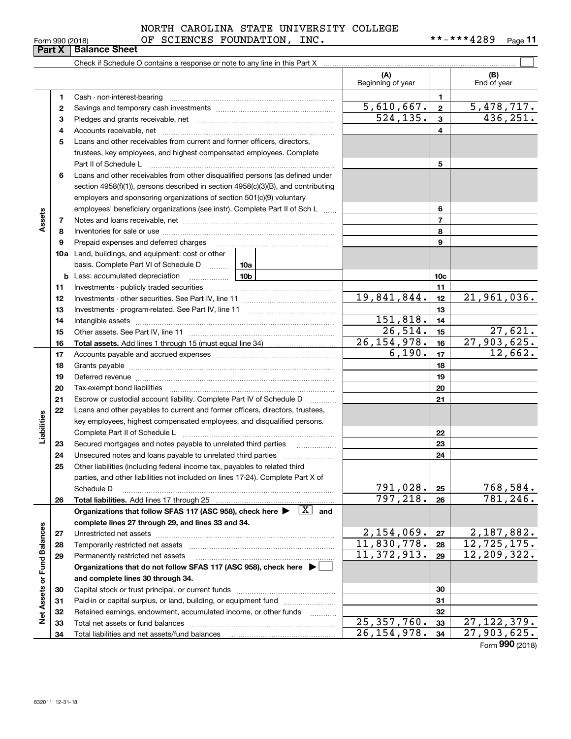Form 990 (2018) NORTH CAROLINA STATE UNIVERSITY COLLEGE OF SCIENCES FOUNDATION, INC. **-***4289 Page 11

## Part X Balance Sheet

Check if Schedule O contains a response or note to any line in this Part X

| | | | (A) Beginning of year | | (B) End of year |
|---|---|---|---|---|---|
| Assets | 1 | Cash - non-interest-bearing | | 1 | |
| | 2 | Savings and temporary cash investments | 5,610,667. | 2 | 5,478,717. |
| | 3 | Pledges and grants receivable, net | 524,135. | 3 | 436,251. |
| | 4 | Accounts receivable, net | | 4 | |
| | 5 | Loans and other receivables from current and former officers, directors, trustees, key employees, and highest compensated employees. Complete Part II of Schedule L | | 5 | |
| | 6 | Loans and other receivables from other disqualified persons (as defined under section 4958(f)(1)), persons described in section 4958(c)(3)(B), and contributing employers and sponsoring organizations of section 501(c)(9) voluntary employees' beneficiary organizations (see instr). Complete Part II of Sch L | | 6 | |
| | 7 | Notes and loans receivable, net | | 7 | |
| | 8 | Inventories for sale or use | | 8 | |
| | 9 | Prepaid expenses and deferred charges | | 9 | |
| | 10a | Land, buildings, and equipment: cost or other basis. Complete Part VI of Schedule D 10a | | | |
| | b | Less: accumulated depreciation 10b | | 10c | |
| | 11 | Investments - publicly traded securities | | 11 | |
| | 12 | Investments - other securities. See Part IV, line 11 | 19,841,844. | 12 | 21,961,036. |
| | 13 | Investments - program-related. See Part IV, line 11 | | 13 | |
| | 14 | Intangible assets | 151,818. | 14 | |
| | 15 | Other assets. See Part IV, line 11 | 26,514. | 15 | 27,621. |
| | 16 | **Total assets.** Add lines 1 through 15 (must equal line 34) | 26,154,978. | 16 | 27,903,625. |
| Liabilities | 17 | Accounts payable and accrued expenses | 6,190. | 17 | 12,662. |
| | 18 | Grants payable | | 18 | |
| | 19 | Deferred revenue | | 19 | |
| | 20 | Tax-exempt bond liabilities | | 20 | |
| | 21 | Escrow or custodial account liability. Complete Part IV of Schedule D | | 21 | |
| | 22 | Loans and other payables to current and former officers, directors, trustees, key employees, highest compensated employees, and disqualified persons. Complete Part II of Schedule L | | 22 | |
| | 23 | Secured mortgages and notes payable to unrelated third parties | | 23 | |
| | 24 | Unsecured notes and loans payable to unrelated third parties | | 24 | |
| | 25 | Other liabilities (including federal income tax, payables to related third parties, and other liabilities not included on lines 17-24). Complete Part X of Schedule D | 791,028. | 25 | 768,584. |
| | 26 | **Total liabilities.** Add lines 17 through 25 | 797,218. | 26 | 781,246. |
| Net Assets or Fund Balances | | **Organizations that follow SFAS 117 (ASC 958), check here ▶ [X] and complete lines 27 through 29, and lines 33 and 34.** | | | |
| | 27 | Unrestricted net assets | 2,154,069. | 27 | 2,187,882. |
| | 28 | Temporarily restricted net assets | 11,830,778. | 28 | 12,725,175. |
| | 29 | Permanently restricted net assets | 11,372,913. | 29 | 12,209,322. |
| | | **Organizations that do not follow SFAS 117 (ASC 958), check here ▶ [ ] and complete lines 30 through 34.** | | | |
| | 30 | Capital stock or trust principal, or current funds | | 30 | |
| | 31 | Paid-in or capital surplus, or land, building, or equipment fund | | 31 | |
| | 32 | Retained earnings, endowment, accumulated income, or other funds | | 32 | |
| | 33 | Total net assets or fund balances | 25,357,760. | 33 | 27,122,379. |
| | 34 | Total liabilities and net assets/fund balances | 26,154,978. | 34 | 27,903,625. |

Form **990** (2018)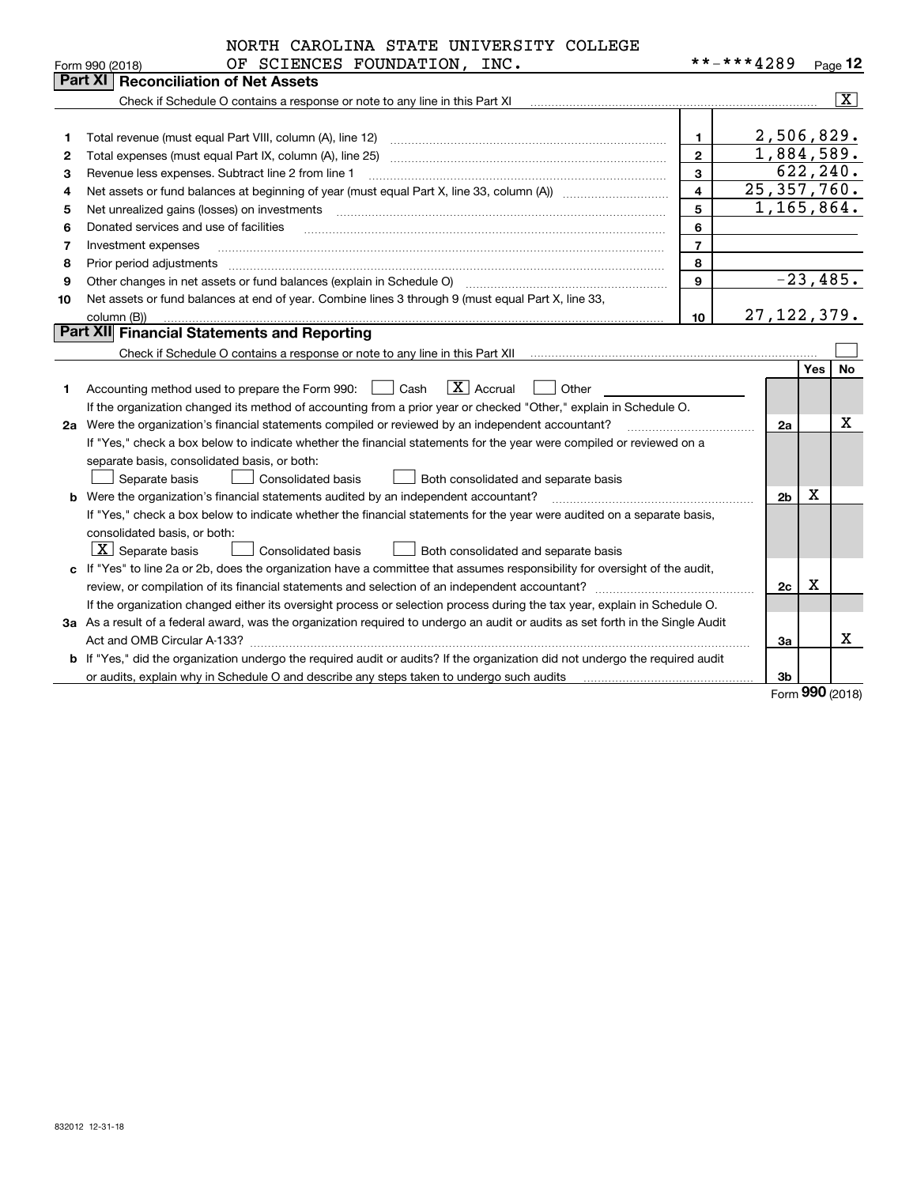NORTH CAROLINA STATE UNIVERSITY COLLEGE OF SCIENCES FOUNDATION, INC. **-***4289

Form 990 (2018) Page **12**

## Part XI Reconciliation of Net Assets

Check if Schedule O contains a response or note to any line in this Part XI [X]

| | | | |
|---|---|---|---|
| 1 | Total revenue (must equal Part VIII, column (A), line 12) | 1 | 2,506,829. |
| 2 | Total expenses (must equal Part IX, column (A), line 25) | 2 | 1,884,589. |
| 3 | Revenue less expenses. Subtract line 2 from line 1 | 3 | 622,240. |
| 4 | Net assets or fund balances at beginning of year (must equal Part X, line 33, column (A)) | 4 | 25,357,760. |
| 5 | Net unrealized gains (losses) on investments | 5 | 1,165,864. |
| 6 | Donated services and use of facilities | 6 | |
| 7 | Investment expenses | 7 | |
| 8 | Prior period adjustments | 8 | |
| 9 | Other changes in net assets or fund balances (explain in Schedule O) | 9 | -23,485. |
| 10 | Net assets or fund balances at end of year. Combine lines 3 through 9 (must equal Part X, line 33, column (B)) | 10 | 27,122,379. |

## Part XII Financial Statements and Reporting

Check if Schedule O contains a response or note to any line in this Part XII [ ]

| | | | Yes | No |
|---|---|---|---|---|
| 1 | Accounting method used to prepare the Form 990: [ ] Cash [X] Accrual [ ] Other<br>If the organization changed its method of accounting from a prior year or checked "Other," explain in Schedule O. | | | |
| 2a | Were the organization's financial statements compiled or reviewed by an independent accountant?<br>If "Yes," check a box below to indicate whether the financial statements for the year were compiled or reviewed on a separate basis, consolidated basis, or both:<br>[ ] Separate basis [ ] Consolidated basis [ ] Both consolidated and separate basis | 2a | | X |
| b | Were the organization's financial statements audited by an independent accountant?<br>If "Yes," check a box below to indicate whether the financial statements for the year were audited on a separate basis, consolidated basis, or both:<br>[X] Separate basis [ ] Consolidated basis [ ] Both consolidated and separate basis | 2b | X | |
| c | If "Yes" to line 2a or 2b, does the organization have a committee that assumes responsibility for oversight of the audit, review, or compilation of its financial statements and selection of an independent accountant?<br>If the organization changed either its oversight process or selection process during the tax year, explain in Schedule O. | 2c | X | |
| 3a | As a result of a federal award, was the organization required to undergo an audit or audits as set forth in the Single Audit Act and OMB Circular A-133? | 3a | | X |
| b | If "Yes," did the organization undergo the required audit or audits? If the organization did not undergo the required audit or audits, explain why in Schedule O and describe any steps taken to undergo such audits | 3b | | |

Form **990** (2018)

832012 12-31-18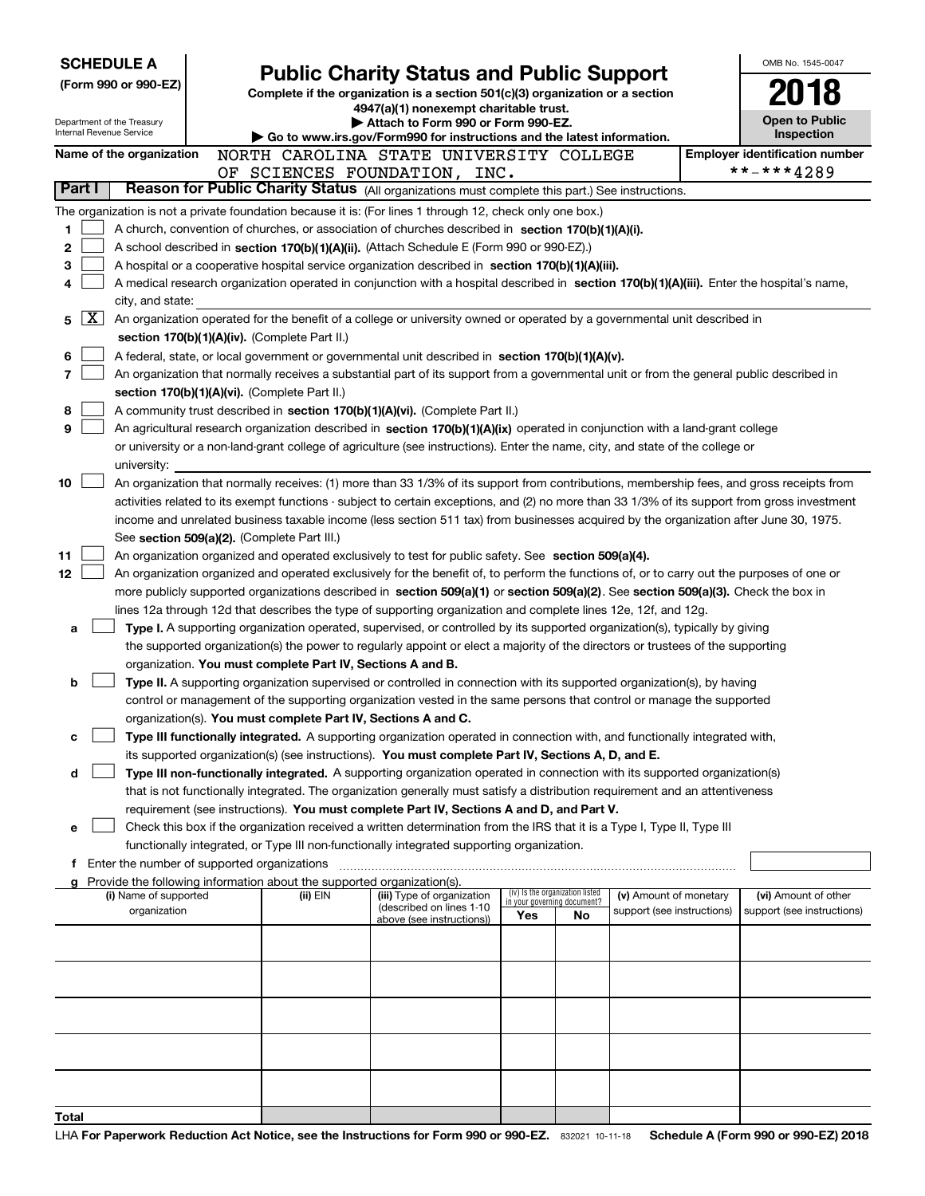**SCHEDULE A**
**(Form 990 or 990-EZ)**

Department of the Treasury
Internal Revenue Service

# Public Charity Status and Public Support

**Complete if the organization is a section 501(c)(3) organization or a section 4947(a)(1) nonexempt charitable trust.**
**▶ Attach to Form 990 or Form 990-EZ.**
**▶ Go to www.irs.gov/Form990 for instructions and the latest information.**

OMB No. 1545-0047
**2018**
**Open to Public Inspection**

**Name of the organization** NORTH CAROLINA STATE UNIVERSITY COLLEGE OF SCIENCES FOUNDATION, INC.

**Employer identification number** \*\*-\*\*\*4289

## Part I Reason for Public Charity Status (All organizations must complete this part.) See instructions.

The organization is not a private foundation because it is: (For lines 1 through 12, check only one box.)

1. [ ] A church, convention of churches, or association of churches described in **section 170(b)(1)(A)(i).**
2. [ ] A school described in **section 170(b)(1)(A)(ii).** (Attach Schedule E (Form 990 or 990-EZ).)
3. [ ] A hospital or a cooperative hospital service organization described in **section 170(b)(1)(A)(iii).**
4. [ ] A medical research organization operated in conjunction with a hospital described in **section 170(b)(1)(A)(iii).** Enter the hospital's name, city, and state:
5. [X] An organization operated for the benefit of a college or university owned or operated by a governmental unit described in **section 170(b)(1)(A)(iv).** (Complete Part II.)
6. [ ] A federal, state, or local government or governmental unit described in **section 170(b)(1)(A)(v).**
7. [ ] An organization that normally receives a substantial part of its support from a governmental unit or from the general public described in **section 170(b)(1)(A)(vi).** (Complete Part II.)
8. [ ] A community trust described in **section 170(b)(1)(A)(vi).** (Complete Part II.)
9. [ ] An agricultural research organization described in **section 170(b)(1)(A)(ix)** operated in conjunction with a land-grant college or university or a non-land-grant college of agriculture (see instructions). Enter the name, city, and state of the college or university:
10. [ ] An organization that normally receives: (1) more than 33 1/3% of its support from contributions, membership fees, and gross receipts from activities related to its exempt functions - subject to certain exceptions, and (2) no more than 33 1/3% of its support from gross investment income and unrelated business taxable income (less section 511 tax) from businesses acquired by the organization after June 30, 1975. See **section 509(a)(2).** (Complete Part III.)
11. [ ] An organization organized and operated exclusively to test for public safety. See **section 509(a)(4).**
12. [ ] An organization organized and operated exclusively for the benefit of, to perform the functions of, or to carry out the purposes of one or more publicly supported organizations described in **section 509(a)(1)** or **section 509(a)(2)**. See **section 509(a)(3).** Check the box in lines 12a through 12d that describes the type of supporting organization and complete lines 12e, 12f, and 12g.
   - **a** [ ] **Type I.** A supporting organization operated, supervised, or controlled by its supported organization(s), typically by giving the supported organization(s) the power to regularly appoint or elect a majority of the directors or trustees of the supporting organization. **You must complete Part IV, Sections A and B.**
   - **b** [ ] **Type II.** A supporting organization supervised or controlled in connection with its supported organization(s), by having control or management of the supporting organization vested in the same persons that control or manage the supported organization(s). **You must complete Part IV, Sections A and C.**
   - **c** [ ] **Type III functionally integrated.** A supporting organization operated in connection with, and functionally integrated with, its supported organization(s) (see instructions). **You must complete Part IV, Sections A, D, and E.**
   - **d** [ ] **Type III non-functionally integrated.** A supporting organization operated in connection with its supported organization(s) that is not functionally integrated. The organization generally must satisfy a distribution requirement and an attentiveness requirement (see instructions). **You must complete Part IV, Sections A and D, and Part V.**
   - **e** [ ] Check this box if the organization received a written determination from the IRS that it is a Type I, Type II, Type III functionally integrated, or Type III non-functionally integrated supporting organization.
   - **f** Enter the number of supported organizations
   - **g** Provide the following information about the supported organization(s).

| (i) Name of supported organization | (ii) EIN | (iii) Type of organization (described on lines 1-10 above (see instructions)) | (iv) Is the organization listed in your governing document? Yes | No | (v) Amount of monetary support (see instructions) | (vi) Amount of other support (see instructions) |
|---|---|---|---|---|---|---|
| | | | | | | |
| | | | | | | |
| | | | | | | |
| | | | | | | |
| | | | | | | |
| **Total** | | | | | | |

LHA **For Paperwork Reduction Act Notice, see the Instructions for Form 990 or 990-EZ.** 832021 10-11-18 **Schedule A (Form 990 or 990-EZ) 2018**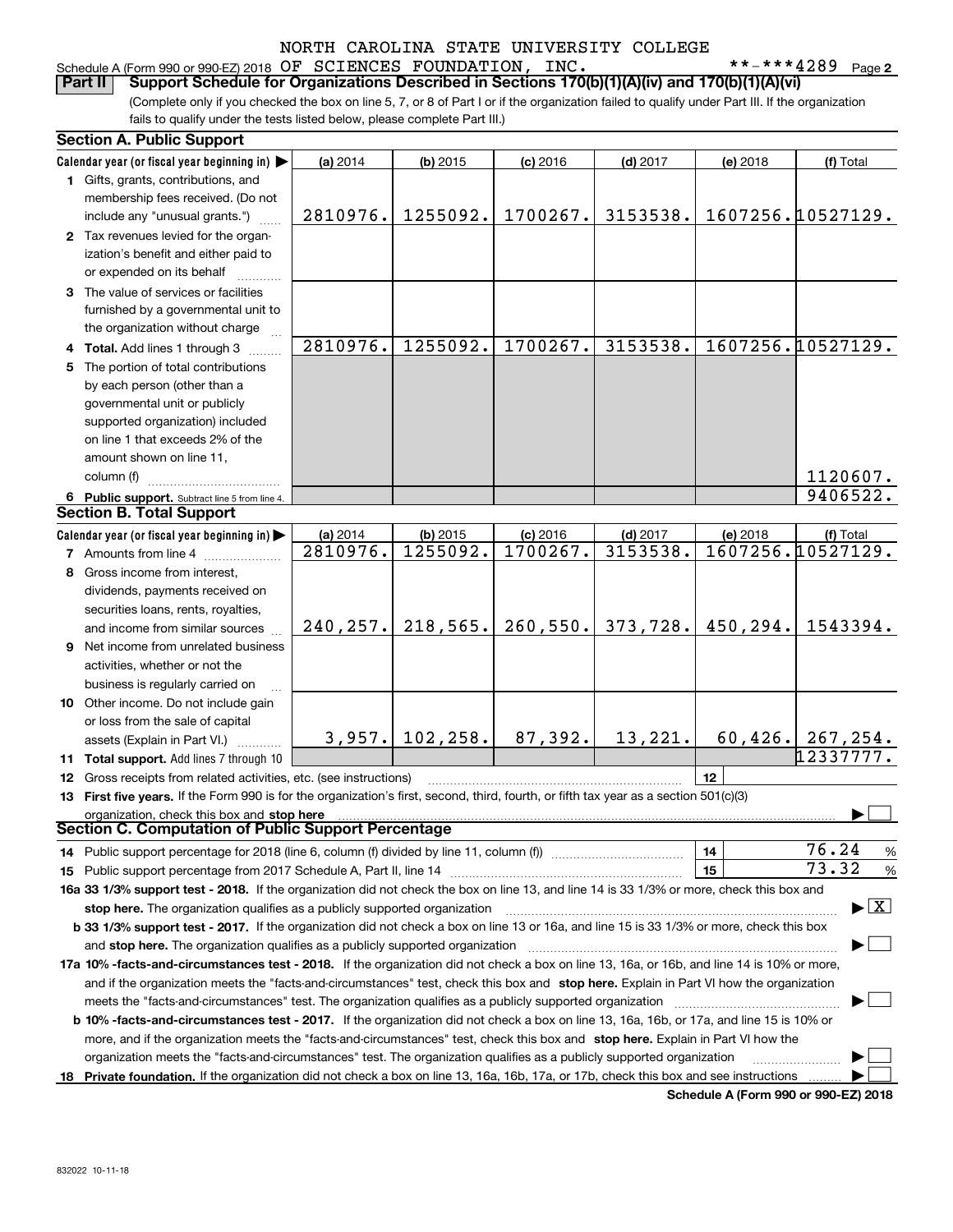NORTH CAROLINA STATE UNIVERSITY COLLEGE

Schedule A (Form 990 or 990-EZ) 2018 OF SCIENCES FOUNDATION, INC. **-***4289 Page 2

**Part II Support Schedule for Organizations Described in Sections 170(b)(1)(A)(iv) and 170(b)(1)(A)(vi)**

(Complete only if you checked the box on line 5, 7, or 8 of Part I or if the organization failed to qualify under Part III. If the organization fails to qualify under the tests listed below, please complete Part III.)

**Section A. Public Support**

| Calendar year (or fiscal year beginning in) ▶ | (a) 2014 | (b) 2015 | (c) 2016 | (d) 2017 | (e) 2018 | (f) Total |
|---|---|---|---|---|---|---|
| **1** Gifts, grants, contributions, and membership fees received. (Do not include any "unusual grants.") | 2810976. | 1255092. | 1700267. | 3153538. | 1607256. | 10527129. |
| **2** Tax revenues levied for the organization's benefit and either paid to or expended on its behalf | | | | | | |
| **3** The value of services or facilities furnished by a governmental unit to the organization without charge | | | | | | |
| **4 Total.** Add lines 1 through 3 | 2810976. | 1255092. | 1700267. | 3153538. | 1607256. | 10527129. |
| **5** The portion of total contributions by each person (other than a governmental unit or publicly supported organization) included on line 1 that exceeds 2% of the amount shown on line 11, column (f) | | | | | | 1120607. |
| **6 Public support.** Subtract line 5 from line 4. | | | | | | 9406522. |

**Section B. Total Support**

| Calendar year (or fiscal year beginning in) ▶ | (a) 2014 | (b) 2015 | (c) 2016 | (d) 2017 | (e) 2018 | (f) Total |
|---|---|---|---|---|---|---|
| **7** Amounts from line 4 | 2810976. | 1255092. | 1700267. | 3153538. | 1607256. | 10527129. |
| **8** Gross income from interest, dividends, payments received on securities loans, rents, royalties, and income from similar sources | 240,257. | 218,565. | 260,550. | 373,728. | 450,294. | 1543394. |
| **9** Net income from unrelated business activities, whether or not the business is regularly carried on | | | | | | |
| **10** Other income. Do not include gain or loss from the sale of capital assets (Explain in Part VI.) | 3,957. | 102,258. | 87,392. | 13,221. | 60,426. | 267,254. |
| **11 Total support.** Add lines 7 through 10 | | | | | | 12337777. |
| **12** Gross receipts from related activities, etc. (see instructions) | | | | | 12 | |

**13 First five years.** If the Form 990 is for the organization's first, second, third, fourth, or fifth tax year as a section 501(c)(3) organization, check this box and **stop here** ▶ ☐

**Section C. Computation of Public Support Percentage**

| | | |
|---|---|---|
| **14** Public support percentage for 2018 (line 6, column (f) divided by line 11, column (f)) | 14 | 76.24 % |
| **15** Public support percentage from 2017 Schedule A, Part II, line 14 | 15 | 73.32 % |

**16a 33 1/3% support test - 2018.** If the organization did not check the box on line 13, and line 14 is 33 1/3% or more, check this box and **stop here.** The organization qualifies as a publicly supported organization ▶ ☒

**b 33 1/3% support test - 2017.** If the organization did not check a box on line 13 or 16a, and line 15 is 33 1/3% or more, check this box and **stop here.** The organization qualifies as a publicly supported organization ▶ ☐

**17a 10% -facts-and-circumstances test - 2018.** If the organization did not check a box on line 13, 16a, or 16b, and line 14 is 10% or more, and if the organization meets the "facts-and-circumstances" test, check this box and **stop here.** Explain in Part VI how the organization meets the "facts-and-circumstances" test. The organization qualifies as a publicly supported organization ▶ ☐

**b 10% -facts-and-circumstances test - 2017.** If the organization did not check a box on line 13, 16a, 16b, or 17a, and line 15 is 10% or more, and if the organization meets the "facts-and-circumstances" test, check this box and **stop here.** Explain in Part VI how the organization meets the "facts-and-circumstances" test. The organization qualifies as a publicly supported organization ▶ ☐

**18 Private foundation.** If the organization did not check a box on line 13, 16a, 16b, 17a, or 17b, check this box and see instructions ▶ ☐

**Schedule A (Form 990 or 990-EZ) 2018**

832022 10-11-18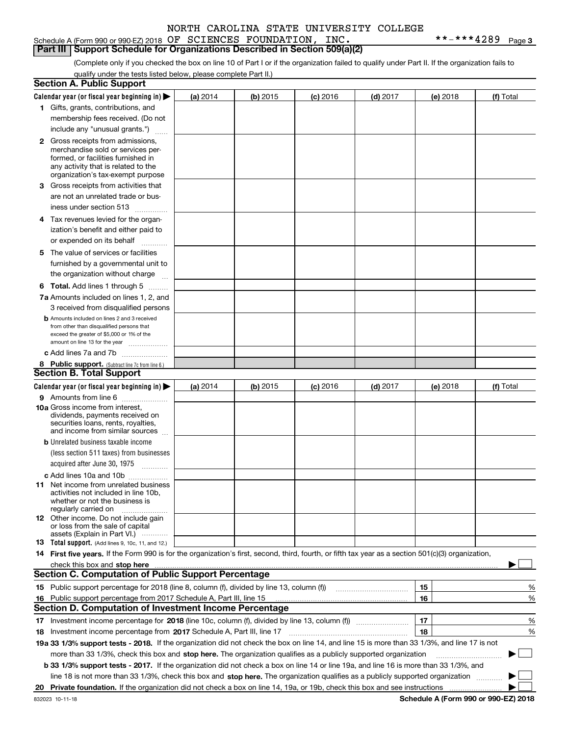NORTH CAROLINA STATE UNIVERSITY COLLEGE

Schedule A (Form 990 or 990-EZ) 2018 OF SCIENCES FOUNDATION, INC. **-***4289 Page 3

## Part III Support Schedule for Organizations Described in Section 509(a)(2)

(Complete only if you checked the box on line 10 of Part I or if the organization failed to qualify under Part II. If the organization fails to qualify under the tests listed below, please complete Part II.)

### Section A. Public Support

| Calendar year (or fiscal year beginning in) ▶ | (a) 2014 | (b) 2015 | (c) 2016 | (d) 2017 | (e) 2018 | (f) Total |
|---|---|---|---|---|---|---|
| 1 Gifts, grants, contributions, and membership fees received. (Do not include any "unusual grants.") | | | | | | |
| 2 Gross receipts from admissions, merchandise sold or services performed, or facilities furnished in any activity that is related to the organization's tax-exempt purpose | | | | | | |
| 3 Gross receipts from activities that are not an unrelated trade or business under section 513 | | | | | | |
| 4 Tax revenues levied for the organization's benefit and either paid to or expended on its behalf | | | | | | |
| 5 The value of services or facilities furnished by a governmental unit to the organization without charge | | | | | | |
| 6 **Total.** Add lines 1 through 5 | | | | | | |
| 7a Amounts included on lines 1, 2, and 3 received from disqualified persons | | | | | | |
| b Amounts included on lines 2 and 3 received from other than disqualified persons that exceed the greater of $5,000 or 1% of the amount on line 13 for the year | | | | | | |
| c Add lines 7a and 7b | | | | | | |
| 8 **Public support.** (Subtract line 7c from line 6.) | | | | | | |

### Section B. Total Support

| Calendar year (or fiscal year beginning in) ▶ | (a) 2014 | (b) 2015 | (c) 2016 | (d) 2017 | (e) 2018 | (f) Total |
|---|---|---|---|---|---|---|
| 9 Amounts from line 6 | | | | | | |
| 10a Gross income from interest, dividends, payments received on securities loans, rents, royalties, and income from similar sources | | | | | | |
| b Unrelated business taxable income (less section 511 taxes) from businesses acquired after June 30, 1975 | | | | | | |
| c Add lines 10a and 10b | | | | | | |
| 11 Net income from unrelated business activities not included in line 10b, whether or not the business is regularly carried on | | | | | | |
| 12 Other income. Do not include gain or loss from the sale of capital assets (Explain in Part VI.) | | | | | | |
| 13 **Total support.** (Add lines 9, 10c, 11, and 12.) | | | | | | |

14 **First five years.** If the Form 990 is for the organization's first, second, third, fourth, or fifth tax year as a section 501(c)(3) organization, check this box and **stop here** ▶ ☐

### Section C. Computation of Public Support Percentage

| | | | |
|---|---|---|---|
| 15 | Public support percentage for 2018 (line 8, column (f), divided by line 13, column (f)) | 15 | % |
| 16 | Public support percentage from 2017 Schedule A, Part III, line 15 | 16 | % |

### Section D. Computation of Investment Income Percentage

| | | | |
|---|---|---|---|
| 17 | Investment income percentage for **2018** (line 10c, column (f), divided by line 13, column (f)) | 17 | % |
| 18 | Investment income percentage from **2017** Schedule A, Part III, line 17 | 18 | % |

**19a 33 1/3% support tests - 2018.** If the organization did not check the box on line 14, and line 15 is more than 33 1/3%, and line 17 is not more than 33 1/3%, check this box and **stop here.** The organization qualifies as a publicly supported organization ▶ ☐

**b 33 1/3% support tests - 2017.** If the organization did not check a box on line 14 or line 19a, and line 16 is more than 33 1/3%, and line 18 is not more than 33 1/3%, check this box and **stop here.** The organization qualifies as a publicly supported organization ▶ ☐

**20 Private foundation.** If the organization did not check a box on line 14, 19a, or 19b, check this box and see instructions ▶ ☐

832023 10-11-18

**Schedule A (Form 990 or 990-EZ) 2018**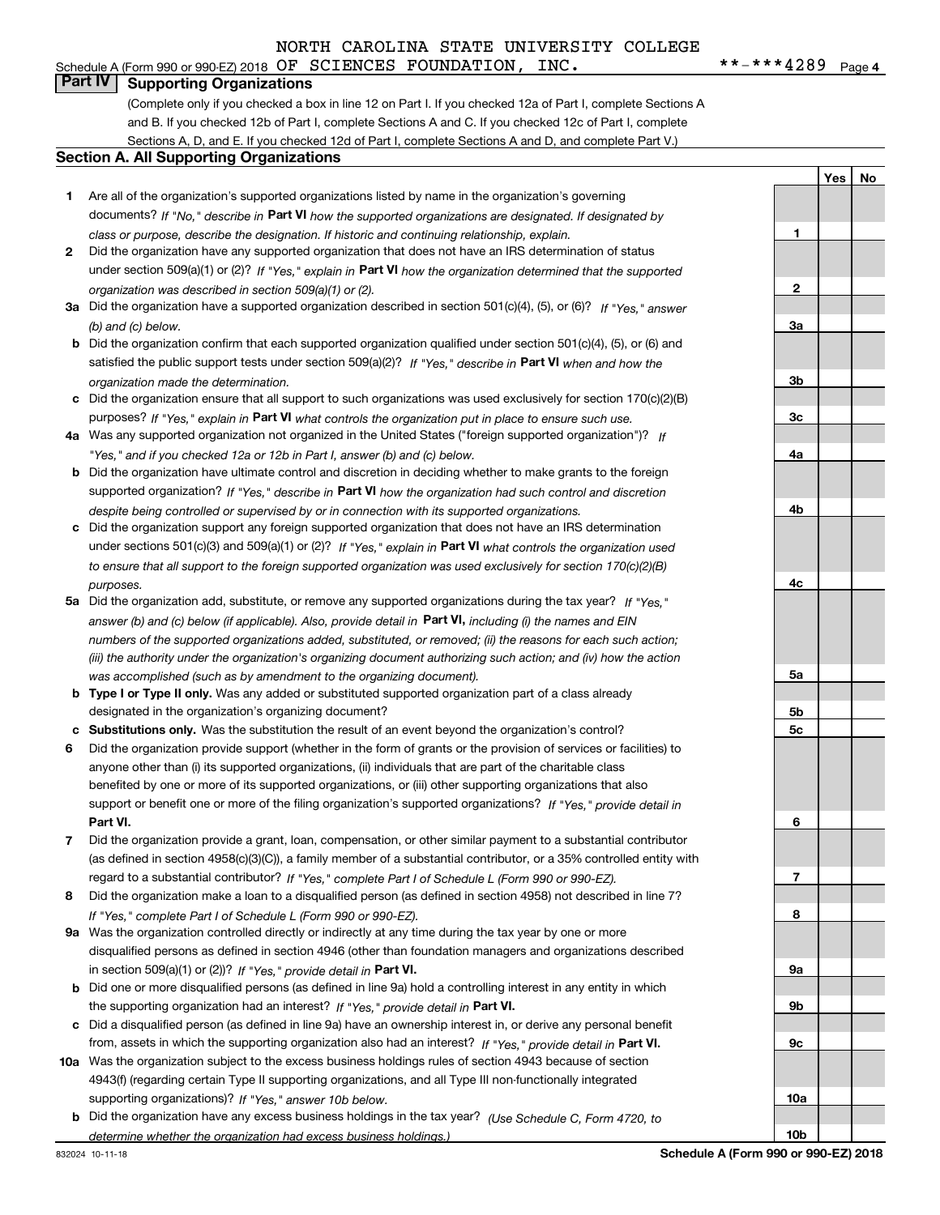NORTH CAROLINA STATE UNIVERSITY COLLEGE

Schedule A (Form 990 or 990-EZ) 2018 OF SCIENCES FOUNDATION, INC. **-***4289 Page 4

## Part IV Supporting Organizations

(Complete only if you checked a box in line 12 on Part I. If you checked 12a of Part I, complete Sections A and B. If you checked 12b of Part I, complete Sections A and C. If you checked 12c of Part I, complete Sections A, D, and E. If you checked 12d of Part I, complete Sections A and D, and complete Part V.)

### Section A. All Supporting Organizations

| | | | Yes | No |
|---|---|---|---|---|
| 1 | Are all of the organization's supported organizations listed by name in the organization's governing documents? *If "No," describe in* **Part VI** *how the supported organizations are designated. If designated by class or purpose, describe the designation. If historic and continuing relationship, explain.* | 1 | | |
| 2 | Did the organization have any supported organization that does not have an IRS determination of status under section 509(a)(1) or (2)? *If "Yes," explain in* **Part VI** *how the organization determined that the supported organization was described in section 509(a)(1) or (2).* | 2 | | |
| 3a | Did the organization have a supported organization described in section 501(c)(4), (5), or (6)? *If "Yes," answer (b) and (c) below.* | 3a | | |
| b | Did the organization confirm that each supported organization qualified under section 501(c)(4), (5), or (6) and satisfied the public support tests under section 509(a)(2)? *If "Yes," describe in* **Part VI** *when and how the organization made the determination.* | 3b | | |
| c | Did the organization ensure that all support to such organizations was used exclusively for section 170(c)(2)(B) purposes? *If "Yes," explain in* **Part VI** *what controls the organization put in place to ensure such use.* | 3c | | |
| 4a | Was any supported organization not organized in the United States ("foreign supported organization")? *If "Yes," and if you checked 12a or 12b in Part I, answer (b) and (c) below.* | 4a | | |
| b | Did the organization have ultimate control and discretion in deciding whether to make grants to the foreign supported organization? *If "Yes," describe in* **Part VI** *how the organization had such control and discretion despite being controlled or supervised by or in connection with its supported organizations.* | 4b | | |
| c | Did the organization support any foreign supported organization that does not have an IRS determination under sections 501(c)(3) and 509(a)(1) or (2)? *If "Yes," explain in* **Part VI** *what controls the organization used to ensure that all support to the foreign supported organization was used exclusively for section 170(c)(2)(B) purposes.* | 4c | | |
| 5a | Did the organization add, substitute, or remove any supported organizations during the tax year? *If "Yes," answer (b) and (c) below (if applicable). Also, provide detail in* **Part VI,** *including (i) the names and EIN numbers of the supported organizations added, substituted, or removed; (ii) the reasons for each such action; (iii) the authority under the organization's organizing document authorizing such action; and (iv) how the action was accomplished (such as by amendment to the organizing document).* | 5a | | |
| b | **Type I or Type II only.** Was any added or substituted supported organization part of a class already designated in the organization's organizing document? | 5b | | |
| c | **Substitutions only.** Was the substitution the result of an event beyond the organization's control? | 5c | | |
| 6 | Did the organization provide support (whether in the form of grants or the provision of services or facilities) to anyone other than (i) its supported organizations, (ii) individuals that are part of the charitable class benefited by one or more of its supported organizations, or (iii) other supporting organizations that also support or benefit one or more of the filing organization's supported organizations? *If "Yes," provide detail in* **Part VI.** | 6 | | |
| 7 | Did the organization provide a grant, loan, compensation, or other similar payment to a substantial contributor (as defined in section 4958(c)(3)(C)), a family member of a substantial contributor, or a 35% controlled entity with regard to a substantial contributor? *If "Yes," complete Part I of Schedule L (Form 990 or 990-EZ).* | 7 | | |
| 8 | Did the organization make a loan to a disqualified person (as defined in section 4958) not described in line 7? *If "Yes," complete Part I of Schedule L (Form 990 or 990-EZ).* | 8 | | |
| 9a | Was the organization controlled directly or indirectly at any time during the tax year by one or more disqualified persons as defined in section 4946 (other than foundation managers and organizations described in section 509(a)(1) or (2))? *If "Yes," provide detail in* **Part VI.** | 9a | | |
| b | Did one or more disqualified persons (as defined in line 9a) hold a controlling interest in any entity in which the supporting organization had an interest? *If "Yes," provide detail in* **Part VI.** | 9b | | |
| c | Did a disqualified person (as defined in line 9a) have an ownership interest in, or derive any personal benefit from, assets in which the supporting organization also had an interest? *If "Yes," provide detail in* **Part VI.** | 9c | | |
| 10a | Was the organization subject to the excess business holdings rules of section 4943 because of section 4943(f) (regarding certain Type II supporting organizations, and all Type III non-functionally integrated supporting organizations)? *If "Yes," answer 10b below.* | 10a | | |
| b | Did the organization have any excess business holdings in the tax year? *(Use Schedule C, Form 4720, to determine whether the organization had excess business holdings.)* | 10b | | |

832024 10-11-18 **Schedule A (Form 990 or 990-EZ) 2018**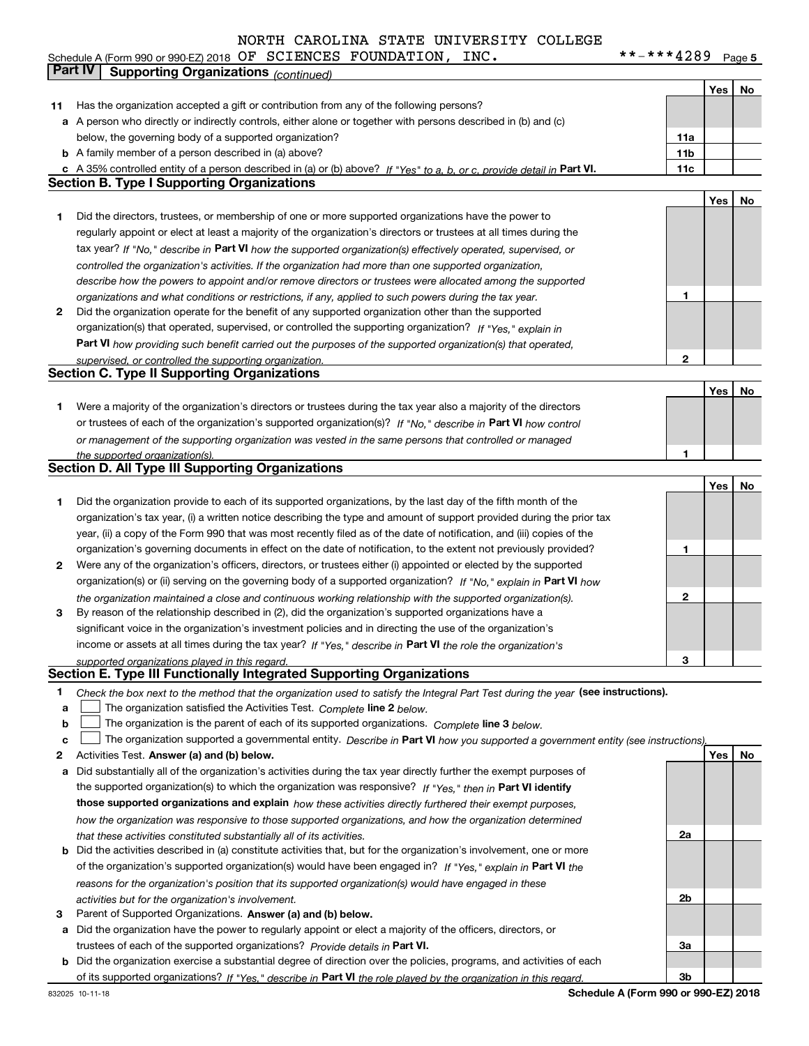NORTH CAROLINA STATE UNIVERSITY COLLEGE

Schedule A (Form 990 or 990-EZ) 2018 OF SCIENCES FOUNDATION, INC. **-***4289 Page 5

## Part IV Supporting Organizations *(continued)*

| | | | Yes | No |
|---|---|---|---|---|
| **11** | Has the organization accepted a gift or contribution from any of the following persons? | | | |
| **a** | A person who directly or indirectly controls, either alone or together with persons described in (b) and (c) below, the governing body of a supported organization? | **11a** | | |
| **b** | A family member of a person described in (a) above? | **11b** | | |
| **c** | A 35% controlled entity of a person described in (a) or (b) above? *If "Yes" to a, b, or c, provide detail in* **Part VI.** | **11c** | | |

### Section B. Type I Supporting Organizations

| | | | Yes | No |
|---|---|---|---|---|
| **1** | Did the directors, trustees, or membership of one or more supported organizations have the power to regularly appoint or elect at least a majority of the organization's directors or trustees at all times during the tax year? *If "No," describe in* **Part VI** *how the supported organization(s) effectively operated, supervised, or controlled the organization's activities. If the organization had more than one supported organization, describe how the powers to appoint and/or remove directors or trustees were allocated among the supported organizations and what conditions or restrictions, if any, applied to such powers during the tax year.* | **1** | | |
| **2** | Did the organization operate for the benefit of any supported organization other than the supported organization(s) that operated, supervised, or controlled the supporting organization? *If "Yes," explain in* **Part VI** *how providing such benefit carried out the purposes of the supported organization(s) that operated, supervised, or controlled the supporting organization.* | **2** | | |

### Section C. Type II Supporting Organizations

| | | | Yes | No |
|---|---|---|---|---|
| **1** | Were a majority of the organization's directors or trustees during the tax year also a majority of the directors or trustees of each of the organization's supported organization(s)? *If "No," describe in* **Part VI** *how control or management of the supporting organization was vested in the same persons that controlled or managed the supported organization(s).* | **1** | | |

### Section D. All Type III Supporting Organizations

| | | | Yes | No |
|---|---|---|---|---|
| **1** | Did the organization provide to each of its supported organizations, by the last day of the fifth month of the organization's tax year, (i) a written notice describing the type and amount of support provided during the prior tax year, (ii) a copy of the Form 990 that was most recently filed as of the date of notification, and (iii) copies of the organization's governing documents in effect on the date of notification, to the extent not previously provided? | **1** | | |
| **2** | Were any of the organization's officers, directors, or trustees either (i) appointed or elected by the supported organization(s) or (ii) serving on the governing body of a supported organization? *If "No," explain in* **Part VI** *how the organization maintained a close and continuous working relationship with the supported organization(s).* | **2** | | |
| **3** | By reason of the relationship described in (2), did the organization's supported organizations have a significant voice in the organization's investment policies and in directing the use of the organization's income or assets at all times during the tax year? *If "Yes," describe in* **Part VI** *the role the organization's supported organizations played in this regard.* | **3** | | |

### Section E. Type III Functionally Integrated Supporting Organizations

**1** *Check the box next to the method that the organization used to satisfy the Integral Part Test during the year* **(see instructions).**

- **a** ☐ The organization satisfied the Activities Test. *Complete* **line 2** *below.*
- **b** ☐ The organization is the parent of each of its supported organizations. *Complete* **line 3** *below.*
- **c** ☐ The organization supported a governmental entity. *Describe in* **Part VI** *how you supported a government entity (see instructions).*

| | | | Yes | No |
|---|---|---|---|---|
| **2** | Activities Test. **Answer (a) and (b) below.** | | | |
| **a** | Did substantially all of the organization's activities during the tax year directly further the exempt purposes of the supported organization(s) to which the organization was responsive? *If "Yes," then in* **Part VI identify those supported organizations and explain** *how these activities directly furthered their exempt purposes, how the organization was responsive to those supported organizations, and how the organization determined that these activities constituted substantially all of its activities.* | **2a** | | |
| **b** | Did the activities described in (a) constitute activities that, but for the organization's involvement, one or more of the organization's supported organization(s) would have been engaged in? *If "Yes," explain in* **Part VI** *the reasons for the organization's position that its supported organization(s) would have engaged in these activities but for the organization's involvement.* | **2b** | | |
| **3** | Parent of Supported Organizations. **Answer (a) and (b) below.** | | | |
| **a** | Did the organization have the power to regularly appoint or elect a majority of the officers, directors, or trustees of each of the supported organizations? *Provide details in* **Part VI.** | **3a** | | |
| **b** | Did the organization exercise a substantial degree of direction over the policies, programs, and activities of each of its supported organizations? *If "Yes," describe in* **Part VI** *the role played by the organization in this regard.* | **3b** | | |

832025 10-11-18 **Schedule A (Form 990 or 990-EZ) 2018**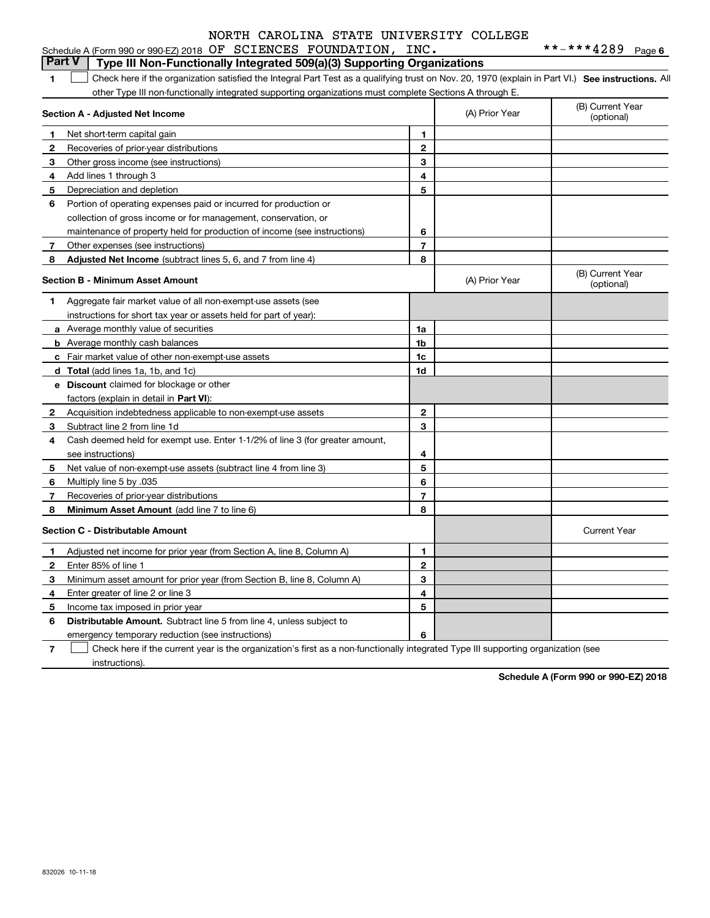NORTH CAROLINA STATE UNIVERSITY COLLEGE

Schedule A (Form 990 or 990-EZ) 2018 OF SCIENCES FOUNDATION, INC. **-***4289 Page 6

## Part V | Type III Non-Functionally Integrated 509(a)(3) Supporting Organizations

**1** ☐ Check here if the organization satisfied the Integral Part Test as a qualifying trust on Nov. 20, 1970 (explain in Part VI.) **See instructions.** All other Type III non-functionally integrated supporting organizations must complete Sections A through E.

| **Section A - Adjusted Net Income** | | | (A) Prior Year | (B) Current Year (optional) |
|---|---|---|---|---|
| 1 | Net short-term capital gain | 1 | | |
| 2 | Recoveries of prior-year distributions | 2 | | |
| 3 | Other gross income (see instructions) | 3 | | |
| 4 | Add lines 1 through 3 | 4 | | |
| 5 | Depreciation and depletion | 5 | | |
| 6 | Portion of operating expenses paid or incurred for production or collection of gross income or for management, conservation, or maintenance of property held for production of income (see instructions) | 6 | | |
| 7 | Other expenses (see instructions) | 7 | | |
| 8 | **Adjusted Net Income** (subtract lines 5, 6, and 7 from line 4) | 8 | | |

| **Section B - Minimum Asset Amount** | | | (A) Prior Year | (B) Current Year (optional) |
|---|---|---|---|---|
| 1 | Aggregate fair market value of all non-exempt-use assets (see instructions for short tax year or assets held for part of year): | | | |
| a | Average monthly value of securities | 1a | | |
| b | Average monthly cash balances | 1b | | |
| c | Fair market value of other non-exempt-use assets | 1c | | |
| d | **Total** (add lines 1a, 1b, and 1c) | 1d | | |
| e | **Discount** claimed for blockage or other factors (explain in detail in **Part VI**): | | | |
| 2 | Acquisition indebtedness applicable to non-exempt-use assets | 2 | | |
| 3 | Subtract line 2 from line 1d | 3 | | |
| 4 | Cash deemed held for exempt use. Enter 1-1/2% of line 3 (for greater amount, see instructions) | 4 | | |
| 5 | Net value of non-exempt-use assets (subtract line 4 from line 3) | 5 | | |
| 6 | Multiply line 5 by .035 | 6 | | |
| 7 | Recoveries of prior-year distributions | 7 | | |
| 8 | **Minimum Asset Amount** (add line 7 to line 6) | 8 | | |

| **Section C - Distributable Amount** | | | | Current Year |
|---|---|---|---|---|
| 1 | Adjusted net income for prior year (from Section A, line 8, Column A) | 1 | | |
| 2 | Enter 85% of line 1 | 2 | | |
| 3 | Minimum asset amount for prior year (from Section B, line 8, Column A) | 3 | | |
| 4 | Enter greater of line 2 or line 3 | 4 | | |
| 5 | Income tax imposed in prior year | 5 | | |
| 6 | **Distributable Amount.** Subtract line 5 from line 4, unless subject to emergency temporary reduction (see instructions) | 6 | | |

**7** ☐ Check here if the current year is the organization's first as a non-functionally integrated Type III supporting organization (see instructions).

**Schedule A (Form 990 or 990-EZ) 2018**

832026 10-11-18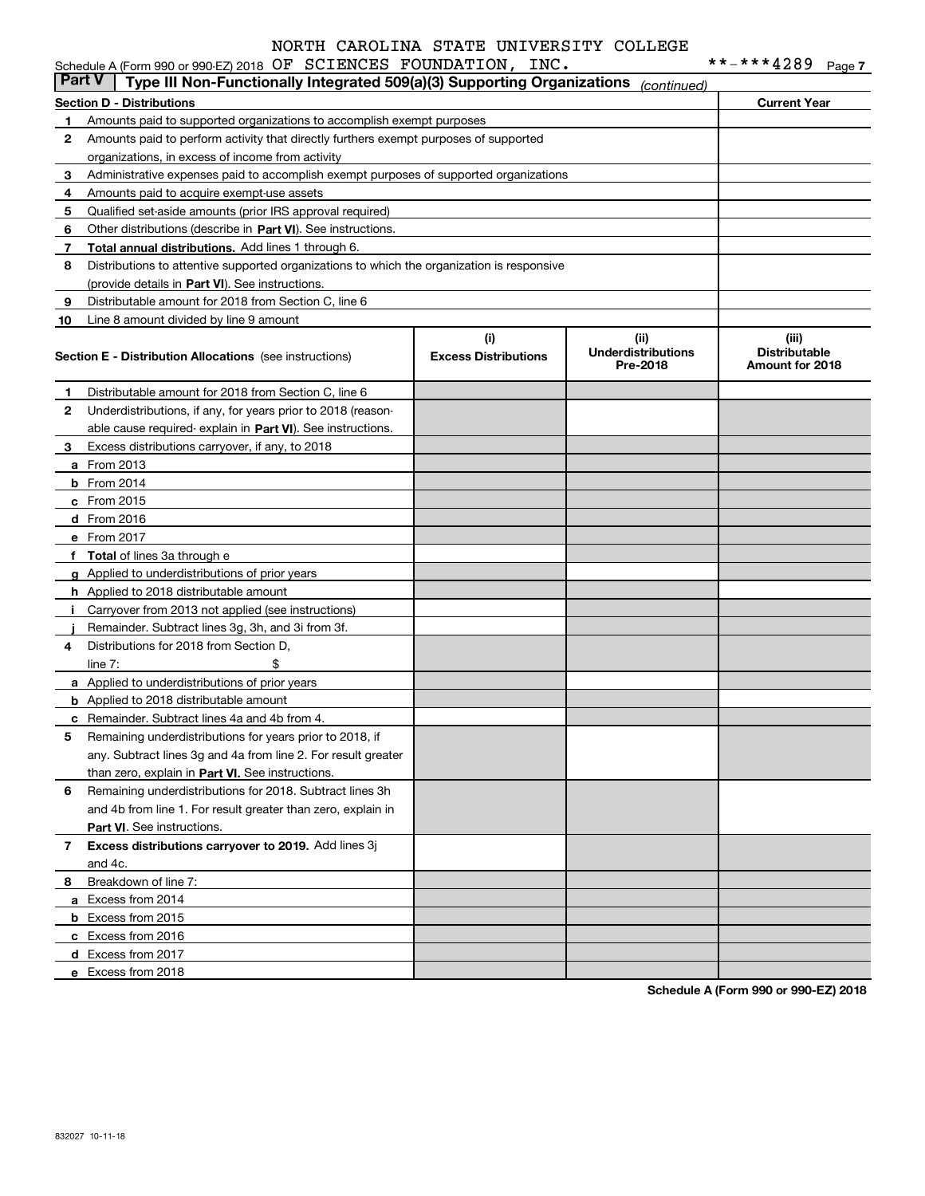NORTH CAROLINA STATE UNIVERSITY COLLEGE

Schedule A (Form 990 or 990-EZ) 2018 OF SCIENCES FOUNDATION, INC. **-***4289 Page 7

**Part V | Type III Non-Functionally Integrated 509(a)(3) Supporting Organizations** *(continued)*

| **Section D - Distributions** | | **Current Year** |
|---|---|---|
| 1 | Amounts paid to supported organizations to accomplish exempt purposes | |
| 2 | Amounts paid to perform activity that directly furthers exempt purposes of supported organizations, in excess of income from activity | |
| 3 | Administrative expenses paid to accomplish exempt purposes of supported organizations | |
| 4 | Amounts paid to acquire exempt-use assets | |
| 5 | Qualified set-aside amounts (prior IRS approval required) | |
| 6 | Other distributions (describe in **Part VI**). See instructions. | |
| 7 | **Total annual distributions.** Add lines 1 through 6. | |
| 8 | Distributions to attentive supported organizations to which the organization is responsive (provide details in **Part VI**). See instructions. | |
| 9 | Distributable amount for 2018 from Section C, line 6 | |
| 10 | Line 8 amount divided by line 9 amount | |

| | **Section E - Distribution Allocations** (see instructions) | **(i) Excess Distributions** | **(ii) Underdistributions Pre-2018** | **(iii) Distributable Amount for 2018** |
|---|---|---|---|---|
| 1 | Distributable amount for 2018 from Section C, line 6 | | | |
| 2 | Underdistributions, if any, for years prior to 2018 (reasonable cause required- explain in **Part VI**). See instructions. | | | |
| 3 | Excess distributions carryover, if any, to 2018 | | | |
| a | From 2013 | | | |
| b | From 2014 | | | |
| c | From 2015 | | | |
| d | From 2016 | | | |
| e | From 2017 | | | |
| f | **Total** of lines 3a through e | | | |
| g | Applied to underdistributions of prior years | | | |
| h | Applied to 2018 distributable amount | | | |
| i | Carryover from 2013 not applied (see instructions) | | | |
| j | Remainder. Subtract lines 3g, 3h, and 3i from 3f. | | | |
| 4 | Distributions for 2018 from Section D, line 7: $ | | | |
| a | Applied to underdistributions of prior years | | | |
| b | Applied to 2018 distributable amount | | | |
| c | Remainder. Subtract lines 4a and 4b from 4. | | | |
| 5 | Remaining underdistributions for years prior to 2018, if any. Subtract lines 3g and 4a from line 2. For result greater than zero, explain in **Part VI.** See instructions. | | | |
| 6 | Remaining underdistributions for 2018. Subtract lines 3h and 4b from line 1. For result greater than zero, explain in **Part VI**. See instructions. | | | |
| 7 | **Excess distributions carryover to 2019.** Add lines 3j and 4c. | | | |
| 8 | Breakdown of line 7: | | | |
| a | Excess from 2014 | | | |
| b | Excess from 2015 | | | |
| c | Excess from 2016 | | | |
| d | Excess from 2017 | | | |
| e | Excess from 2018 | | | |

**Schedule A (Form 990 or 990-EZ) 2018**

832027 10-11-18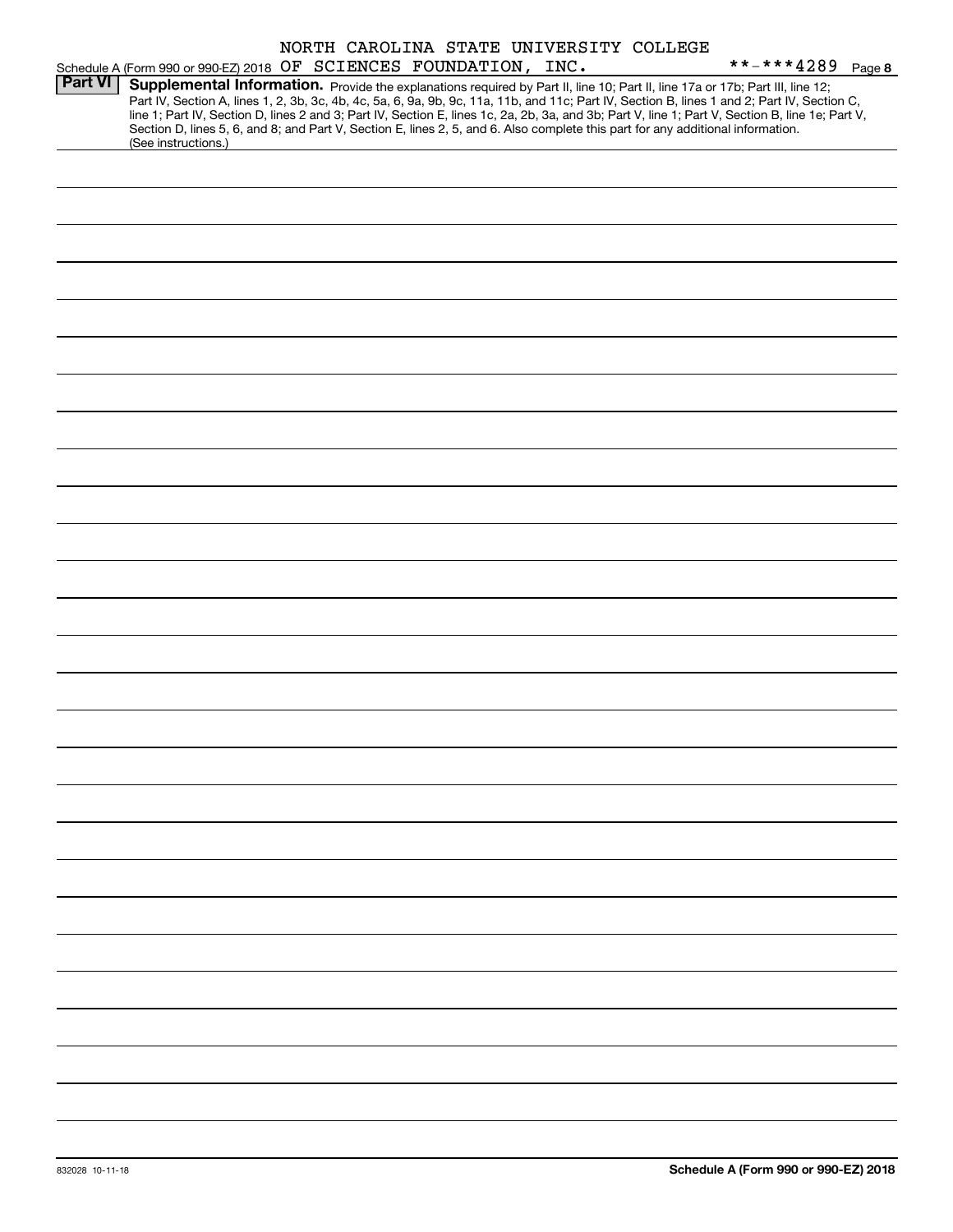Schedule A (Form 990 or 990-EZ) 2018 NORTH CAROLINA STATE UNIVERSITY COLLEGE OF SCIENCES FOUNDATION, INC. **-***4289 Page 8

**Part VI Supplemental Information.** Provide the explanations required by Part II, line 10; Part II, line 17a or 17b; Part III, line 12; Part IV, Section A, lines 1, 2, 3b, 3c, 4b, 4c, 5a, 6, 9a, 9b, 9c, 11a, 11b, and 11c; Part IV, Section B, lines 1 and 2; Part IV, Section C, line 1; Part IV, Section D, lines 2 and 3; Part IV, Section E, lines 1c, 2a, 2b, 3a, and 3b; Part V, line 1; Part V, Section B, line 1e; Part V, Section D, lines 5, 6, and 8; and Part V, Section E, lines 2, 5, and 6. Also complete this part for any additional information. (See instructions.)

832028 10-11-18

**Schedule A (Form 990 or 990-EZ) 2018**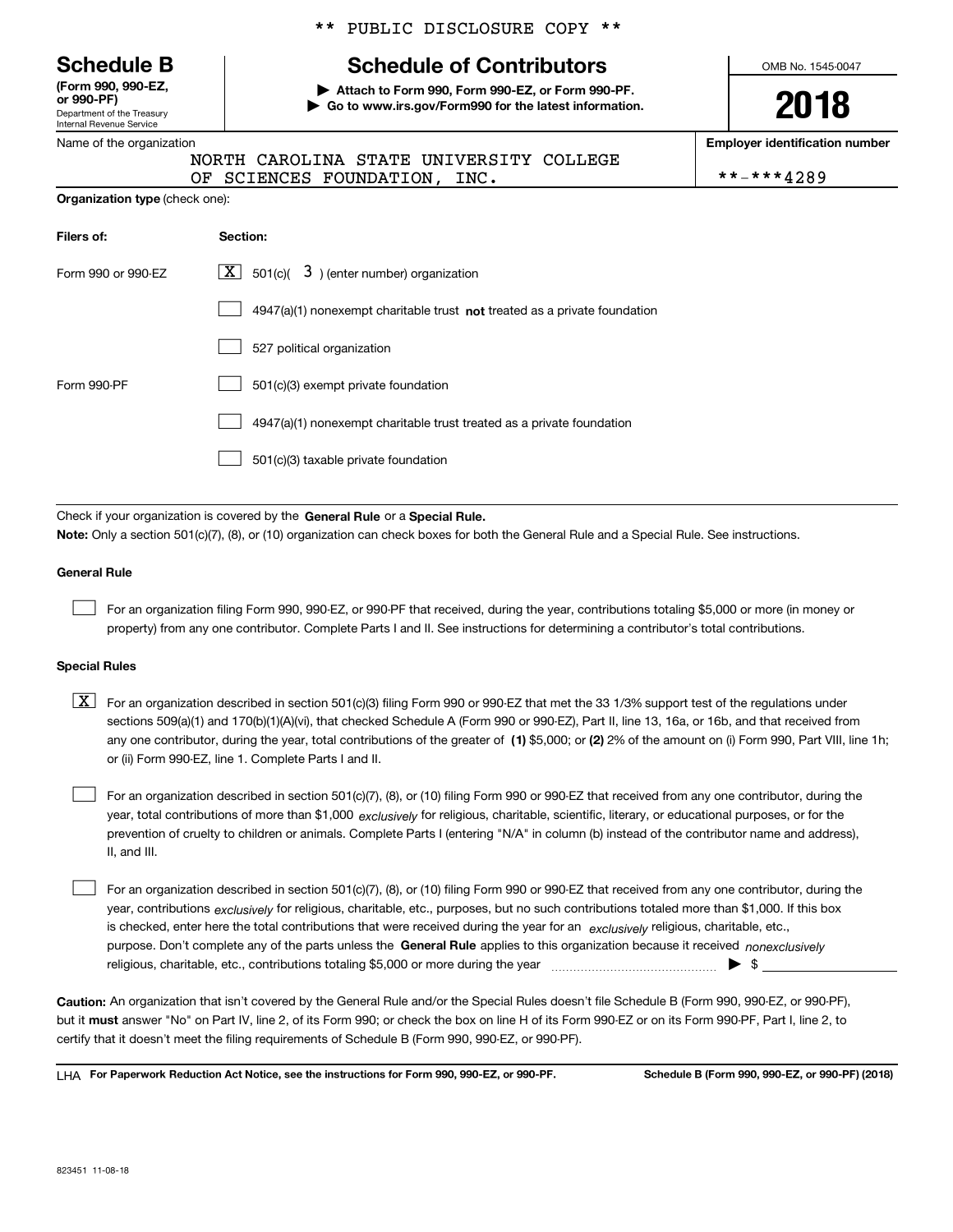** PUBLIC DISCLOSURE COPY **

**Schedule B**
**(Form 990, 990-EZ, or 990-PF)**
Department of the Treasury
Internal Revenue Service

# Schedule of Contributors

▶ **Attach to Form 990, Form 990-EZ, or Form 990-PF.**
▶ **Go to www.irs.gov/Form990 for the latest information.**

OMB No. 1545-0047

**2018**

Name of the organization: NORTH CAROLINA STATE UNIVERSITY COLLEGE OF SCIENCES FOUNDATION, INC.

**Employer identification number:** **-***4289

**Organization type** (check one):

| **Filers of:** | **Section:** |
|---|---|
| Form 990 or 990-EZ | [X] 501(c)( 3 ) (enter number) organization |
| | [ ] 4947(a)(1) nonexempt charitable trust **not** treated as a private foundation |
| | [ ] 527 political organization |
| Form 990-PF | [ ] 501(c)(3) exempt private foundation |
| | [ ] 4947(a)(1) nonexempt charitable trust treated as a private foundation |
| | [ ] 501(c)(3) taxable private foundation |

Check if your organization is covered by the **General Rule** or a **Special Rule.**

**Note:** Only a section 501(c)(7), (8), or (10) organization can check boxes for both the General Rule and a Special Rule. See instructions.

**General Rule**

[ ] For an organization filing Form 990, 990-EZ, or 990-PF that received, during the year, contributions totaling $5,000 or more (in money or property) from any one contributor. Complete Parts I and II. See instructions for determining a contributor's total contributions.

**Special Rules**

[X] For an organization described in section 501(c)(3) filing Form 990 or 990-EZ that met the 33 1/3% support test of the regulations under sections 509(a)(1) and 170(b)(1)(A)(vi), that checked Schedule A (Form 990 or 990-EZ), Part II, line 13, 16a, or 16b, and that received from any one contributor, during the year, total contributions of the greater of **(1)** $5,000; or **(2)** 2% of the amount on (i) Form 990, Part VIII, line 1h; or (ii) Form 990-EZ, line 1. Complete Parts I and II.

[ ] For an organization described in section 501(c)(7), (8), or (10) filing Form 990 or 990-EZ that received from any one contributor, during the year, total contributions of more than $1,000 *exclusively* for religious, charitable, scientific, literary, or educational purposes, or for the prevention of cruelty to children or animals. Complete Parts I (entering "N/A" in column (b) instead of the contributor name and address), II, and III.

[ ] For an organization described in section 501(c)(7), (8), or (10) filing Form 990 or 990-EZ that received from any one contributor, during the year, contributions *exclusively* for religious, charitable, etc., purposes, but no such contributions totaled more than $1,000. If this box is checked, enter here the total contributions that were received during the year for an *exclusively* religious, charitable, etc., purpose. Don't complete any of the parts unless the **General Rule** applies to this organization because it received *nonexclusively* religious, charitable, etc., contributions totaling $5,000 or more during the year ▶ $ ______

**Caution:** An organization that isn't covered by the General Rule and/or the Special Rules doesn't file Schedule B (Form 990, 990-EZ, or 990-PF), but it **must** answer "No" on Part IV, line 2, of its Form 990; or check the box on line H of its Form 990-EZ or on its Form 990-PF, Part I, line 2, to certify that it doesn't meet the filing requirements of Schedule B (Form 990, 990-EZ, or 990-PF).

LHA **For Paperwork Reduction Act Notice, see the instructions for Form 990, 990-EZ, or 990-PF.** **Schedule B (Form 990, 990-EZ, or 990-PF) (2018)**

823451 11-08-18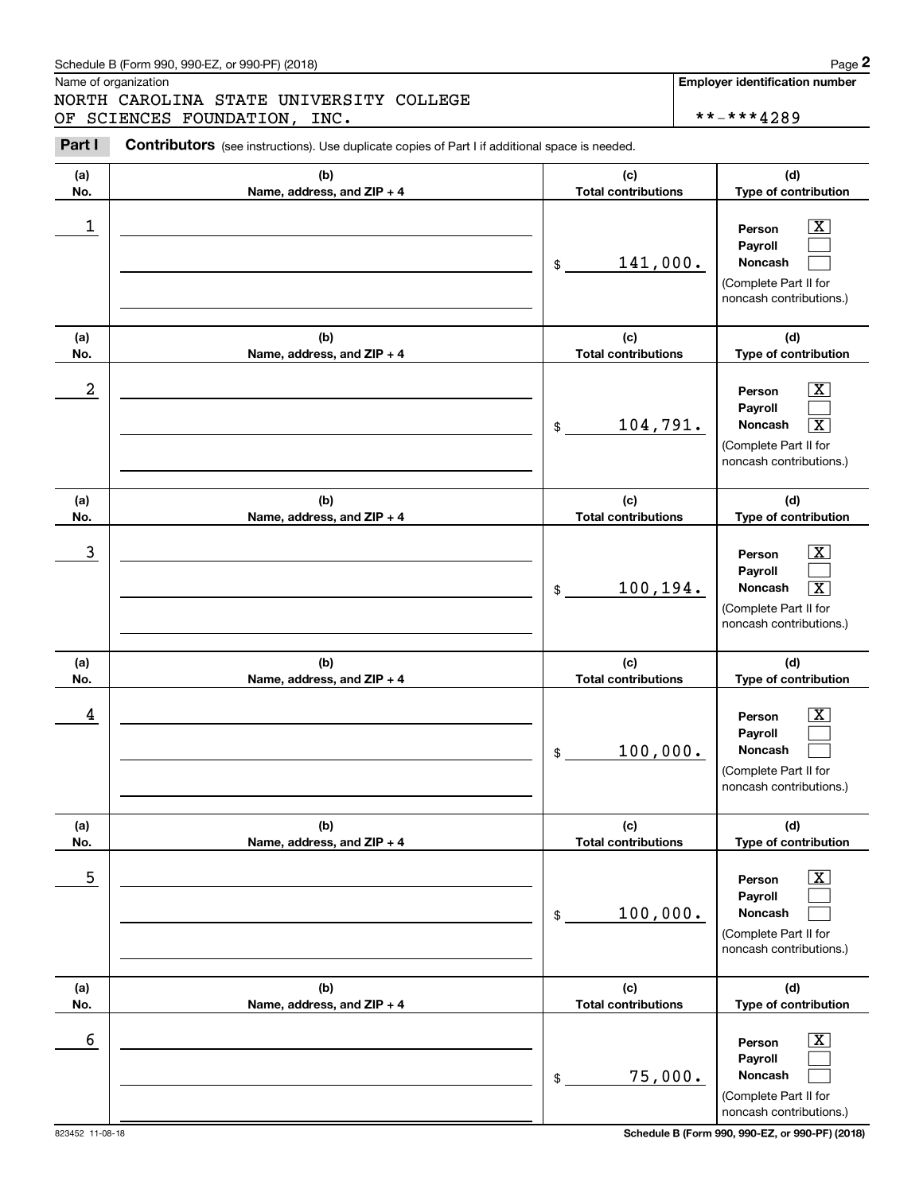Schedule B (Form 990, 990-EZ, or 990-PF) (2018)

Name of organization

NORTH CAROLINA STATE UNIVERSITY COLLEGE OF SCIENCES FOUNDATION, INC.

**Employer identification number**

**-***4289

**Part I** **Contributors** (see instructions). Use duplicate copies of Part I if additional space is needed.

| (a) No. | (b) Name, address, and ZIP + 4 | (c) Total contributions | (d) Type of contribution |
|---|---|---|---|
| 1 | | $ 141,000. | Person [X] Payroll [ ] Noncash [ ] (Complete Part II for noncash contributions.) |
| 2 | | $ 104,791. | Person [X] Payroll [ ] Noncash [X] (Complete Part II for noncash contributions.) |
| 3 | | $ 100,194. | Person [X] Payroll [ ] Noncash [X] (Complete Part II for noncash contributions.) |
| 4 | | $ 100,000. | Person [X] Payroll [ ] Noncash [ ] (Complete Part II for noncash contributions.) |
| 5 | | $ 100,000. | Person [X] Payroll [ ] Noncash [ ] (Complete Part II for noncash contributions.) |
| 6 | | $ 75,000. | Person [X] Payroll [ ] Noncash [ ] (Complete Part II for noncash contributions.) |

823452 11-08-18

**Schedule B (Form 990, 990-EZ, or 990-PF) (2018)**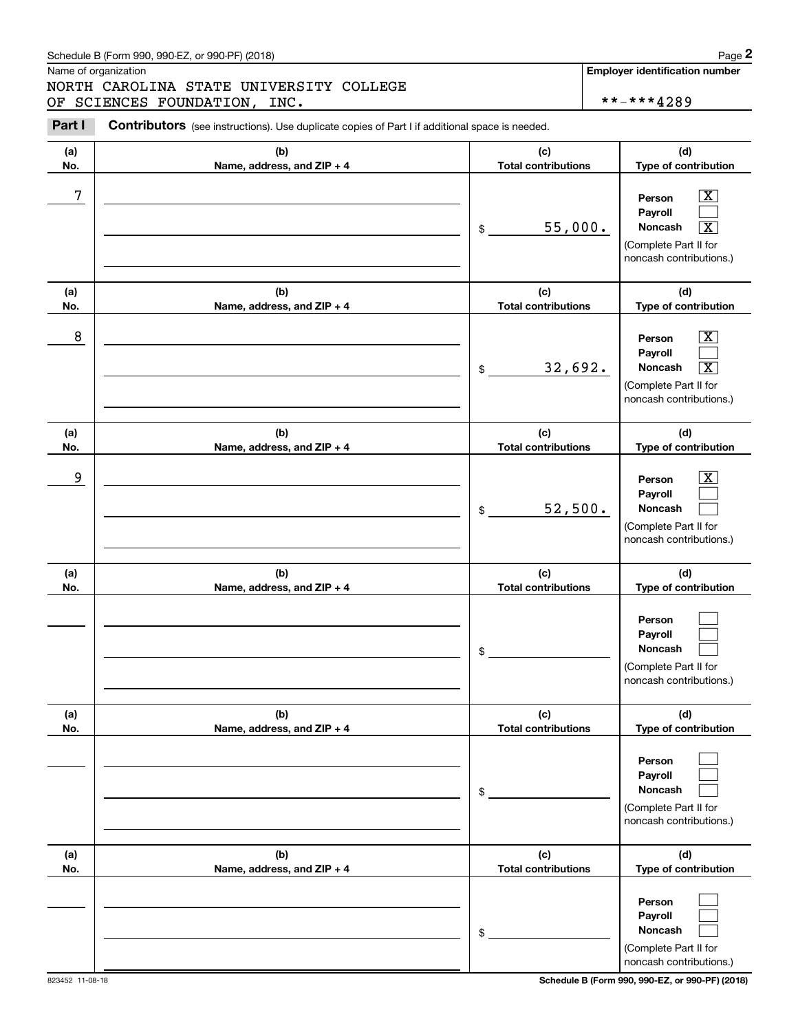Schedule B (Form 990, 990-EZ, or 990-PF) (2018)

Name of organization

NORTH CAROLINA STATE UNIVERSITY COLLEGE OF SCIENCES FOUNDATION, INC.

**Employer identification number**

\*\*-\*\*\*4289

**Part I** **Contributors** (see instructions). Use duplicate copies of Part I if additional space is needed.

| (a) No. | (b) Name, address, and ZIP + 4 | (c) Total contributions | (d) Type of contribution |
|---|---|---|---|
| 7 | | $ 55,000. | Person [X] Payroll [ ] Noncash [X] (Complete Part II for noncash contributions.) |
| 8 | | $ 32,692. | Person [X] Payroll [ ] Noncash [X] (Complete Part II for noncash contributions.) |
| 9 | | $ 52,500. | Person [X] Payroll [ ] Noncash [ ] (Complete Part II for noncash contributions.) |
| | | $ | Person [ ] Payroll [ ] Noncash [ ] (Complete Part II for noncash contributions.) |
| | | $ | Person [ ] Payroll [ ] Noncash [ ] (Complete Part II for noncash contributions.) |
| | | $ | Person [ ] Payroll [ ] Noncash [ ] (Complete Part II for noncash contributions.) |

823452 11-08-18

**Schedule B (Form 990, 990-EZ, or 990-PF) (2018)**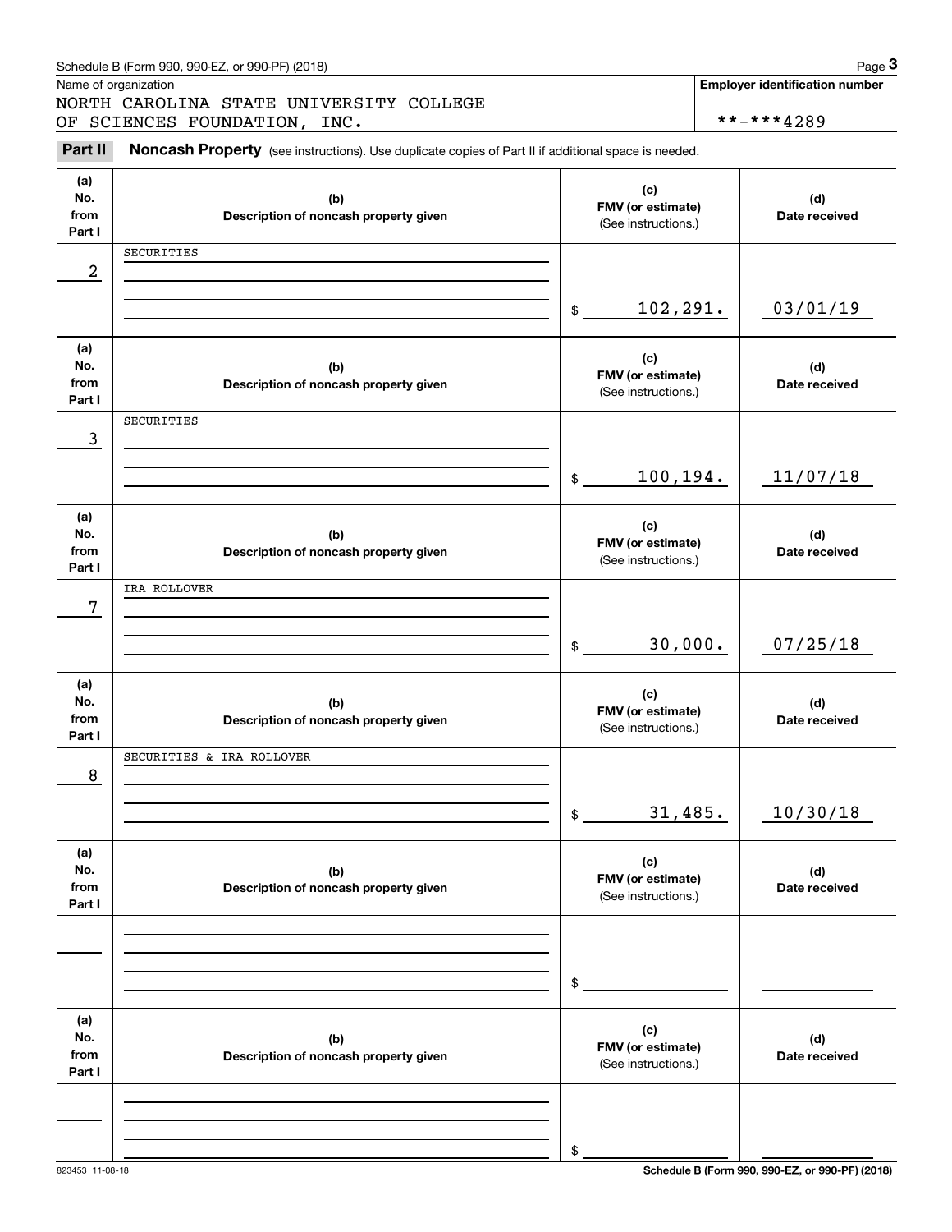Schedule B (Form 990, 990-EZ, or 990-PF) (2018)

Name of organization

NORTH CAROLINA STATE UNIVERSITY COLLEGE OF SCIENCES FOUNDATION, INC.

**Employer identification number**

\*\*-\*\*\*4289

**Part II** **Noncash Property** (see instructions). Use duplicate copies of Part II if additional space is needed.

| (a) No. from Part I | (b) Description of noncash property given | (c) FMV (or estimate) (See instructions.) | (d) Date received |
|---|---|---|---|
| 2 | SECURITIES | $ 102,291. | 03/01/19 |
| 3 | SECURITIES | $ 100,194. | 11/07/18 |
| 7 | IRA ROLLOVER | $ 30,000. | 07/25/18 |
| 8 | SECURITIES & IRA ROLLOVER | $ 31,485. | 10/30/18 |
| | | $ | |
| | | $ | |

823453 11-08-18

**Schedule B (Form 990, 990-EZ, or 990-PF) (2018)**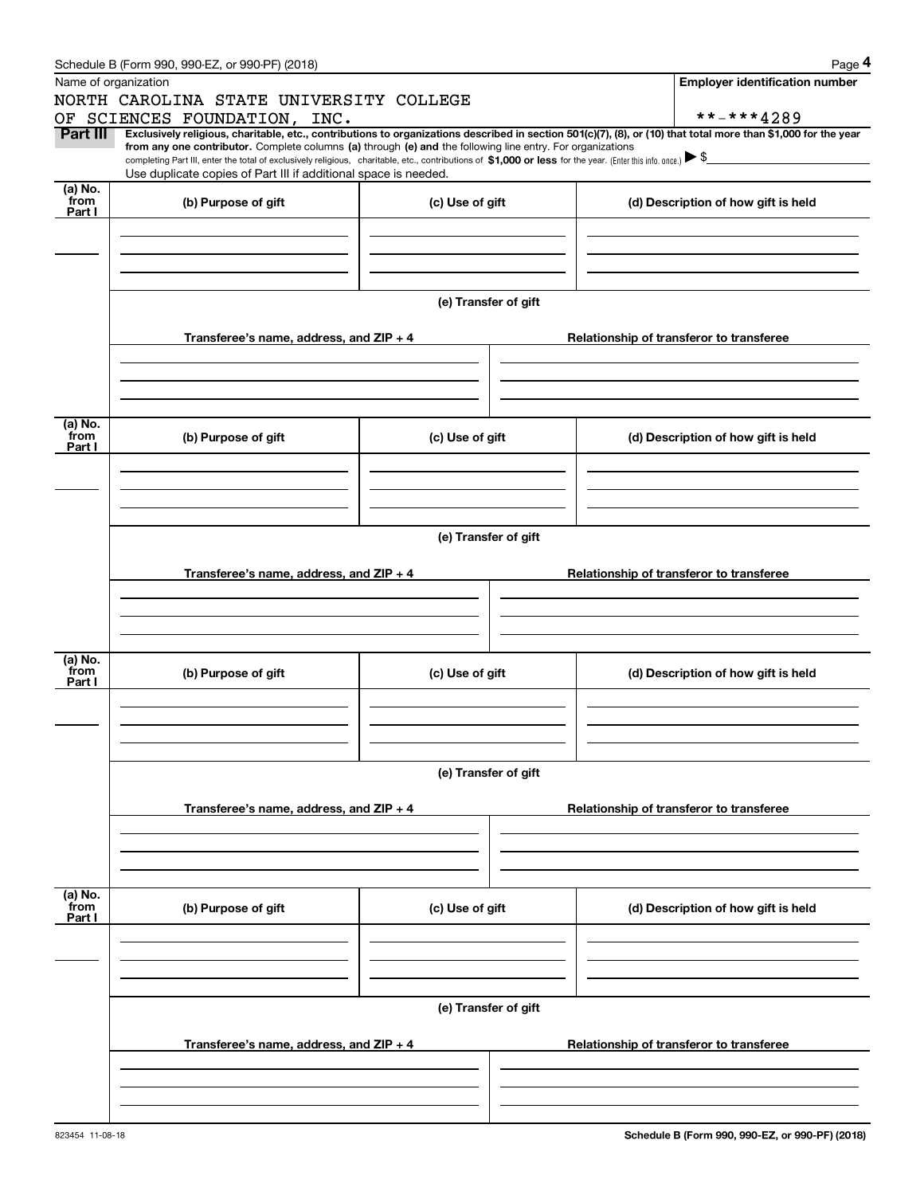Schedule B (Form 990, 990-EZ, or 990-PF) (2018) Page **4**

Name of organization

NORTH CAROLINA STATE UNIVERSITY COLLEGE OF SCIENCES FOUNDATION, INC.

**Employer identification number**

**-***4289

**Part III** **Exclusively religious, charitable, etc., contributions to organizations described in section 501(c)(7), (8), or (10) that total more than $1,000 for the year from any one contributor.** Complete columns **(a)** through **(e) and** the following line entry. For organizations completing Part III, enter the total of exclusively religious, charitable, etc., contributions of **$1,000 or less** for the year. (Enter this info. once.) ▶ $

Use duplicate copies of Part III if additional space is needed.

| (a) No. from Part I | (b) Purpose of gift | (c) Use of gift | (d) Description of how gift is held |
|---|---|---|---|
| | | | |

(e) Transfer of gift

| Transferee's name, address, and ZIP + 4 | Relationship of transferor to transferee |
|---|---|
| | |

| (a) No. from Part I | (b) Purpose of gift | (c) Use of gift | (d) Description of how gift is held |
|---|---|---|---|
| | | | |

(e) Transfer of gift

| Transferee's name, address, and ZIP + 4 | Relationship of transferor to transferee |
|---|---|
| | |

| (a) No. from Part I | (b) Purpose of gift | (c) Use of gift | (d) Description of how gift is held |
|---|---|---|---|
| | | | |

(e) Transfer of gift

| Transferee's name, address, and ZIP + 4 | Relationship of transferor to transferee |
|---|---|
| | |

| (a) No. from Part I | (b) Purpose of gift | (c) Use of gift | (d) Description of how gift is held |
|---|---|---|---|
| | | | |

(e) Transfer of gift

| Transferee's name, address, and ZIP + 4 | Relationship of transferor to transferee |
|---|---|
| | |

823454 11-08-18

**Schedule B (Form 990, 990-EZ, or 990-PF) (2018)**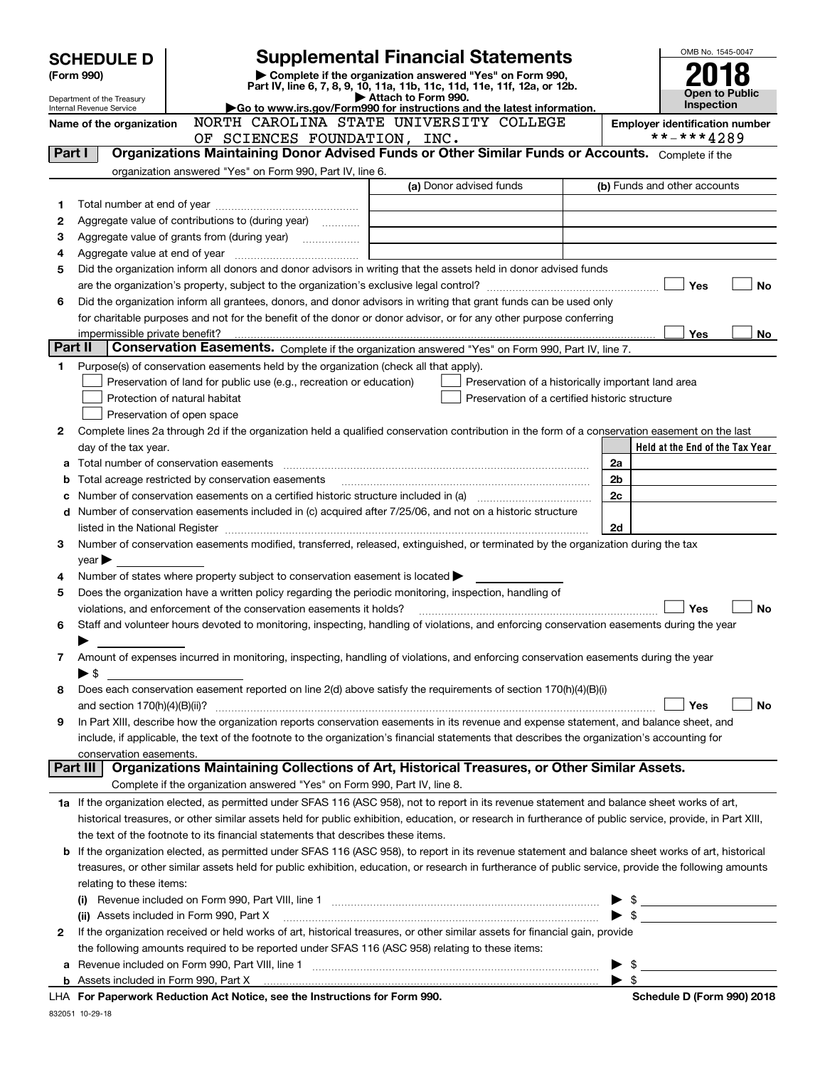# SCHEDULE D (Form 990)

Department of the Treasury
Internal Revenue Service

# Supplemental Financial Statements

▶ Complete if the organization answered "Yes" on Form 990, Part IV, line 6, 7, 8, 9, 10, 11a, 11b, 11c, 11d, 11e, 11f, 12a, or 12b.
▶ Attach to Form 990.
▶Go to www.irs.gov/Form990 for instructions and the latest information.

OMB No. 1545-0047

**2018**

**Open to Public Inspection**

**Name of the organization** NORTH CAROLINA STATE UNIVERSITY COLLEGE OF SCIENCES FOUNDATION, INC.

**Employer identification number** **-***4289

## Part I Organizations Maintaining Donor Advised Funds or Other Similar Funds or Accounts.

Complete if the organization answered "Yes" on Form 990, Part IV, line 6.

| | | (a) Donor advised funds | (b) Funds and other accounts |
|---|---|---|---|
| 1 | Total number at end of year | | |
| 2 | Aggregate value of contributions to (during year) | | |
| 3 | Aggregate value of grants from (during year) | | |
| 4 | Aggregate value at end of year | | |

5 Did the organization inform all donors and donor advisors in writing that the assets held in donor advised funds are the organization's property, subject to the organization's exclusive legal control? ☐ Yes ☐ No

6 Did the organization inform all grantees, donors, and donor advisors in writing that grant funds can be used only for charitable purposes and not for the benefit of the donor or donor advisor, or for any other purpose conferring impermissible private benefit? ☐ Yes ☐ No

## Part II Conservation Easements.

Complete if the organization answered "Yes" on Form 990, Part IV, line 7.

1 Purpose(s) of conservation easements held by the organization (check all that apply).

- ☐ Preservation of land for public use (e.g., recreation or education)
- ☐ Protection of natural habitat
- ☐ Preservation of open space
- ☐ Preservation of a historically important land area
- ☐ Preservation of a certified historic structure

2 Complete lines 2a through 2d if the organization held a qualified conservation contribution in the form of a conservation easement on the last day of the tax year.

| | | | Held at the End of the Tax Year |
|---|---|---|---|
| a | Total number of conservation easements | 2a | |
| b | Total acreage restricted by conservation easements | 2b | |
| c | Number of conservation easements on a certified historic structure included in (a) | 2c | |
| d | Number of conservation easements included in (c) acquired after 7/25/06, and not on a historic structure listed in the National Register | 2d | |

3 Number of conservation easements modified, transferred, released, extinguished, or terminated by the organization during the tax year ▶

4 Number of states where property subject to conservation easement is located ▶

5 Does the organization have a written policy regarding the periodic monitoring, inspection, handling of violations, and enforcement of the conservation easements it holds? ☐ Yes ☐ No

6 Staff and volunteer hours devoted to monitoring, inspecting, handling of violations, and enforcing conservation easements during the year ▶

7 Amount of expenses incurred in monitoring, inspecting, handling of violations, and enforcing conservation easements during the year ▶ $

8 Does each conservation easement reported on line 2(d) above satisfy the requirements of section 170(h)(4)(B)(i) and section 170(h)(4)(B)(ii)? ☐ Yes ☐ No

9 In Part XIII, describe how the organization reports conservation easements in its revenue and expense statement, and balance sheet, and include, if applicable, the text of the footnote to the organization's financial statements that describes the organization's accounting for conservation easements.

## Part III Organizations Maintaining Collections of Art, Historical Treasures, or Other Similar Assets.

Complete if the organization answered "Yes" on Form 990, Part IV, line 8.

1a If the organization elected, as permitted under SFAS 116 (ASC 958), not to report in its revenue statement and balance sheet works of art, historical treasures, or other similar assets held for public exhibition, education, or research in furtherance of public service, provide, in Part XIII, the text of the footnote to its financial statements that describes these items.

b If the organization elected, as permitted under SFAS 116 (ASC 958), to report in its revenue statement and balance sheet works of art, historical treasures, or other similar assets held for public exhibition, education, or research in furtherance of public service, provide the following amounts relating to these items:

(i) Revenue included on Form 990, Part VIII, line 1 ▶ $

(ii) Assets included in Form 990, Part X ▶ $

2 If the organization received or held works of art, historical treasures, or other similar assets for financial gain, provide the following amounts required to be reported under SFAS 116 (ASC 958) relating to these items:

a Revenue included on Form 990, Part VIII, line 1 ▶ $

b Assets included in Form 990, Part X ▶ $

LHA For Paperwork Reduction Act Notice, see the Instructions for Form 990. Schedule D (Form 990) 2018

832051 10-29-18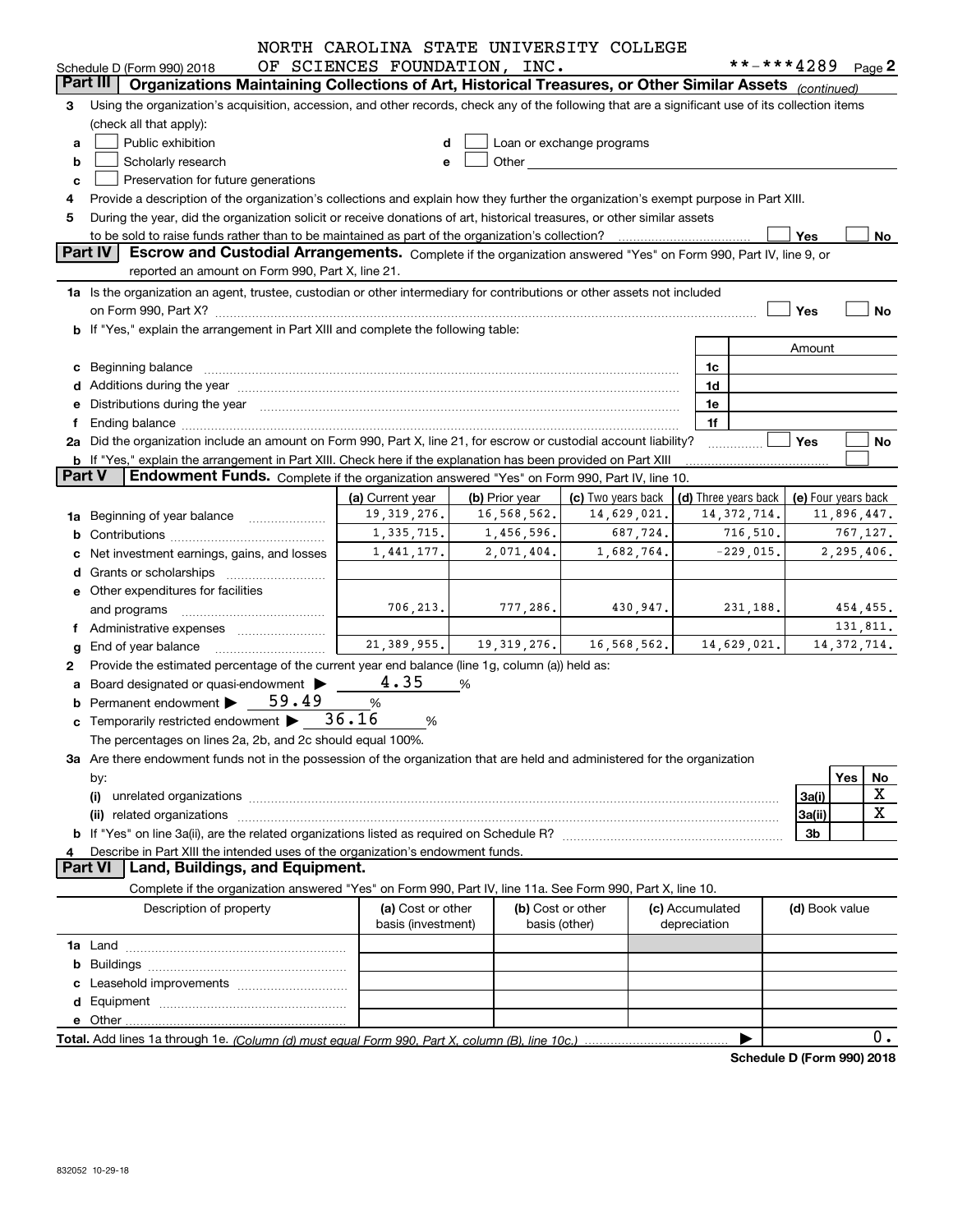Schedule D (Form 990) 2018 NORTH CAROLINA STATE UNIVERSITY COLLEGE OF SCIENCES FOUNDATION, INC. **-***4289 Page 2

**Part III Organizations Maintaining Collections of Art, Historical Treasures, or Other Similar Assets** *(continued)*

3 Using the organization's acquisition, accession, and other records, check any of the following that are a significant use of its collection items (check all that apply):

- a ☐ Public exhibition
- b ☐ Scholarly research
- c ☐ Preservation for future generations
- d ☐ Loan or exchange programs
- e ☐ Other

4 Provide a description of the organization's collections and explain how they further the organization's exempt purpose in Part XIII.

5 During the year, did the organization solicit or receive donations of art, historical treasures, or other similar assets to be sold to raise funds rather than to be maintained as part of the organization's collection? ☐ Yes ☐ No

**Part IV Escrow and Custodial Arrangements.** Complete if the organization answered "Yes" on Form 990, Part IV, line 9, or reported an amount on Form 990, Part X, line 21.

1a Is the organization an agent, trustee, custodian or other intermediary for contributions or other assets not included on Form 990, Part X? ☐ Yes ☐ No

b If "Yes," explain the arrangement in Part XIII and complete the following table:

| | | Amount |
|---|---|---|
| c Beginning balance | 1c | |
| d Additions during the year | 1d | |
| e Distributions during the year | 1e | |
| f Ending balance | 1f | |

2a Did the organization include an amount on Form 990, Part X, line 21, for escrow or custodial account liability? ☐ Yes ☐ No

b If "Yes," explain the arrangement in Part XIII. Check here if the explanation has been provided on Part XIII ☐

**Part V Endowment Funds.** Complete if the organization answered "Yes" on Form 990, Part IV, line 10.

| | (a) Current year | (b) Prior year | (c) Two years back | (d) Three years back | (e) Four years back |
|---|---|---|---|---|---|
| 1a Beginning of year balance | 19,319,276. | 16,568,562. | 14,629,021. | 14,372,714. | 11,896,447. |
| b Contributions | 1,335,715. | 1,456,596. | 687,724. | 716,510. | 767,127. |
| c Net investment earnings, gains, and losses | 1,441,177. | 2,071,404. | 1,682,764. | -229,015. | 2,295,406. |
| d Grants or scholarships | | | | | |
| e Other expenditures for facilities and programs | 706,213. | 777,286. | 430,947. | 231,188. | 454,455. |
| f Administrative expenses | | | | | 131,811. |
| g End of year balance | 21,389,955. | 19,319,276. | 16,568,562. | 14,629,021. | 14,372,714. |

2 Provide the estimated percentage of the current year end balance (line 1g, column (a)) held as:

a Board designated or quasi-endowment ▶ 4.35 %

b Permanent endowment ▶ 59.49 %

c Temporarily restricted endowment ▶ 36.16 %

The percentages on lines 2a, 2b, and 2c should equal 100%.

3a Are there endowment funds not in the possession of the organization that are held and administered for the organization by:

| | | Yes | No |
|---|---|---|---|
| (i) unrelated organizations | 3a(i) | | X |
| (ii) related organizations | 3a(ii) | | X |
| b If "Yes" on line 3a(ii), are the related organizations listed as required on Schedule R? | 3b | | |

4 Describe in Part XIII the intended uses of the organization's endowment funds.

**Part VI Land, Buildings, and Equipment.**

Complete if the organization answered "Yes" on Form 990, Part IV, line 11a. See Form 990, Part X, line 10.

| Description of property | (a) Cost or other basis (investment) | (b) Cost or other basis (other) | (c) Accumulated depreciation | (d) Book value |
|---|---|---|---|---|
| 1a Land | | | | |
| b Buildings | | | | |
| c Leasehold improvements | | | | |
| d Equipment | | | | |
| e Other | | | | |

**Total.** Add lines 1a through 1e. *(Column (d) must equal Form 990, Part X, column (B), line 10c.)* ▶ 0.

**Schedule D (Form 990) 2018**

832052 10-29-18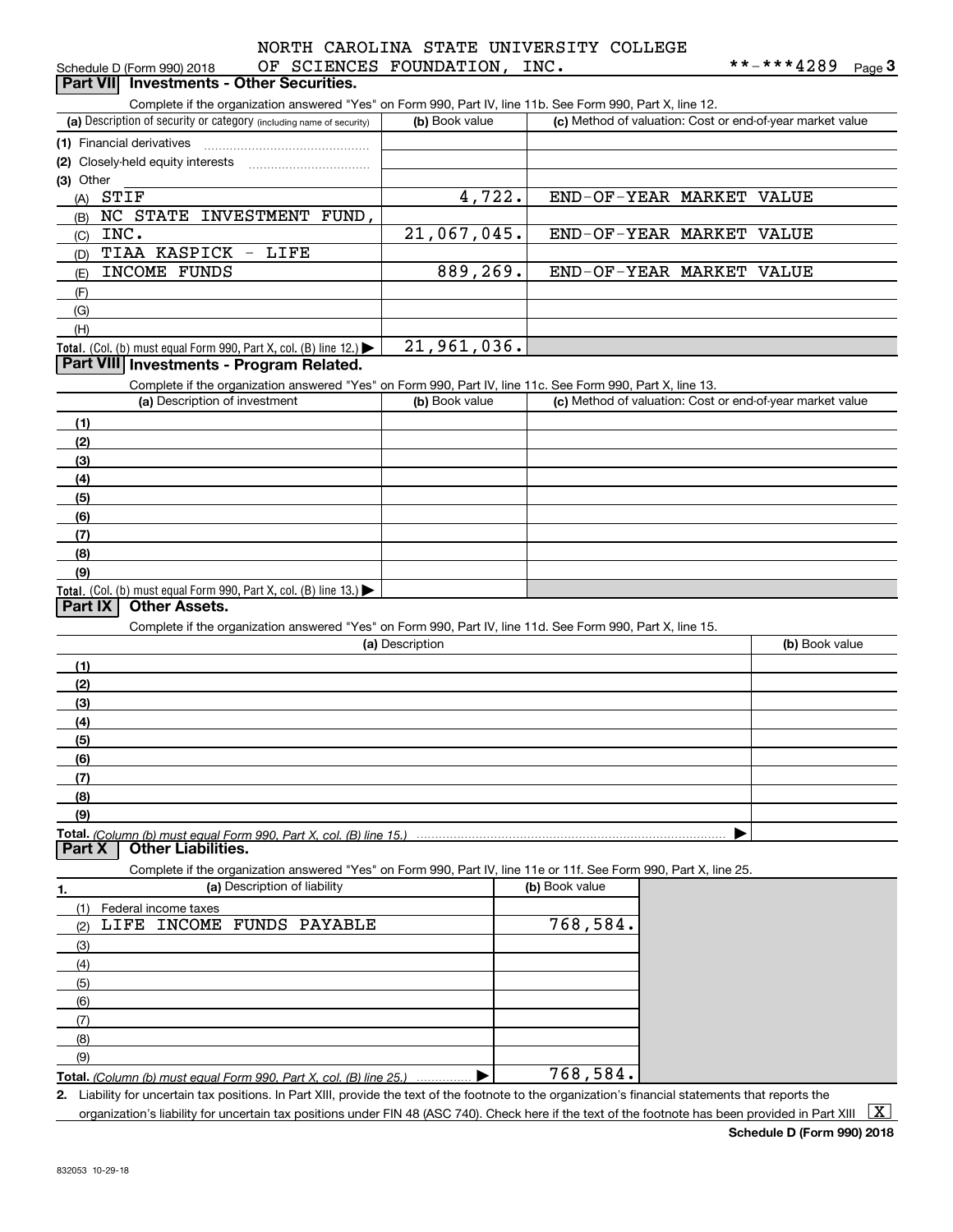Schedule D (Form 990) 2018 NORTH CAROLINA STATE UNIVERSITY COLLEGE OF SCIENCES FOUNDATION, INC. **-***4289 Page 3

## Part VII Investments - Other Securities.

Complete if the organization answered "Yes" on Form 990, Part IV, line 11b. See Form 990, Part X, line 12.

| (a) Description of security or category (including name of security) | (b) Book value | (c) Method of valuation: Cost or end-of-year market value |
|---|---|---|
| (1) Financial derivatives | | |
| (2) Closely-held equity interests | | |
| (3) Other | | |
| (A) STIF | 4,722. | END-OF-YEAR MARKET VALUE |
| (B) NC STATE INVESTMENT FUND, | | |
| (C) INC. | 21,067,045. | END-OF-YEAR MARKET VALUE |
| (D) TIAA KASPICK - LIFE | | |
| (E) INCOME FUNDS | 889,269. | END-OF-YEAR MARKET VALUE |
| (F) | | |
| (G) | | |
| (H) | | |
| **Total.** (Col. (b) must equal Form 990, Part X, col. (B) line 12.) | 21,961,036. | |

## Part VIII Investments - Program Related.

Complete if the organization answered "Yes" on Form 990, Part IV, line 11c. See Form 990, Part X, line 13.

| (a) Description of investment | (b) Book value | (c) Method of valuation: Cost or end-of-year market value |
|---|---|---|
| (1) | | |
| (2) | | |
| (3) | | |
| (4) | | |
| (5) | | |
| (6) | | |
| (7) | | |
| (8) | | |
| (9) | | |
| **Total.** (Col. (b) must equal Form 990, Part X, col. (B) line 13.) | | |

## Part IX Other Assets.

Complete if the organization answered "Yes" on Form 990, Part IV, line 11d. See Form 990, Part X, line 15.

| (a) Description | (b) Book value |
|---|---|
| (1) | |
| (2) | |
| (3) | |
| (4) | |
| (5) | |
| (6) | |
| (7) | |
| (8) | |
| (9) | |
| **Total.** (Column (b) must equal Form 990, Part X, col. (B) line 15.) | |

## Part X Other Liabilities.

Complete if the organization answered "Yes" on Form 990, Part IV, line 11e or 11f. See Form 990, Part X, line 25.

| 1. (a) Description of liability | (b) Book value |
|---|---|
| (1) Federal income taxes | |
| (2) LIFE INCOME FUNDS PAYABLE | 768,584. |
| (3) | |
| (4) | |
| (5) | |
| (6) | |
| (7) | |
| (8) | |
| (9) | |
| **Total.** (Column (b) must equal Form 990, Part X, col. (B) line 25.) | 768,584. |

2. Liability for uncertain tax positions. In Part XIII, provide the text of the footnote to the organization's financial statements that reports the organization's liability for uncertain tax positions under FIN 48 (ASC 740). Check here if the text of the footnote has been provided in Part XIII [X]

Schedule D (Form 990) 2018

832053 10-29-18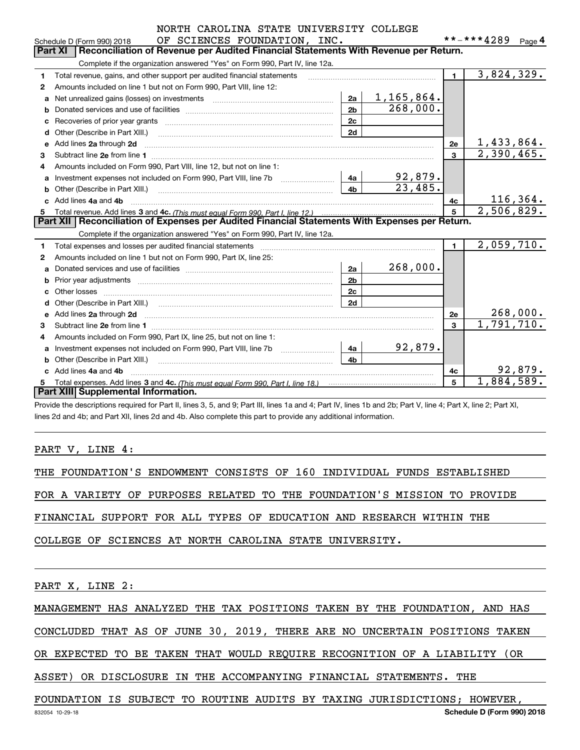NORTH CAROLINA STATE UNIVERSITY COLLEGE OF SCIENCES FOUNDATION, INC. **-***4289

Schedule D (Form 990) 2018 Page 4

## Part XI | Reconciliation of Revenue per Audited Financial Statements With Revenue per Return.

Complete if the organization answered "Yes" on Form 990, Part IV, line 12a.

| | | | | | |
|---|---|---|---|---|---|
| 1 | Total revenue, gains, and other support per audited financial statements | | | 1 | 3,824,329. |
| 2 | Amounts included on line 1 but not on Form 990, Part VIII, line 12: | | | | |
| a | Net unrealized gains (losses) on investments | 2a | 1,165,864. | | |
| b | Donated services and use of facilities | 2b | 268,000. | | |
| c | Recoveries of prior year grants | 2c | | | |
| d | Other (Describe in Part XIII.) | 2d | | | |
| e | Add lines 2a through 2d | | | 2e | 1,433,864. |
| 3 | Subtract line 2e from line 1 | | | 3 | 2,390,465. |
| 4 | Amounts included on Form 990, Part VIII, line 12, but not on line 1: | | | | |
| a | Investment expenses not included on Form 990, Part VIII, line 7b | 4a | 92,879. | | |
| b | Other (Describe in Part XIII.) | 4b | 23,485. | | |
| c | Add lines 4a and 4b | | | 4c | 116,364. |
| 5 | Total revenue. Add lines 3 and 4c. *(This must equal Form 990, Part I, line 12.)* | | | 5 | 2,506,829. |

## Part XII | Reconciliation of Expenses per Audited Financial Statements With Expenses per Return.

Complete if the organization answered "Yes" on Form 990, Part IV, line 12a.

| | | | | | |
|---|---|---|---|---|---|
| 1 | Total expenses and losses per audited financial statements | | | 1 | 2,059,710. |
| 2 | Amounts included on line 1 but not on Form 990, Part IX, line 25: | | | | |
| a | Donated services and use of facilities | 2a | 268,000. | | |
| b | Prior year adjustments | 2b | | | |
| c | Other losses | 2c | | | |
| d | Other (Describe in Part XIII.) | 2d | | | |
| e | Add lines 2a through 2d | | | 2e | 268,000. |
| 3 | Subtract line 2e from line 1 | | | 3 | 1,791,710. |
| 4 | Amounts included on Form 990, Part IX, line 25, but not on line 1: | | | | |
| a | Investment expenses not included on Form 990, Part VIII, line 7b | 4a | 92,879. | | |
| b | Other (Describe in Part XIII.) | 4b | | | |
| c | Add lines 4a and 4b | | | 4c | 92,879. |
| 5 | Total expenses. Add lines 3 and 4c. *(This must equal Form 990, Part I, line 18.)* | | | 5 | 1,884,589. |

## Part XIII | Supplemental Information.

Provide the descriptions required for Part II, lines 3, 5, and 9; Part III, lines 1a and 4; Part IV, lines 1b and 2b; Part V, line 4; Part X, line 2; Part XI, lines 2d and 4b; and Part XII, lines 2d and 4b. Also complete this part to provide any additional information.

PART V, LINE 4:

THE FOUNDATION'S ENDOWMENT CONSISTS OF 160 INDIVIDUAL FUNDS ESTABLISHED FOR A VARIETY OF PURPOSES RELATED TO THE FOUNDATION'S MISSION TO PROVIDE FINANCIAL SUPPORT FOR ALL TYPES OF EDUCATION AND RESEARCH WITHIN THE COLLEGE OF SCIENCES AT NORTH CAROLINA STATE UNIVERSITY.

PART X, LINE 2:

MANAGEMENT HAS ANALYZED THE TAX POSITIONS TAKEN BY THE FOUNDATION, AND HAS CONCLUDED THAT AS OF JUNE 30, 2019, THERE ARE NO UNCERTAIN POSITIONS TAKEN OR EXPECTED TO BE TAKEN THAT WOULD REQUIRE RECOGNITION OF A LIABILITY (OR ASSET) OR DISCLOSURE IN THE ACCOMPANYING FINANCIAL STATEMENTS. THE FOUNDATION IS SUBJECT TO ROUTINE AUDITS BY TAXING JURISDICTIONS; HOWEVER,

832054 10-29-18 Schedule D (Form 990) 2018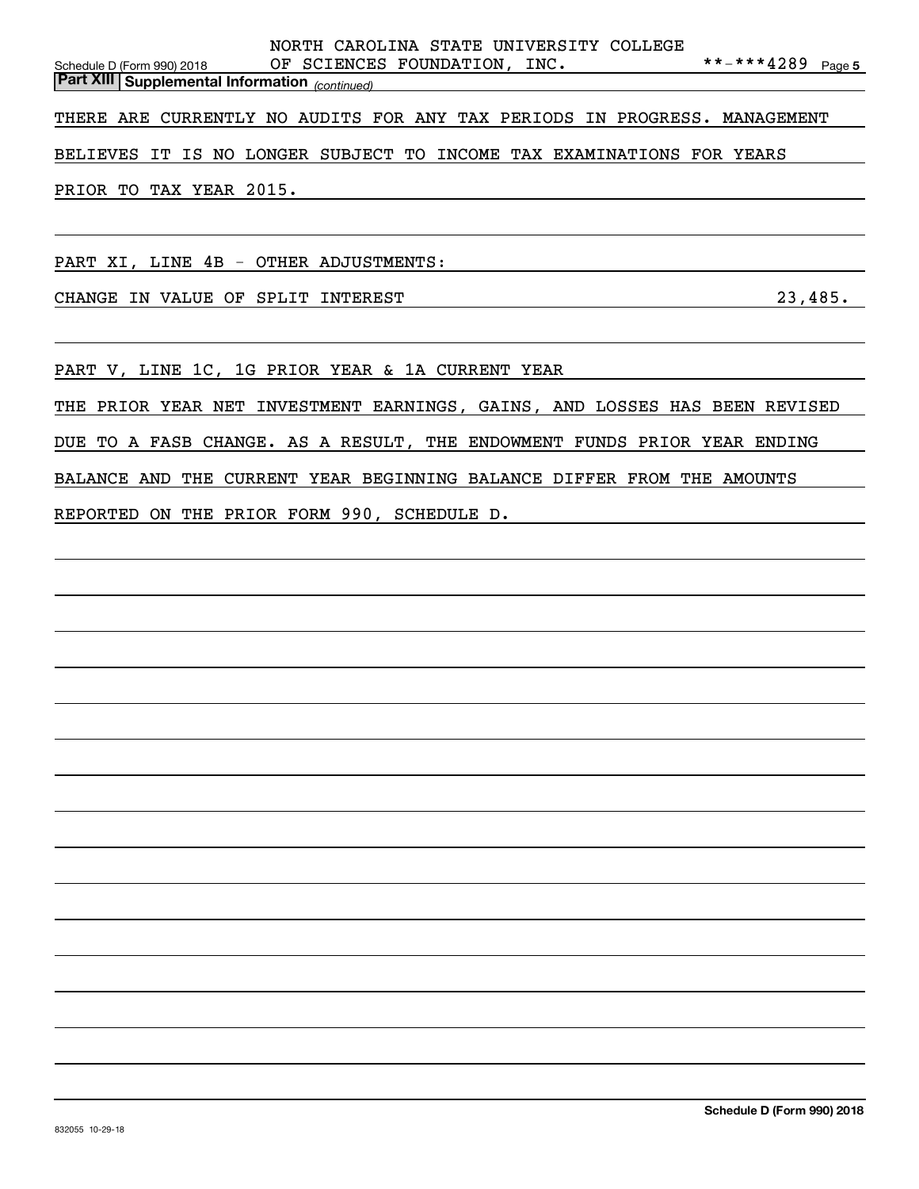NORTH CAROLINA STATE UNIVERSITY COLLEGE OF SCIENCES FOUNDATION, INC. **-***4289

## Part XIII Supplemental Information *(continued)*

THERE ARE CURRENTLY NO AUDITS FOR ANY TAX PERIODS IN PROGRESS. MANAGEMENT BELIEVES IT IS NO LONGER SUBJECT TO INCOME TAX EXAMINATIONS FOR YEARS PRIOR TO TAX YEAR 2015.

PART XI, LINE 4B - OTHER ADJUSTMENTS:

| | |
|---|---|
| CHANGE IN VALUE OF SPLIT INTEREST | 23,485. |

PART V, LINE 1C, 1G PRIOR YEAR & 1A CURRENT YEAR

THE PRIOR YEAR NET INVESTMENT EARNINGS, GAINS, AND LOSSES HAS BEEN REVISED DUE TO A FASB CHANGE. AS A RESULT, THE ENDOWMENT FUNDS PRIOR YEAR ENDING BALANCE AND THE CURRENT YEAR BEGINNING BALANCE DIFFER FROM THE AMOUNTS REPORTED ON THE PRIOR FORM 990, SCHEDULE D.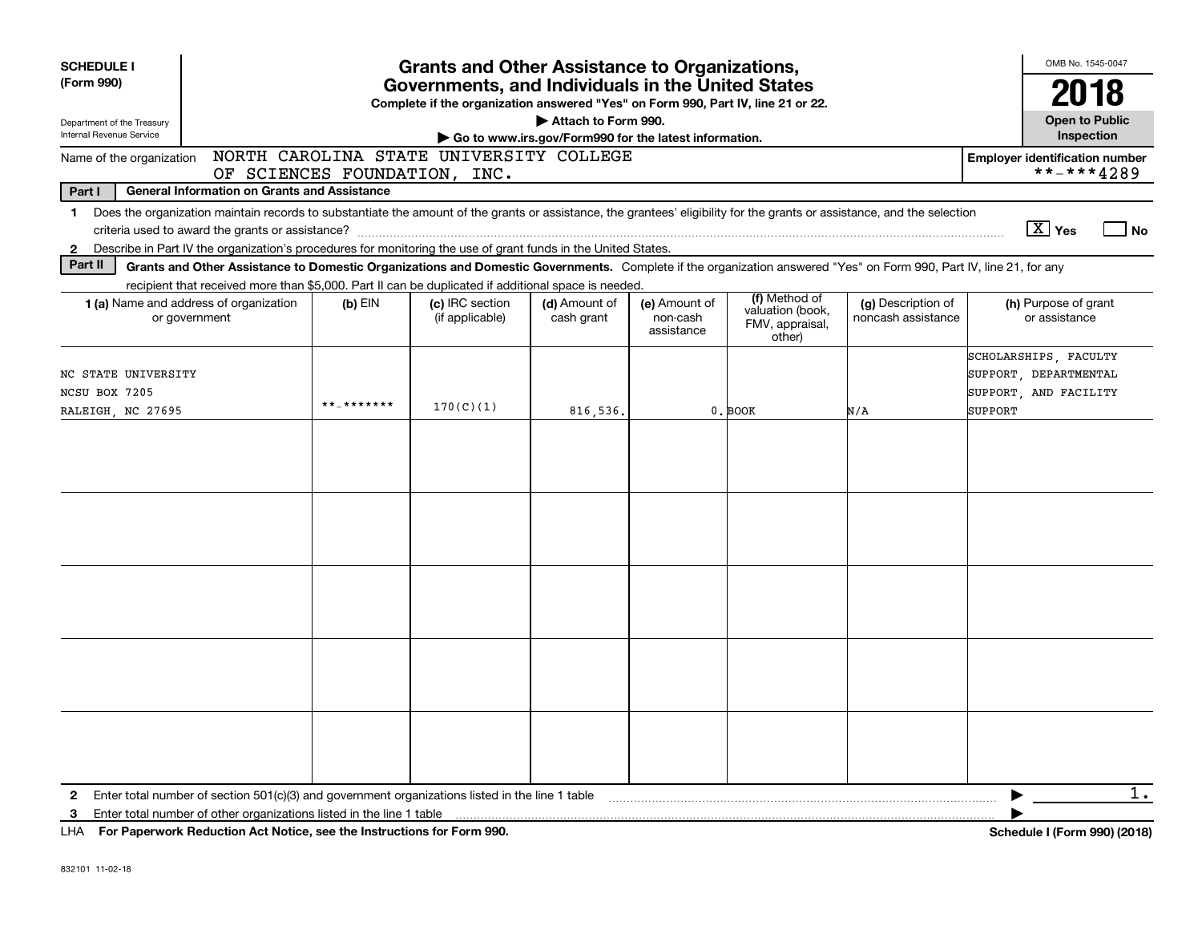**SCHEDULE I**
**(Form 990)**

Department of the Treasury
Internal Revenue Service

# Grants and Other Assistance to Organizations, Governments, and Individuals in the United States

**Complete if the organization answered "Yes" on Form 990, Part IV, line 21 or 22.**
**▶ Attach to Form 990.**
**▶ Go to www.irs.gov/Form990 for the latest information.**

OMB No. 1545-0047
**2018**
**Open to Public Inspection**

Name of the organization: NORTH CAROLINA STATE UNIVERSITY COLLEGE OF SCIENCES FOUNDATION, INC.

**Employer identification number** **-***4289

**Part I General Information on Grants and Assistance**

1 Does the organization maintain records to substantiate the amount of the grants or assistance, the grantees' eligibility for the grants or assistance, and the selection criteria used to award the grants or assistance? [X] Yes [ ] No

2 Describe in Part IV the organization's procedures for monitoring the use of grant funds in the United States.

**Part II Grants and Other Assistance to Domestic Organizations and Domestic Governments.** Complete if the organization answered "Yes" on Form 990, Part IV, line 21, for any recipient that received more than $5,000. Part II can be duplicated if additional space is needed.

| 1 (a) Name and address of organization or government | (b) EIN | (c) IRC section (if applicable) | (d) Amount of cash grant | (e) Amount of non-cash assistance | (f) Method of valuation (book, FMV, appraisal, other) | (g) Description of noncash assistance | (h) Purpose of grant or assistance |
|---|---|---|---|---|---|---|---|
| NC STATE UNIVERSITY NCSU BOX 7205 RALEIGH, NC 27695 | **-******* | 170(C)(1) | 816,536. | 0. | BOOK | N/A | SCHOLARSHIPS, FACULTY SUPPORT, DEPARTMENTAL SUPPORT, AND FACILITY SUPPORT |
| | | | | | | | |
| | | | | | | | |
| | | | | | | | |
| | | | | | | | |
| | | | | | | | |

2 Enter total number of section 501(c)(3) and government organizations listed in the line 1 table ▶ 1.

3 Enter total number of other organizations listed in the line 1 table ▶

LHA **For Paperwork Reduction Act Notice, see the Instructions for Form 990.** **Schedule I (Form 990) (2018)**

832101 11-02-18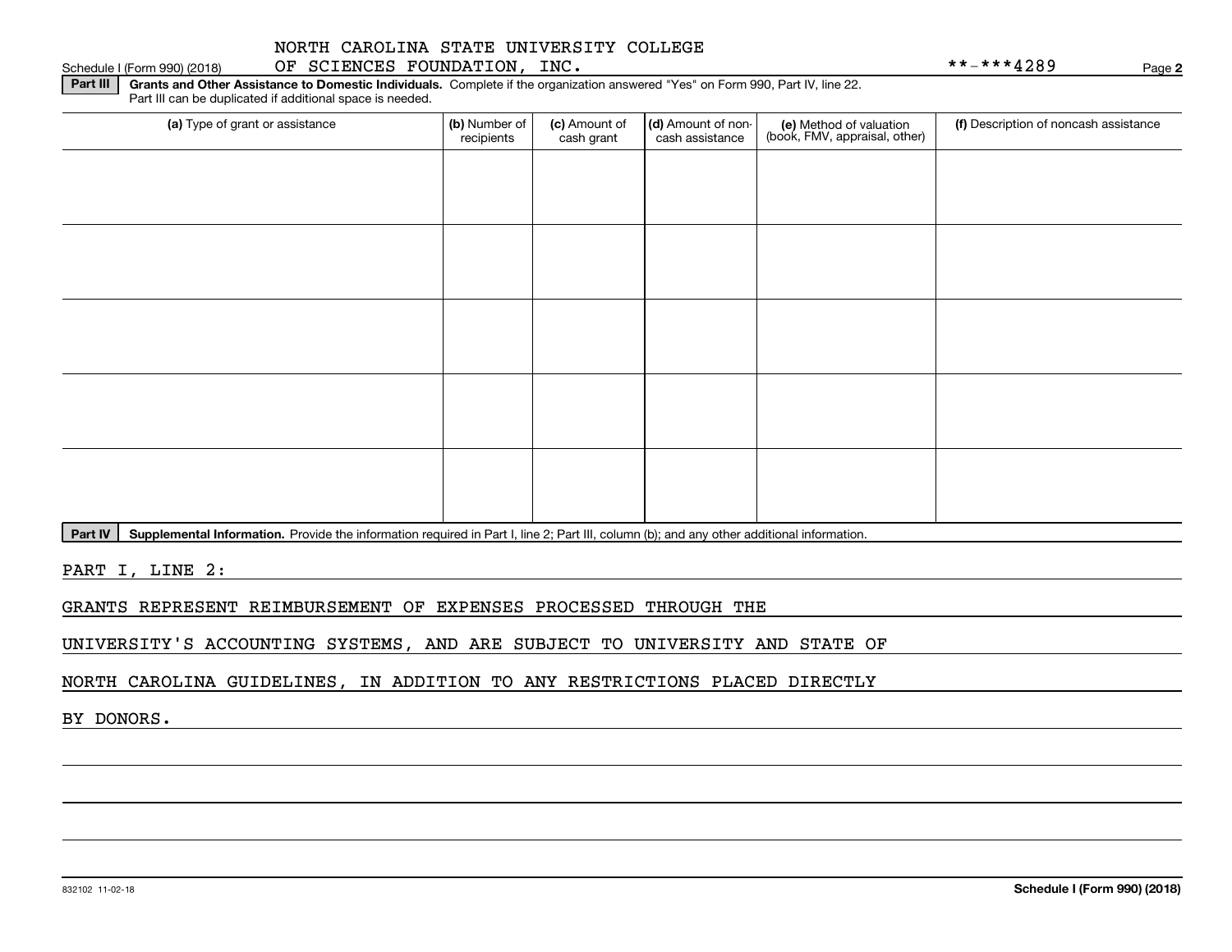NORTH CAROLINA STATE UNIVERSITY COLLEGE OF SCIENCES FOUNDATION, INC. **-***4289

Schedule I (Form 990) (2018) Page 2

**Part III** **Grants and Other Assistance to Domestic Individuals.** Complete if the organization answered "Yes" on Form 990, Part IV, line 22. Part III can be duplicated if additional space is needed.

| (a) Type of grant or assistance | (b) Number of recipients | (c) Amount of cash grant | (d) Amount of non-cash assistance | (e) Method of valuation (book, FMV, appraisal, other) | (f) Description of noncash assistance |
|---|---|---|---|---|---|
| | | | | | |
| | | | | | |
| | | | | | |
| | | | | | |
| | | | | | |

**Part IV** **Supplemental Information.** Provide the information required in Part I, line 2; Part III, column (b); and any other additional information.

PART I, LINE 2:

GRANTS REPRESENT REIMBURSEMENT OF EXPENSES PROCESSED THROUGH THE UNIVERSITY'S ACCOUNTING SYSTEMS, AND ARE SUBJECT TO UNIVERSITY AND STATE OF NORTH CAROLINA GUIDELINES, IN ADDITION TO ANY RESTRICTIONS PLACED DIRECTLY BY DONORS.

832102 11-02-18 **Schedule I (Form 990) (2018)**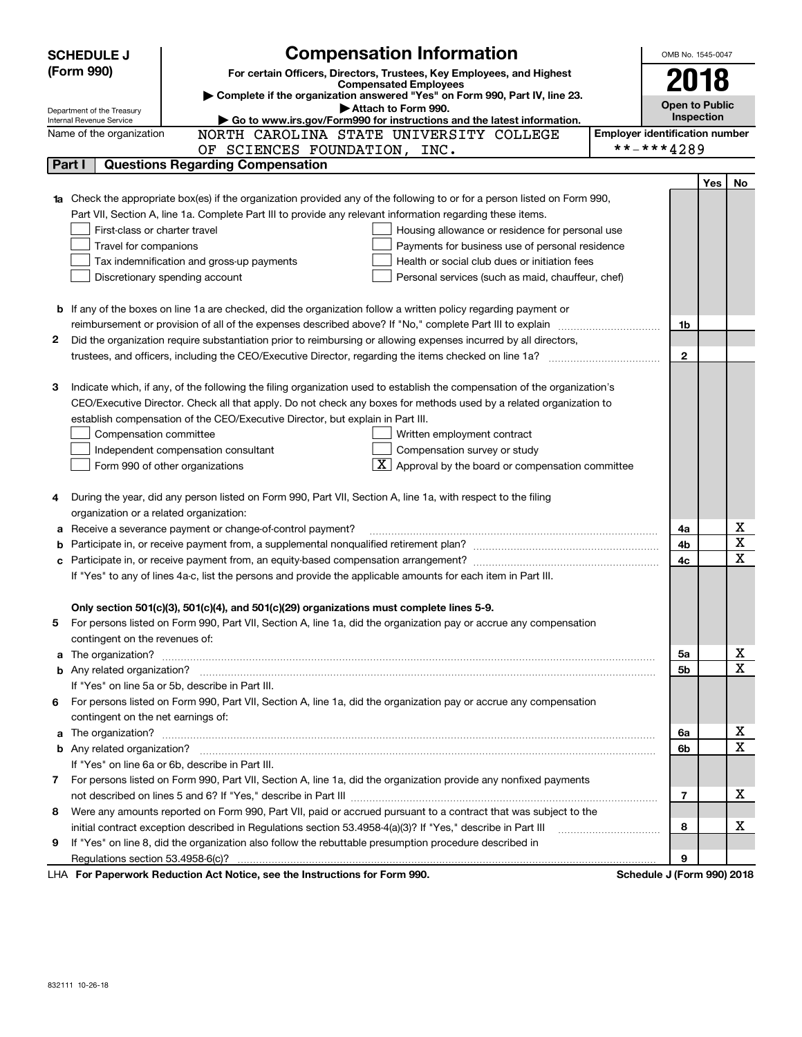**SCHEDULE J (Form 990)**

Department of the Treasury
Internal Revenue Service

# Compensation Information

**For certain Officers, Directors, Trustees, Key Employees, and Highest Compensated Employees**

▶ **Complete if the organization answered "Yes" on Form 990, Part IV, line 23.**

▶ **Attach to Form 990.**

▶ **Go to www.irs.gov/Form990 for instructions and the latest information.**

OMB No. 1545-0047

**2018**

**Open to Public Inspection**

Name of the organization: NORTH CAROLINA STATE UNIVERSITY COLLEGE OF SCIENCES FOUNDATION, INC.

Employer identification number: **-***4289

## Part I Questions Regarding Compensation

| | | | Yes | No |
|---|---|---|---|---|
| **1a** | Check the appropriate box(es) if the organization provided any of the following to or for a person listed on Form 990, Part VII, Section A, line 1a. Complete Part III to provide any relevant information regarding these items.<br>☐ First-class or charter travel ☐ Housing allowance or residence for personal use<br>☐ Travel for companions ☐ Payments for business use of personal residence<br>☐ Tax indemnification and gross-up payments ☐ Health or social club dues or initiation fees<br>☐ Discretionary spending account ☐ Personal services (such as maid, chauffeur, chef) | | | |
| **b** | If any of the boxes on line 1a are checked, did the organization follow a written policy regarding payment or reimbursement or provision of all of the expenses described above? If "No," complete Part III to explain | 1b | | |
| **2** | Did the organization require substantiation prior to reimbursing or allowing expenses incurred by all directors, trustees, and officers, including the CEO/Executive Director, regarding the items checked on line 1a? | 2 | | |
| **3** | Indicate which, if any, of the following the filing organization used to establish the compensation of the organization's CEO/Executive Director. Check all that apply. Do not check any boxes for methods used by a related organization to establish compensation of the CEO/Executive Director, but explain in Part III.<br>☐ Compensation committee ☐ Written employment contract<br>☐ Independent compensation consultant ☐ Compensation survey or study<br>☐ Form 990 of other organizations ☒ Approval by the board or compensation committee | | | |
| **4** | During the year, did any person listed on Form 990, Part VII, Section A, line 1a, with respect to the filing organization or a related organization: | | | |
| **a** | Receive a severance payment or change-of-control payment? | 4a | | X |
| **b** | Participate in, or receive payment from, a supplemental nonqualified retirement plan? | 4b | | X |
| **c** | Participate in, or receive payment from, an equity-based compensation arrangement? | 4c | | X |
| | If "Yes" to any of lines 4a-c, list the persons and provide the applicable amounts for each item in Part III. | | | |
| | **Only section 501(c)(3), 501(c)(4), and 501(c)(29) organizations must complete lines 5-9.** | | | |
| **5** | For persons listed on Form 990, Part VII, Section A, line 1a, did the organization pay or accrue any compensation contingent on the revenues of: | | | |
| **a** | The organization? | 5a | | X |
| **b** | Any related organization? | 5b | | X |
| | If "Yes" on line 5a or 5b, describe in Part III. | | | |
| **6** | For persons listed on Form 990, Part VII, Section A, line 1a, did the organization pay or accrue any compensation contingent on the net earnings of: | | | |
| **a** | The organization? | 6a | | X |
| **b** | Any related organization? | 6b | | X |
| | If "Yes" on line 6a or 6b, describe in Part III. | | | |
| **7** | For persons listed on Form 990, Part VII, Section A, line 1a, did the organization provide any nonfixed payments not described on lines 5 and 6? If "Yes," describe in Part III | 7 | | X |
| **8** | Were any amounts reported on Form 990, Part VII, paid or accrued pursuant to a contract that was subject to the initial contract exception described in Regulations section 53.4958-4(a)(3)? If "Yes," describe in Part III | 8 | | X |
| **9** | If "Yes" on line 8, did the organization also follow the rebuttable presumption procedure described in Regulations section 53.4958-6(c)? | 9 | | |

LHA **For Paperwork Reduction Act Notice, see the Instructions for Form 990.** **Schedule J (Form 990) 2018**

832111 10-26-18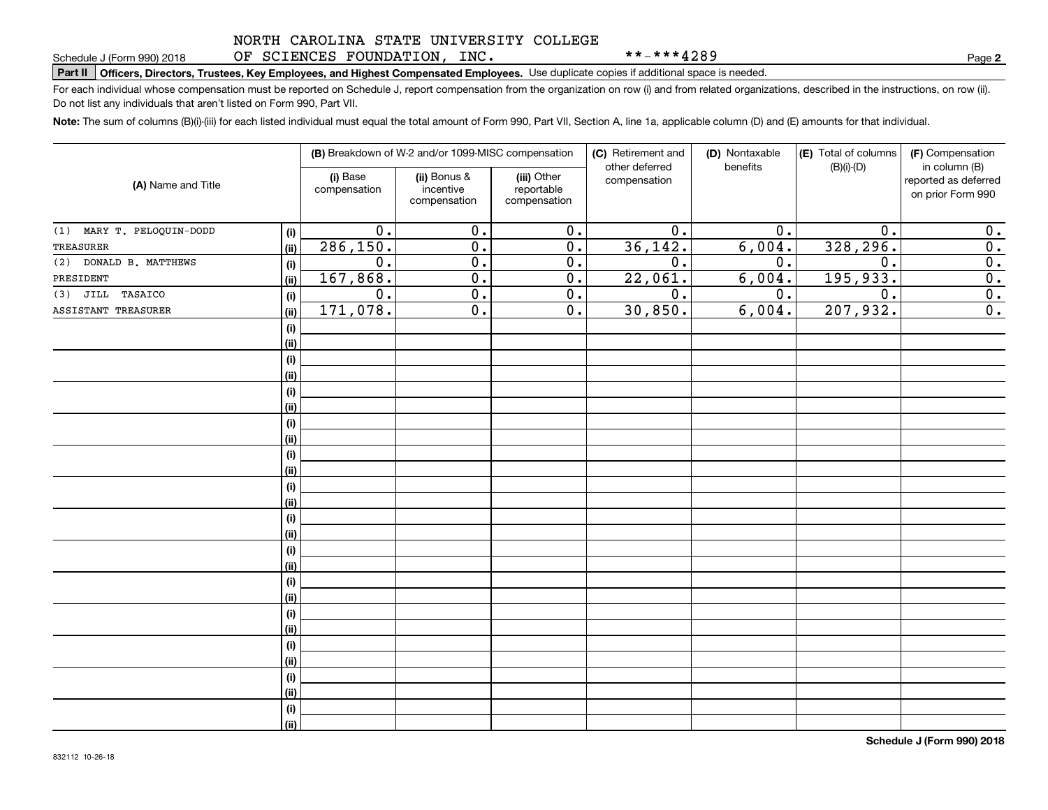NORTH CAROLINA STATE UNIVERSITY COLLEGE OF SCIENCES FOUNDATION, INC. **-***4289

Schedule J (Form 990) 2018

**Part II** **Officers, Directors, Trustees, Key Employees, and Highest Compensated Employees.** Use duplicate copies if additional space is needed.

For each individual whose compensation must be reported on Schedule J, report compensation from the organization on row (i) and from related organizations, described in the instructions, on row (ii). Do not list any individuals that aren't listed on Form 990, Part VII.

**Note:** The sum of columns (B)(i)-(iii) for each listed individual must equal the total amount of Form 990, Part VII, Section A, line 1a, applicable column (D) and (E) amounts for that individual.

| (A) Name and Title | | (B) Breakdown of W-2 and/or 1099-MISC compensation | | | (C) Retirement and other deferred compensation | (D) Nontaxable benefits | (E) Total of columns (B)(i)-(D) | (F) Compensation in column (B) reported as deferred on prior Form 990 |
|---|---|---|---|---|---|---|---|---|
| | | (i) Base compensation | (ii) Bonus & incentive compensation | (iii) Other reportable compensation | | | | |
| (1) MARY T. PELOQUIN-DODD | (i) | 0. | 0. | 0. | 0. | 0. | 0. | 0. |
| TREASURER | (ii) | 286,150. | 0. | 0. | 36,142. | 6,004. | 328,296. | 0. |
| (2) DONALD B. MATTHEWS | (i) | 0. | 0. | 0. | 0. | 0. | 0. | 0. |
| PRESIDENT | (ii) | 167,868. | 0. | 0. | 22,061. | 6,004. | 195,933. | 0. |
| (3) JILL TASAICO | (i) | 0. | 0. | 0. | 0. | 0. | 0. | 0. |
| ASSISTANT TREASURER | (ii) | 171,078. | 0. | 0. | 30,850. | 6,004. | 207,932. | 0. |

**Schedule J (Form 990) 2018**

832112 10-26-18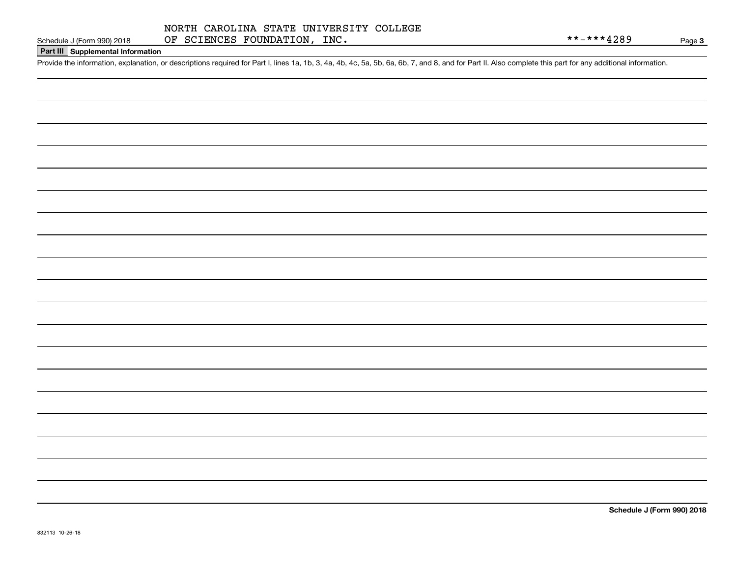NORTH CAROLINA STATE UNIVERSITY COLLEGE OF SCIENCES FOUNDATION, INC.

**-***4289

## Part III Supplemental Information

Provide the information, explanation, or descriptions required for Part I, lines 1a, 1b, 3, 4a, 4b, 4c, 5a, 5b, 6a, 6b, 7, and 8, and for Part II. Also complete this part for any additional information.

832113 10-26-18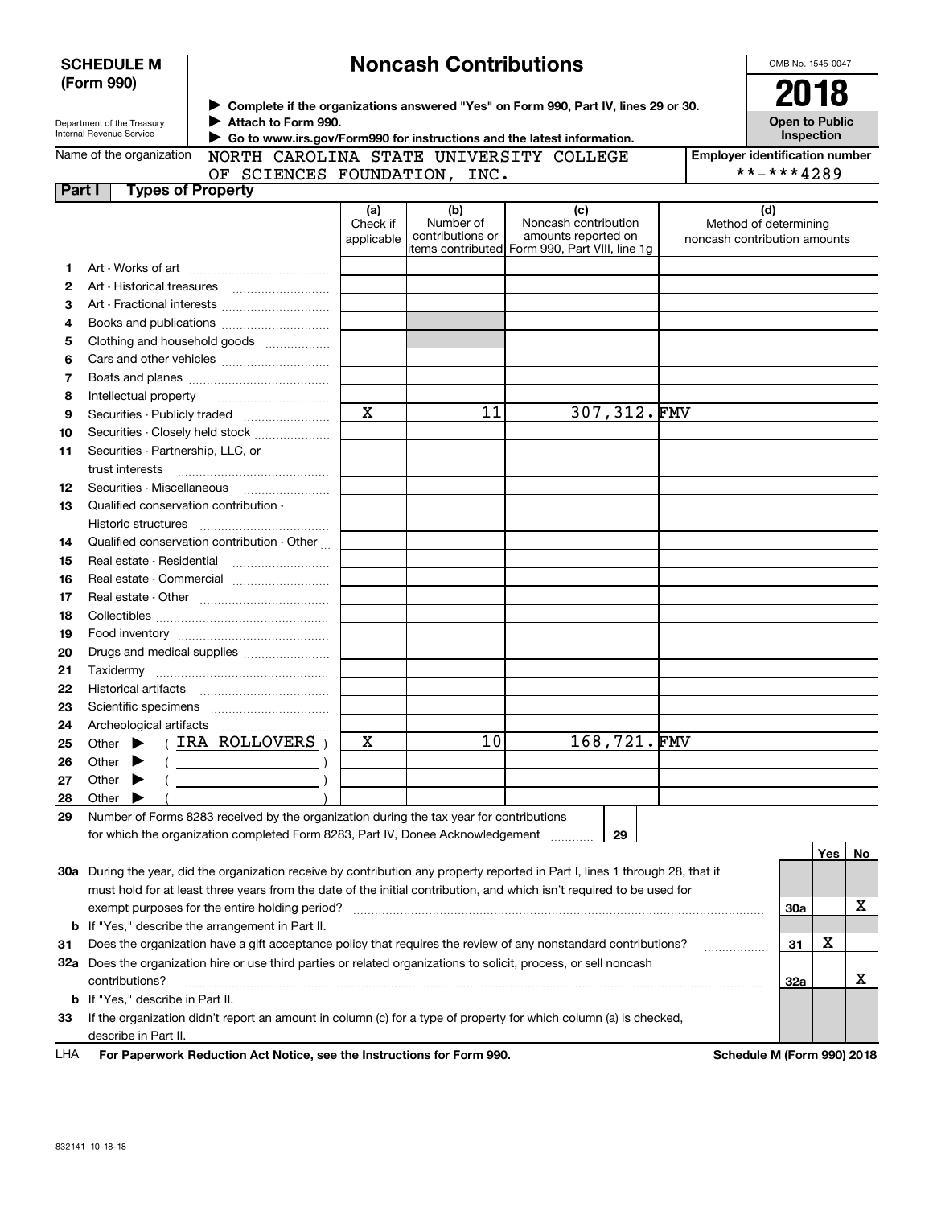**SCHEDULE M (Form 990)**

Department of the Treasury
Internal Revenue Service

# Noncash Contributions

▶ Complete if the organizations answered "Yes" on Form 990, Part IV, lines 29 or 30.
▶ Attach to Form 990.
▶ Go to www.irs.gov/Form990 for instructions and the latest information.

OMB No. 1545-0047

**2018**

**Open to Public Inspection**

Name of the organization: NORTH CAROLINA STATE UNIVERSITY COLLEGE OF SCIENCES FOUNDATION, INC.

Employer identification number: **-***4289

## Part I Types of Property

| | | (a) Check if applicable | (b) Number of contributions or items contributed | (c) Noncash contribution amounts reported on Form 990, Part VIII, line 1g | (d) Method of determining noncash contribution amounts |
|---|---|---|---|---|---|
| 1 | Art - Works of art | | | | |
| 2 | Art - Historical treasures | | | | |
| 3 | Art - Fractional interests | | | | |
| 4 | Books and publications | | | | |
| 5 | Clothing and household goods | | | | |
| 6 | Cars and other vehicles | | | | |
| 7 | Boats and planes | | | | |
| 8 | Intellectual property | | | | |
| 9 | Securities - Publicly traded | X | 11 | 307,312. | FMV |
| 10 | Securities - Closely held stock | | | | |
| 11 | Securities - Partnership, LLC, or trust interests | | | | |
| 12 | Securities - Miscellaneous | | | | |
| 13 | Qualified conservation contribution - Historic structures | | | | |
| 14 | Qualified conservation contribution - Other | | | | |
| 15 | Real estate - Residential | | | | |
| 16 | Real estate - Commercial | | | | |
| 17 | Real estate - Other | | | | |
| 18 | Collectibles | | | | |
| 19 | Food inventory | | | | |
| 20 | Drugs and medical supplies | | | | |
| 21 | Taxidermy | | | | |
| 22 | Historical artifacts | | | | |
| 23 | Scientific specimens | | | | |
| 24 | Archeological artifacts | | | | |
| 25 | Other ▶ ( IRA ROLLOVERS ) | X | 10 | 168,721. | FMV |
| 26 | Other ▶ ( ) | | | | |
| 27 | Other ▶ ( ) | | | | |
| 28 | Other ▶ ( ) | | | | |

29 Number of Forms 8283 received by the organization during the tax year for contributions for which the organization completed Form 8283, Part IV, Donee Acknowledgement ........ 29

| | | | Yes | No |
|---|---|---|---|---|
| 30a | During the year, did the organization receive by contribution any property reported in Part I, lines 1 through 28, that it must hold for at least three years from the date of the initial contribution, and which isn't required to be used for exempt purposes for the entire holding period? | 30a | | X |
| b | If "Yes," describe the arrangement in Part II. | | | |
| 31 | Does the organization have a gift acceptance policy that requires the review of any nonstandard contributions? | 31 | X | |
| 32a | Does the organization hire or use third parties or related organizations to solicit, process, or sell noncash contributions? | 32a | | X |
| b | If "Yes," describe in Part II. | | | |
| 33 | If the organization didn't report an amount in column (c) for a type of property for which column (a) is checked, describe in Part II. | | | |

LHA **For Paperwork Reduction Act Notice, see the Instructions for Form 990.** **Schedule M (Form 990) 2018**

832141 10-18-18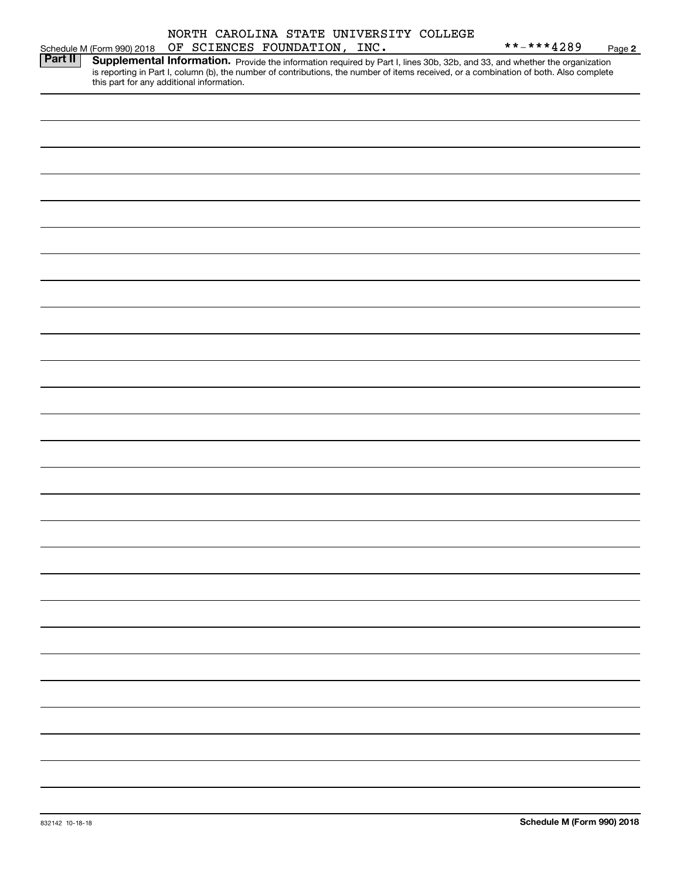NORTH CAROLINA STATE UNIVERSITY COLLEGE

Schedule M (Form 990) 2018 OF SCIENCES FOUNDATION, INC. **-***4289 Page 2

**Part II** **Supplemental Information.** Provide the information required by Part I, lines 30b, 32b, and 33, and whether the organization is reporting in Part I, column (b), the number of contributions, the number of items received, or a combination of both. Also complete this part for any additional information.

832142 10-18-18 **Schedule M (Form 990) 2018**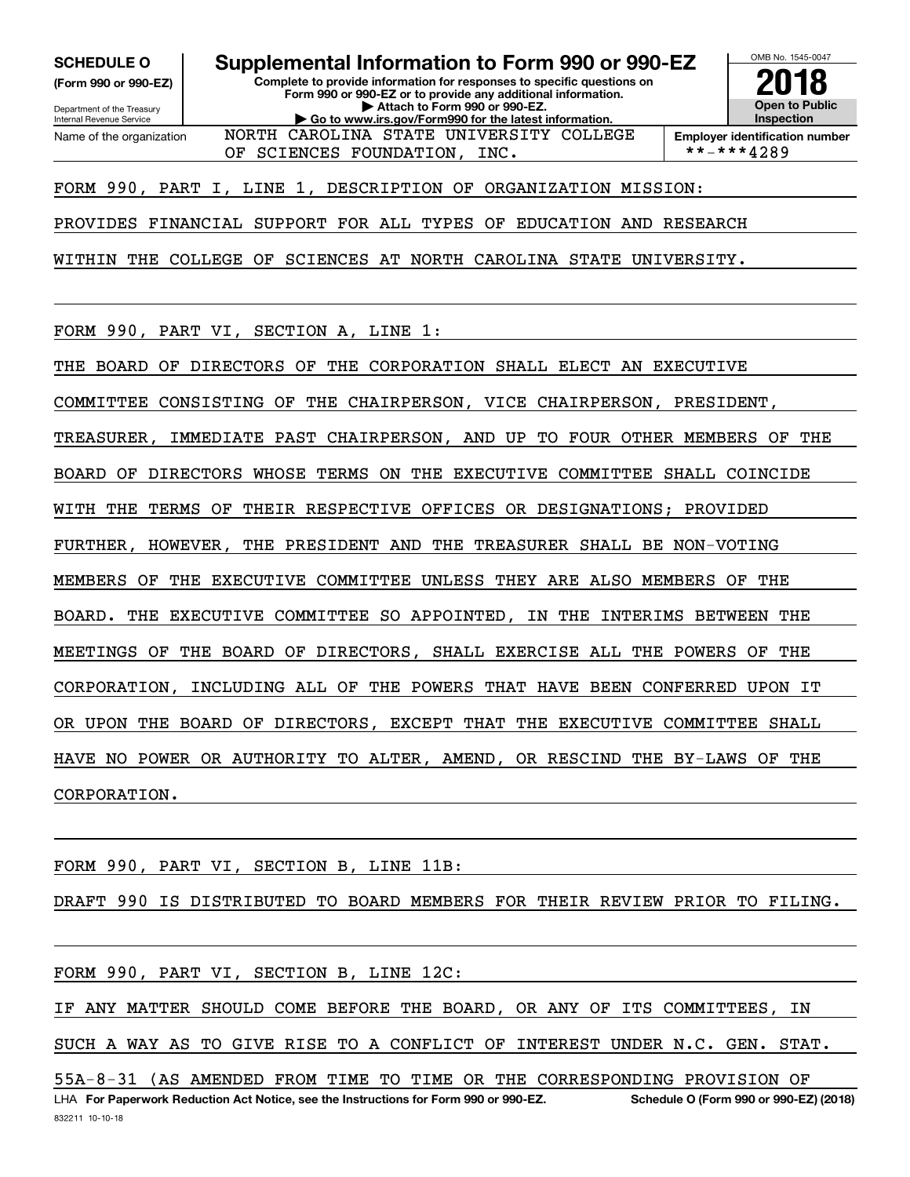**SCHEDULE O (Form 990 or 990-EZ)**

Department of the Treasury
Internal Revenue Service

# Supplemental Information to Form 990 or 990-EZ

**Complete to provide information for responses to specific questions on Form 990 or 990-EZ or to provide any additional information.**
**▶ Attach to Form 990 or 990-EZ.**
**▶ Go to www.irs.gov/Form990 for the latest information.**

OMB No. 1545-0047

**2018**

**Open to Public Inspection**

Name of the organization: NORTH CAROLINA STATE UNIVERSITY COLLEGE OF SCIENCES FOUNDATION, INC.

**Employer identification number:** **-***4289

FORM 990, PART I, LINE 1, DESCRIPTION OF ORGANIZATION MISSION:

PROVIDES FINANCIAL SUPPORT FOR ALL TYPES OF EDUCATION AND RESEARCH WITHIN THE COLLEGE OF SCIENCES AT NORTH CAROLINA STATE UNIVERSITY.

FORM 990, PART VI, SECTION A, LINE 1:

THE BOARD OF DIRECTORS OF THE CORPORATION SHALL ELECT AN EXECUTIVE COMMITTEE CONSISTING OF THE CHAIRPERSON, VICE CHAIRPERSON, PRESIDENT, TREASURER, IMMEDIATE PAST CHAIRPERSON, AND UP TO FOUR OTHER MEMBERS OF THE BOARD OF DIRECTORS WHOSE TERMS ON THE EXECUTIVE COMMITTEE SHALL COINCIDE WITH THE TERMS OF THEIR RESPECTIVE OFFICES OR DESIGNATIONS; PROVIDED FURTHER, HOWEVER, THE PRESIDENT AND THE TREASURER SHALL BE NON-VOTING MEMBERS OF THE EXECUTIVE COMMITTEE UNLESS THEY ARE ALSO MEMBERS OF THE BOARD. THE EXECUTIVE COMMITTEE SO APPOINTED, IN THE INTERIMS BETWEEN THE MEETINGS OF THE BOARD OF DIRECTORS, SHALL EXERCISE ALL THE POWERS OF THE CORPORATION, INCLUDING ALL OF THE POWERS THAT HAVE BEEN CONFERRED UPON IT OR UPON THE BOARD OF DIRECTORS, EXCEPT THAT THE EXECUTIVE COMMITTEE SHALL HAVE NO POWER OR AUTHORITY TO ALTER, AMEND, OR RESCIND THE BY-LAWS OF THE CORPORATION.

FORM 990, PART VI, SECTION B, LINE 11B:

DRAFT 990 IS DISTRIBUTED TO BOARD MEMBERS FOR THEIR REVIEW PRIOR TO FILING.

FORM 990, PART VI, SECTION B, LINE 12C:

IF ANY MATTER SHOULD COME BEFORE THE BOARD, OR ANY OF ITS COMMITTEES, IN SUCH A WAY AS TO GIVE RISE TO A CONFLICT OF INTEREST UNDER N.C. GEN. STAT. 55A-8-31 (AS AMENDED FROM TIME TO TIME OR THE CORRESPONDING PROVISION OF

LHA **For Paperwork Reduction Act Notice, see the Instructions for Form 990 or 990-EZ.** **Schedule O (Form 990 or 990-EZ) (2018)**

832211 10-10-18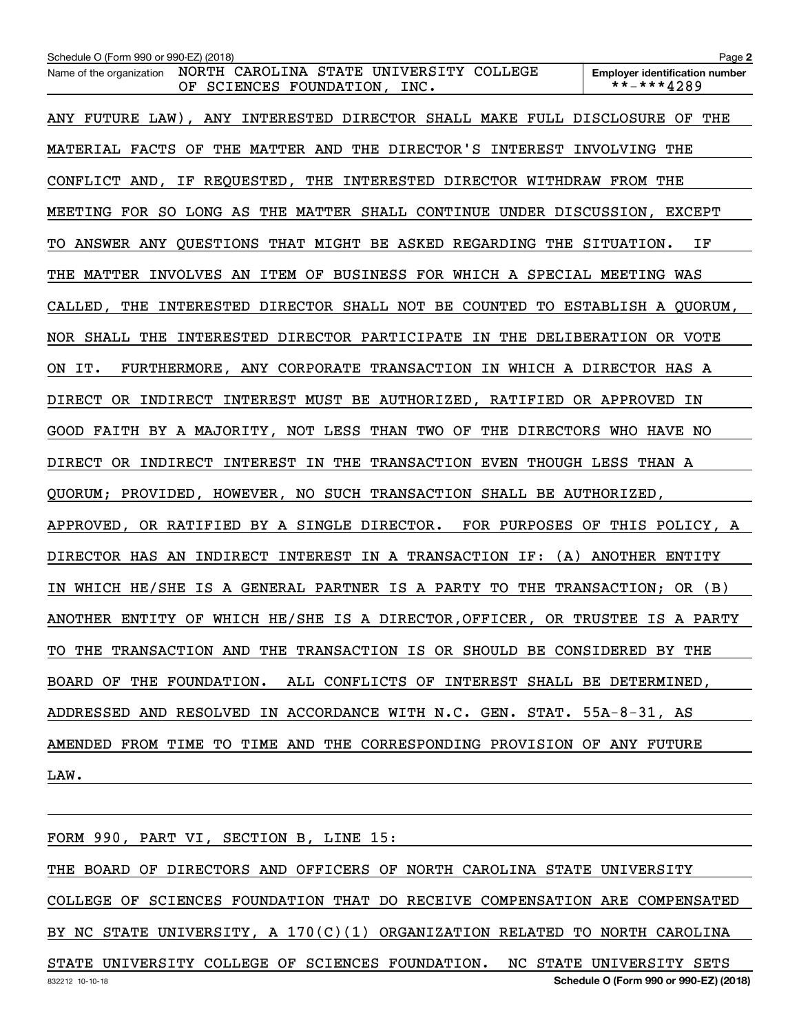Name of the organization NORTH CAROLINA STATE UNIVERSITY COLLEGE OF SCIENCES FOUNDATION, INC.

Employer identification number **-***4289

ANY FUTURE LAW), ANY INTERESTED DIRECTOR SHALL MAKE FULL DISCLOSURE OF THE MATERIAL FACTS OF THE MATTER AND THE DIRECTOR'S INTEREST INVOLVING THE CONFLICT AND, IF REQUESTED, THE INTERESTED DIRECTOR WITHDRAW FROM THE MEETING FOR SO LONG AS THE MATTER SHALL CONTINUE UNDER DISCUSSION, EXCEPT TO ANSWER ANY QUESTIONS THAT MIGHT BE ASKED REGARDING THE SITUATION. IF THE MATTER INVOLVES AN ITEM OF BUSINESS FOR WHICH A SPECIAL MEETING WAS CALLED, THE INTERESTED DIRECTOR SHALL NOT BE COUNTED TO ESTABLISH A QUORUM, NOR SHALL THE INTERESTED DIRECTOR PARTICIPATE IN THE DELIBERATION OR VOTE ON IT. FURTHERMORE, ANY CORPORATE TRANSACTION IN WHICH A DIRECTOR HAS A DIRECT OR INDIRECT INTEREST MUST BE AUTHORIZED, RATIFIED OR APPROVED IN GOOD FAITH BY A MAJORITY, NOT LESS THAN TWO OF THE DIRECTORS WHO HAVE NO DIRECT OR INDIRECT INTEREST IN THE TRANSACTION EVEN THOUGH LESS THAN A QUORUM; PROVIDED, HOWEVER, NO SUCH TRANSACTION SHALL BE AUTHORIZED, APPROVED, OR RATIFIED BY A SINGLE DIRECTOR. FOR PURPOSES OF THIS POLICY, A DIRECTOR HAS AN INDIRECT INTEREST IN A TRANSACTION IF: (A) ANOTHER ENTITY IN WHICH HE/SHE IS A GENERAL PARTNER IS A PARTY TO THE TRANSACTION; OR (B) ANOTHER ENTITY OF WHICH HE/SHE IS A DIRECTOR,OFFICER, OR TRUSTEE IS A PARTY TO THE TRANSACTION AND THE TRANSACTION IS OR SHOULD BE CONSIDERED BY THE BOARD OF THE FOUNDATION. ALL CONFLICTS OF INTEREST SHALL BE DETERMINED, ADDRESSED AND RESOLVED IN ACCORDANCE WITH N.C. GEN. STAT. 55A-8-31, AS AMENDED FROM TIME TO TIME AND THE CORRESPONDING PROVISION OF ANY FUTURE LAW.

FORM 990, PART VI, SECTION B, LINE 15:

THE BOARD OF DIRECTORS AND OFFICERS OF NORTH CAROLINA STATE UNIVERSITY COLLEGE OF SCIENCES FOUNDATION THAT DO RECEIVE COMPENSATION ARE COMPENSATED BY NC STATE UNIVERSITY, A 170(C)(1) ORGANIZATION RELATED TO NORTH CAROLINA STATE UNIVERSITY COLLEGE OF SCIENCES FOUNDATION. NC STATE UNIVERSITY SETS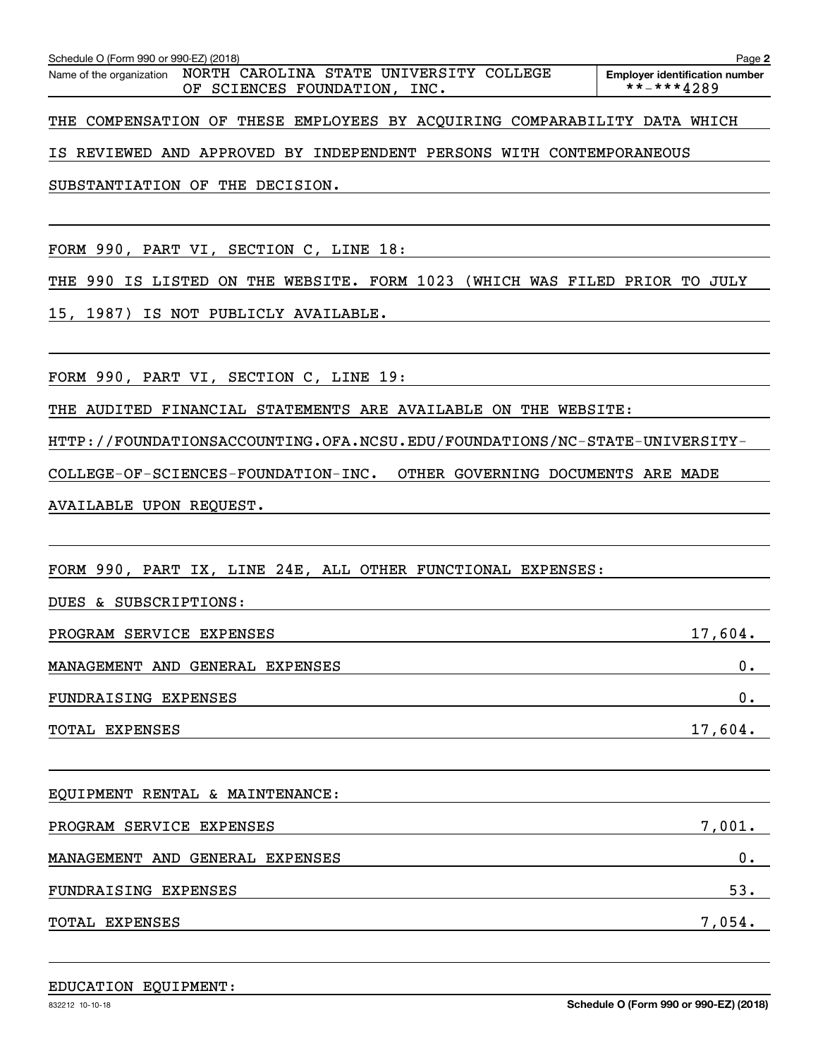Schedule O (Form 990 or 990-EZ) (2018)

Name of the organization NORTH CAROLINA STATE UNIVERSITY COLLEGE OF SCIENCES FOUNDATION, INC.

Employer identification number **-***4289

THE COMPENSATION OF THESE EMPLOYEES BY ACQUIRING COMPARABILITY DATA WHICH IS REVIEWED AND APPROVED BY INDEPENDENT PERSONS WITH CONTEMPORANEOUS SUBSTANTIATION OF THE DECISION.

FORM 990, PART VI, SECTION C, LINE 18:

THE 990 IS LISTED ON THE WEBSITE. FORM 1023 (WHICH WAS FILED PRIOR TO JULY 15, 1987) IS NOT PUBLICLY AVAILABLE.

FORM 990, PART VI, SECTION C, LINE 19:

THE AUDITED FINANCIAL STATEMENTS ARE AVAILABLE ON THE WEBSITE: HTTP://FOUNDATIONSACCOUNTING.OFA.NCSU.EDU/FOUNDATIONS/NC-STATE-UNIVERSITY-COLLEGE-OF-SCIENCES-FOUNDATION-INC. OTHER GOVERNING DOCUMENTS ARE MADE AVAILABLE UPON REQUEST.

FORM 990, PART IX, LINE 24E, ALL OTHER FUNCTIONAL EXPENSES:

DUES & SUBSCRIPTIONS:

| | |
|---|---|
| PROGRAM SERVICE EXPENSES | 17,604. |
| MANAGEMENT AND GENERAL EXPENSES | 0. |
| FUNDRAISING EXPENSES | 0. |
| TOTAL EXPENSES | 17,604. |

EQUIPMENT RENTAL & MAINTENANCE:

| | |
|---|---|
| PROGRAM SERVICE EXPENSES | 7,001. |
| MANAGEMENT AND GENERAL EXPENSES | 0. |
| FUNDRAISING EXPENSES | 53. |
| TOTAL EXPENSES | 7,054. |

EDUCATION EQUIPMENT:

832212 10-10-18

Schedule O (Form 990 or 990-EZ) (2018)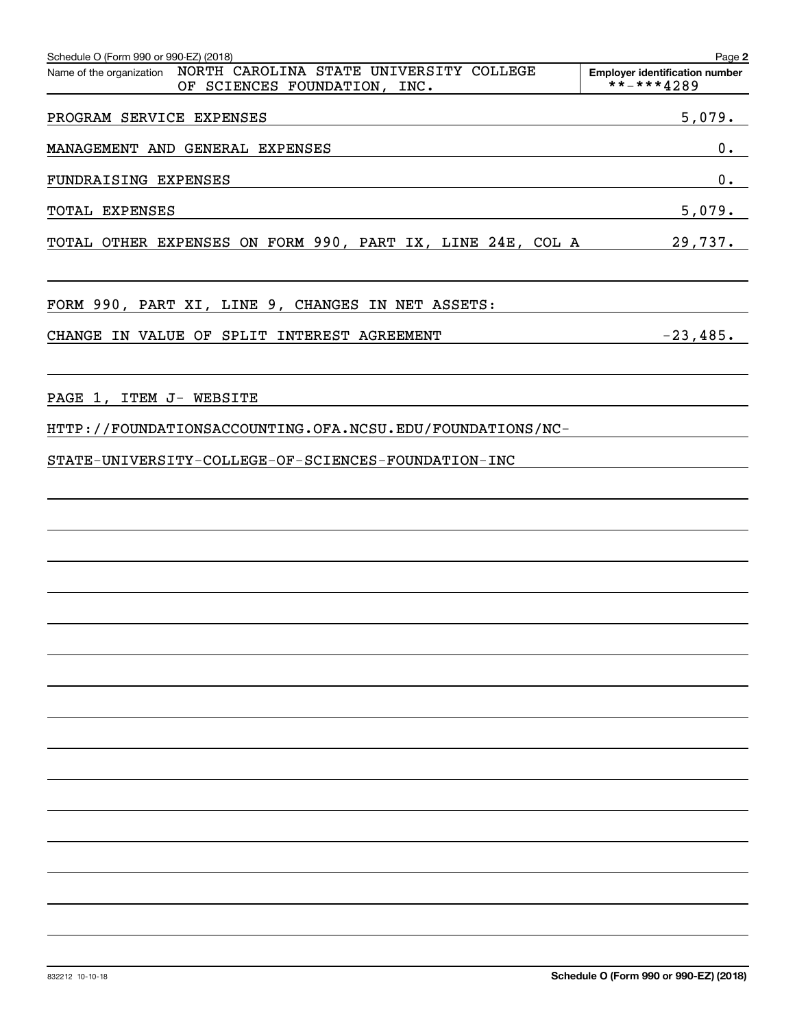Schedule O (Form 990 or 990-EZ) (2018) Page **2**

| Name of the organization | Employer identification number |
|---|---|
| NORTH CAROLINA STATE UNIVERSITY COLLEGE OF SCIENCES FOUNDATION, INC. | **-***4289 |

| | |
|---|---|
| PROGRAM SERVICE EXPENSES | 5,079. |
| MANAGEMENT AND GENERAL EXPENSES | 0. |
| FUNDRAISING EXPENSES | 0. |
| TOTAL EXPENSES | 5,079. |
| TOTAL OTHER EXPENSES ON FORM 990, PART IX, LINE 24E, COL A | 29,737. |

FORM 990, PART XI, LINE 9, CHANGES IN NET ASSETS:

| | |
|---|---|
| CHANGE IN VALUE OF SPLIT INTEREST AGREEMENT | -23,485. |

PAGE 1, ITEM J- WEBSITE

HTTP://FOUNDATIONSACCOUNTING.OFA.NCSU.EDU/FOUNDATIONS/NC-

STATE-UNIVERSITY-COLLEGE-OF-SCIENCES-FOUNDATION-INC

832212 10-10-18 **Schedule O (Form 990 or 990-EZ) (2018)**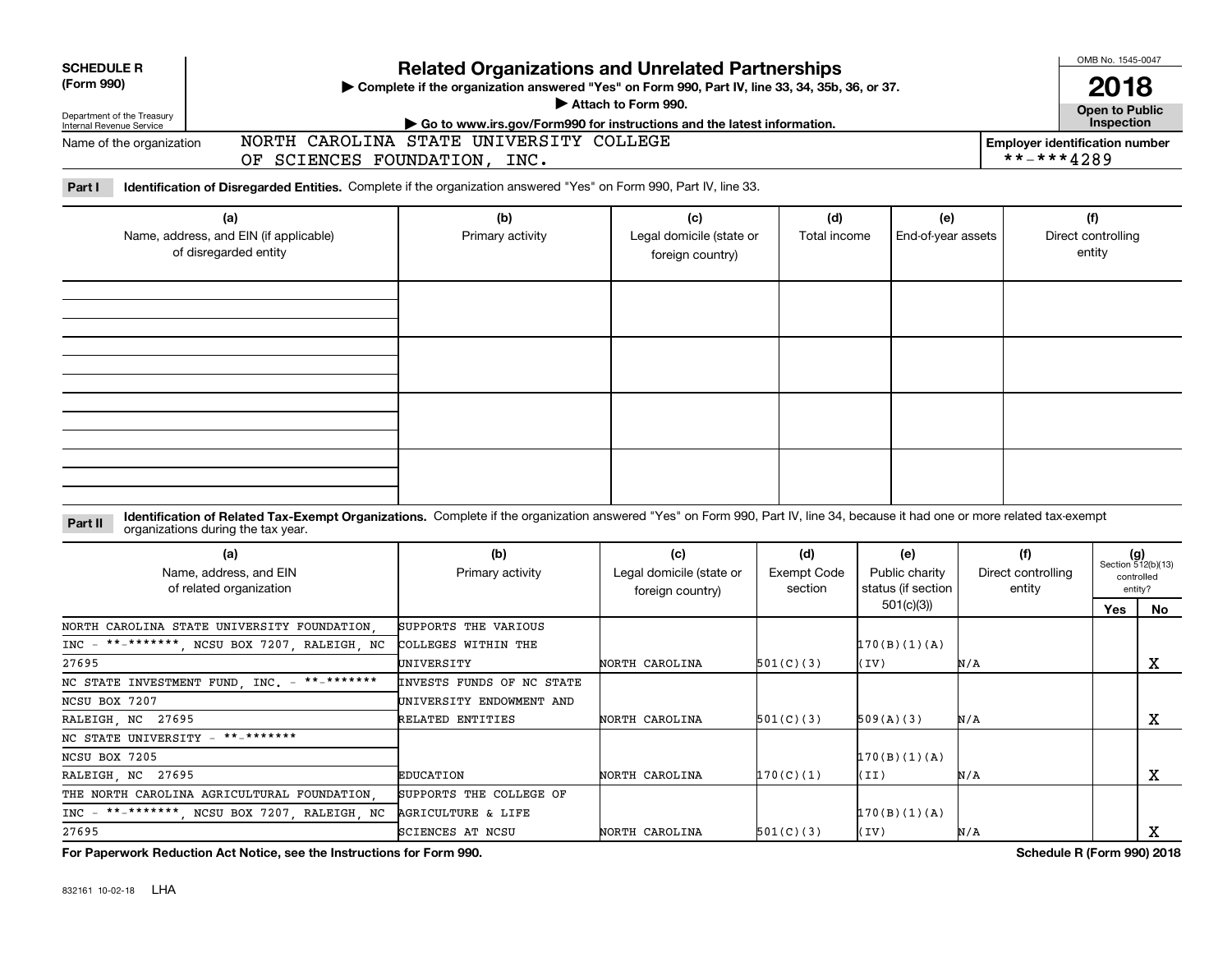**SCHEDULE R (Form 990)**

Department of the Treasury Internal Revenue Service

# Related Organizations and Unrelated Partnerships

▶ Complete if the organization answered "Yes" on Form 990, Part IV, line 33, 34, 35b, 36, or 37.

▶ Attach to Form 990.

▶ Go to www.irs.gov/Form990 for instructions and the latest information.

OMB No. 1545-0047

**2018**

**Open to Public Inspection**

Name of the organization: NORTH CAROLINA STATE UNIVERSITY COLLEGE OF SCIENCES FOUNDATION, INC.

Employer identification number: **-***4289

**Part I Identification of Disregarded Entities.** Complete if the organization answered "Yes" on Form 990, Part IV, line 33.

| (a) Name, address, and EIN (if applicable) of disregarded entity | (b) Primary activity | (c) Legal domicile (state or foreign country) | (d) Total income | (e) End-of-year assets | (f) Direct controlling entity |
|---|---|---|---|---|---|
| | | | | | |
| | | | | | |
| | | | | | |
| | | | | | |

**Part II Identification of Related Tax-Exempt Organizations.** Complete if the organization answered "Yes" on Form 990, Part IV, line 34, because it had one or more related tax-exempt organizations during the tax year.

| (a) Name, address, and EIN of related organization | (b) Primary activity | (c) Legal domicile (state or foreign country) | (d) Exempt Code section | (e) Public charity status (if section 501(c)(3)) | (f) Direct controlling entity | (g) Section 512(b)(13) controlled entity? Yes | No |
|---|---|---|---|---|---|---|---|
| NORTH CAROLINA STATE UNIVERSITY FOUNDATION, INC - **-*******, NCSU BOX 7207, RALEIGH, NC 27695 | SUPPORTS THE VARIOUS COLLEGES WITHIN THE UNIVERSITY | NORTH CAROLINA | 501(C)(3) | 170(B)(1)(A)(IV) | N/A | | X |
| NC STATE INVESTMENT FUND, INC. - **-******* NCSU BOX 7207 RALEIGH, NC 27695 | INVESTS FUNDS OF NC STATE UNIVERSITY ENDOWMENT AND RELATED ENTITIES | NORTH CAROLINA | 501(C)(3) | 509(A)(3) | N/A | | X |
| NC STATE UNIVERSITY - **-******* NCSU BOX 7205 RALEIGH, NC 27695 | EDUCATION | NORTH CAROLINA | 170(C)(1) | 170(B)(1)(A)(II) | N/A | | X |
| THE NORTH CAROLINA AGRICULTURAL FOUNDATION, INC - **-*******, NCSU BOX 7207, RALEIGH, NC 27695 | SUPPORTS THE COLLEGE OF AGRICULTURE & LIFE SCIENCES AT NCSU | NORTH CAROLINA | 501(C)(3) | 170(B)(1)(A)(IV) | N/A | | X |

**For Paperwork Reduction Act Notice, see the Instructions for Form 990.** **Schedule R (Form 990) 2018**

832161 10-02-18 LHA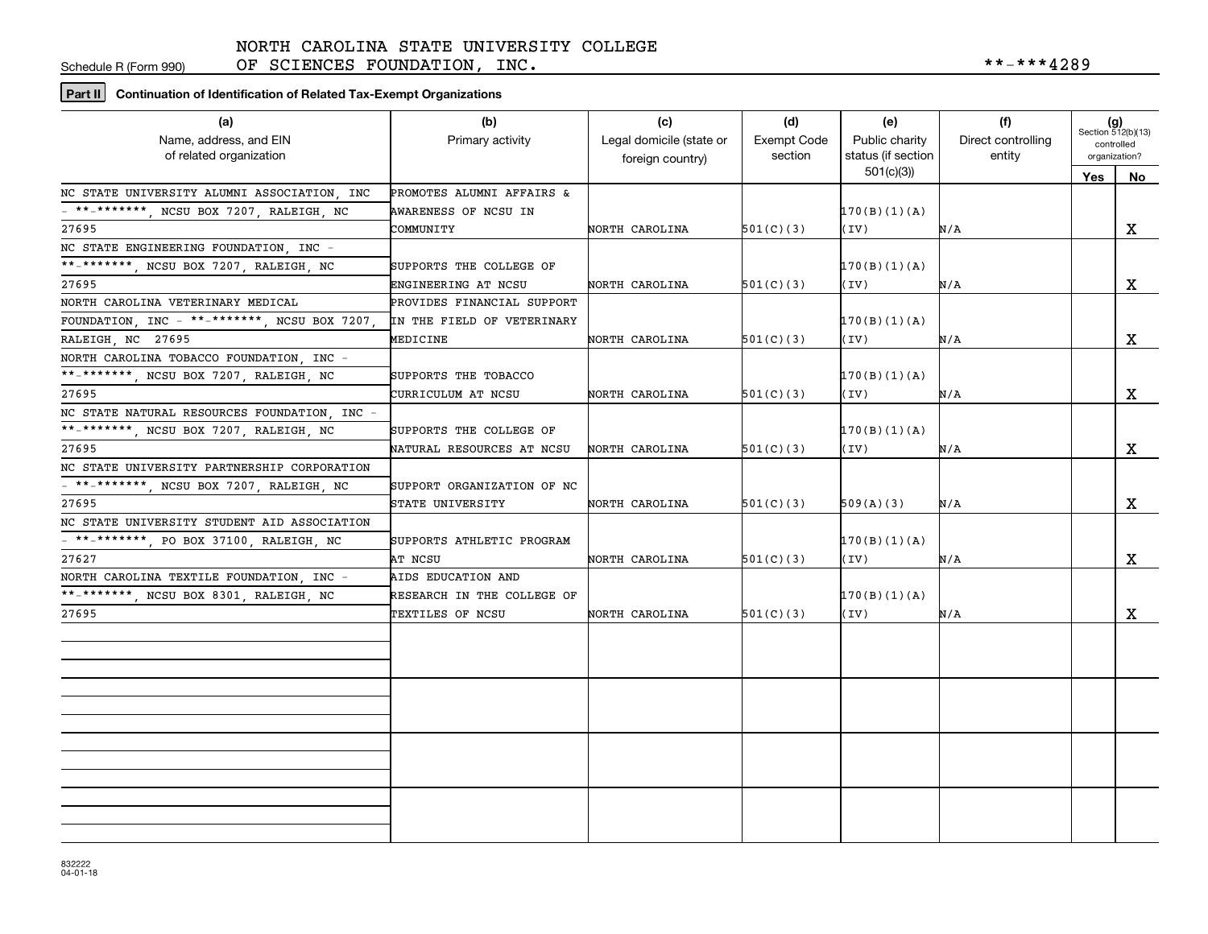Schedule R (Form 990)

NORTH CAROLINA STATE UNIVERSITY COLLEGE OF SCIENCES FOUNDATION, INC. **-***4289

**Part II** **Continuation of Identification of Related Tax-Exempt Organizations**

| (a) Name, address, and EIN of related organization | (b) Primary activity | (c) Legal domicile (state or foreign country) | (d) Exempt Code section | (e) Public charity status (if section 501(c)(3)) | (f) Direct controlling entity | (g) Section 512(b)(13) controlled organization? Yes | No |
|---|---|---|---|---|---|---|---|
| NC STATE UNIVERSITY ALUMNI ASSOCIATION, INC - **-*******, NCSU BOX 7207, RALEIGH, NC 27695 | PROMOTES ALUMNI AFFAIRS & AWARENESS OF NCSU IN COMMUNITY | NORTH CAROLINA | 501(C)(3) | 170(B)(1)(A)(IV) | N/A | | X |
| NC STATE ENGINEERING FOUNDATION, INC - **-*******, NCSU BOX 7207, RALEIGH, NC 27695 | SUPPORTS THE COLLEGE OF ENGINEERING AT NCSU | NORTH CAROLINA | 501(C)(3) | 170(B)(1)(A)(IV) | N/A | | X |
| NORTH CAROLINA VETERINARY MEDICAL FOUNDATION, INC - **-*******, NCSU BOX 7207, RALEIGH, NC 27695 | PROVIDES FINANCIAL SUPPORT IN THE FIELD OF VETERINARY MEDICINE | NORTH CAROLINA | 501(C)(3) | 170(B)(1)(A)(IV) | N/A | | X |
| NORTH CAROLINA TOBACCO FOUNDATION, INC - **-*******, NCSU BOX 7207, RALEIGH, NC 27695 | SUPPORTS THE TOBACCO CURRICULUM AT NCSU | NORTH CAROLINA | 501(C)(3) | 170(B)(1)(A)(IV) | N/A | | X |
| NC STATE NATURAL RESOURCES FOUNDATION, INC - **-*******, NCSU BOX 7207, RALEIGH, NC 27695 | SUPPORTS THE COLLEGE OF NATURAL RESOURCES AT NCSU | NORTH CAROLINA | 501(C)(3) | 170(B)(1)(A)(IV) | N/A | | X |
| NC STATE UNIVERSITY PARTNERSHIP CORPORATION - **-*******, NCSU BOX 7207, RALEIGH, NC 27695 | SUPPORT ORGANIZATION OF NC STATE UNIVERSITY | NORTH CAROLINA | 501(C)(3) | 509(A)(3) | N/A | | X |
| NC STATE UNIVERSITY STUDENT AID ASSOCIATION - **-*******, PO BOX 37100, RALEIGH, NC 27627 | SUPPORTS ATHLETIC PROGRAM AT NCSU | NORTH CAROLINA | 501(C)(3) | 170(B)(1)(A)(IV) | N/A | | X |
| NORTH CAROLINA TEXTILE FOUNDATION, INC - **-*******, NCSU BOX 8301, RALEIGH, NC 27695 | AIDS EDUCATION AND RESEARCH IN THE COLLEGE OF TEXTILES OF NCSU | NORTH CAROLINA | 501(C)(3) | 170(B)(1)(A)(IV) | N/A | | X |
| | | | | | | | |
| | | | | | | | |
| | | | | | | | |
| | | | | | | | |

832222 04-01-18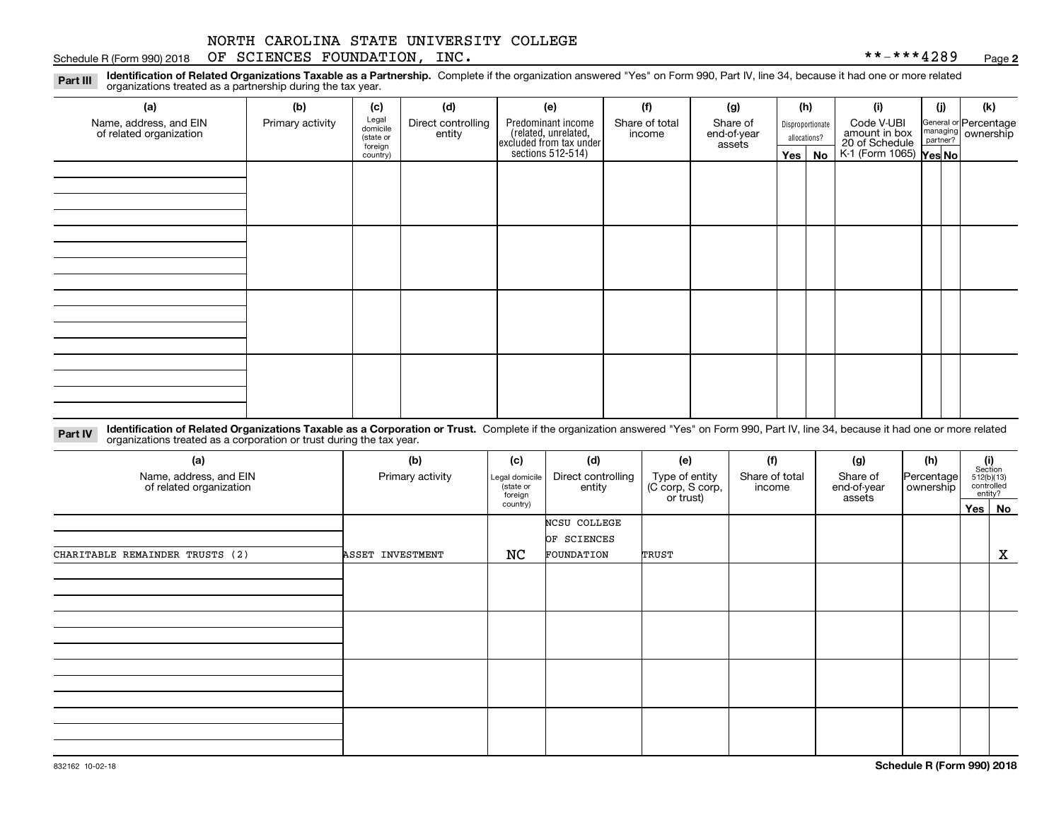NORTH CAROLINA STATE UNIVERSITY COLLEGE OF SCIENCES FOUNDATION, INC. **-***4289

Schedule R (Form 990) 2018 Page 2

**Part III** **Identification of Related Organizations Taxable as a Partnership.** Complete if the organization answered "Yes" on Form 990, Part IV, line 34, because it had one or more related organizations treated as a partnership during the tax year.

| (a) Name, address, and EIN of related organization | (b) Primary activity | (c) Legal domicile (state or foreign country) | (d) Direct controlling entity | (e) Predominant income (related, unrelated, excluded from tax under sections 512-514) | (f) Share of total income | (g) Share of end-of-year assets | (h) Disproportionate allocations? Yes | No | (i) Code V-UBI amount in box 20 of Schedule K-1 (Form 1065) | (j) General or managing partner? Yes | No | (k) Percentage ownership |
|---|---|---|---|---|---|---|---|---|---|---|---|---|
| | | | | | | | | | | | | |
| | | | | | | | | | | | | |
| | | | | | | | | | | | | |
| | | | | | | | | | | | | |

**Part IV** **Identification of Related Organizations Taxable as a Corporation or Trust.** Complete if the organization answered "Yes" on Form 990, Part IV, line 34, because it had one or more related organizations treated as a corporation or trust during the tax year.

| (a) Name, address, and EIN of related organization | (b) Primary activity | (c) Legal domicile (state or foreign country) | (d) Direct controlling entity | (e) Type of entity (C corp, S corp, or trust) | (f) Share of total income | (g) Share of end-of-year assets | (h) Percentage ownership | (i) Section 512(b)(13) controlled entity? Yes | No |
|---|---|---|---|---|---|---|---|---|---|
| CHARITABLE REMAINDER TRUSTS (2) | ASSET INVESTMENT | NC | NCSU COLLEGE OF SCIENCES FOUNDATION | TRUST | | | | | X |
| | | | | | | | | | |
| | | | | | | | | | |
| | | | | | | | | | |
| | | | | | | | | | |

832162 10-02-18

Schedule R (Form 990) 2018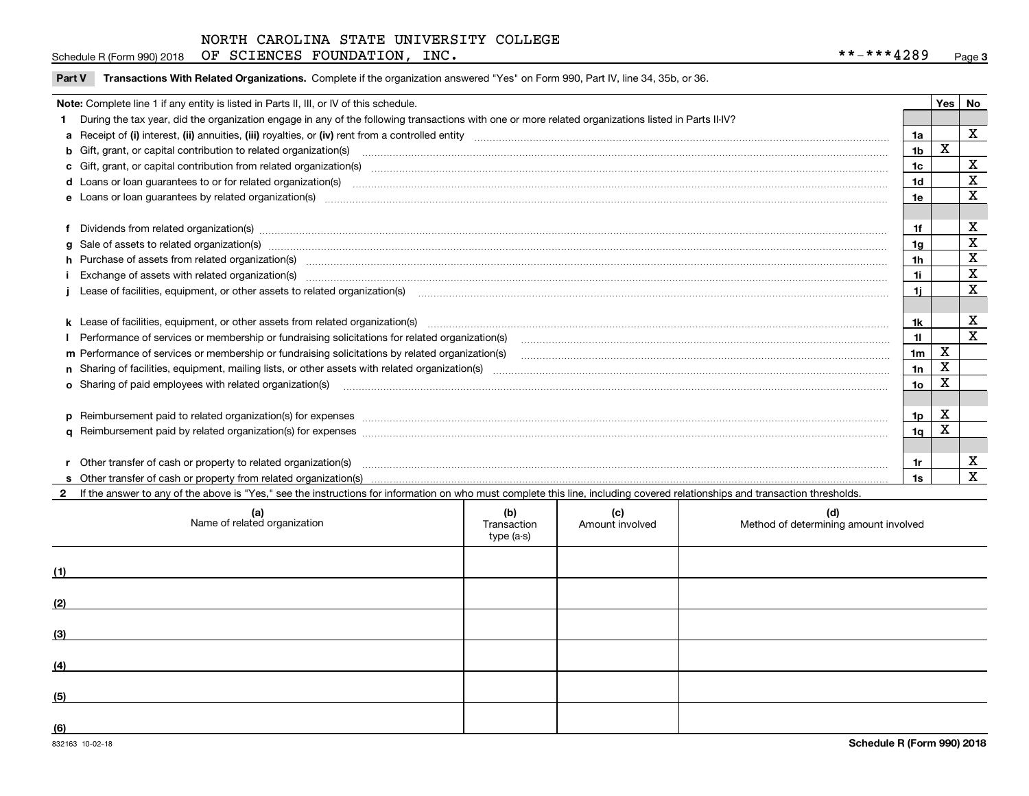NORTH CAROLINA STATE UNIVERSITY COLLEGE OF SCIENCES FOUNDATION, INC. **-***4289

**Part V Transactions With Related Organizations.** Complete if the organization answered "Yes" on Form 990, Part IV, line 34, 35b, or 36.

| **Note:** Complete line 1 if any entity is listed in Parts II, III, or IV of this schedule. | | Yes | No |
|---|---|---|---|
| **1** During the tax year, did the organization engage in any of the following transactions with one or more related organizations listed in Parts II-IV? | | | |
| **a** Receipt of **(i)** interest, **(ii)** annuities, **(iii)** royalties, or **(iv)** rent from a controlled entity | 1a | | X |
| **b** Gift, grant, or capital contribution to related organization(s) | 1b | X | |
| **c** Gift, grant, or capital contribution from related organization(s) | 1c | | X |
| **d** Loans or loan guarantees to or for related organization(s) | 1d | | X |
| **e** Loans or loan guarantees by related organization(s) | 1e | | X |
| **f** Dividends from related organization(s) | 1f | | X |
| **g** Sale of assets to related organization(s) | 1g | | X |
| **h** Purchase of assets from related organization(s) | 1h | | X |
| **i** Exchange of assets with related organization(s) | 1i | | X |
| **j** Lease of facilities, equipment, or other assets to related organization(s) | 1j | | X |
| **k** Lease of facilities, equipment, or other assets from related organization(s) | 1k | | X |
| **l** Performance of services or membership or fundraising solicitations for related organization(s) | 1l | | X |
| **m** Performance of services or membership or fundraising solicitations by related organization(s) | 1m | X | |
| **n** Sharing of facilities, equipment, mailing lists, or other assets with related organization(s) | 1n | X | |
| **o** Sharing of paid employees with related organization(s) | 1o | X | |
| **p** Reimbursement paid to related organization(s) for expenses | 1p | X | |
| **q** Reimbursement paid by related organization(s) for expenses | 1q | X | |
| **r** Other transfer of cash or property to related organization(s) | 1r | | X |
| **s** Other transfer of cash or property from related organization(s) | 1s | | X |

**2** If the answer to any of the above is "Yes," see the instructions for information on who must complete this line, including covered relationships and transaction thresholds.

| | (a) Name of related organization | (b) Transaction type (a-s) | (c) Amount involved | (d) Method of determining amount involved |
|---|---|---|---|---|
| (1) | | | | |
| (2) | | | | |
| (3) | | | | |
| (4) | | | | |
| (5) | | | | |
| (6) | | | | |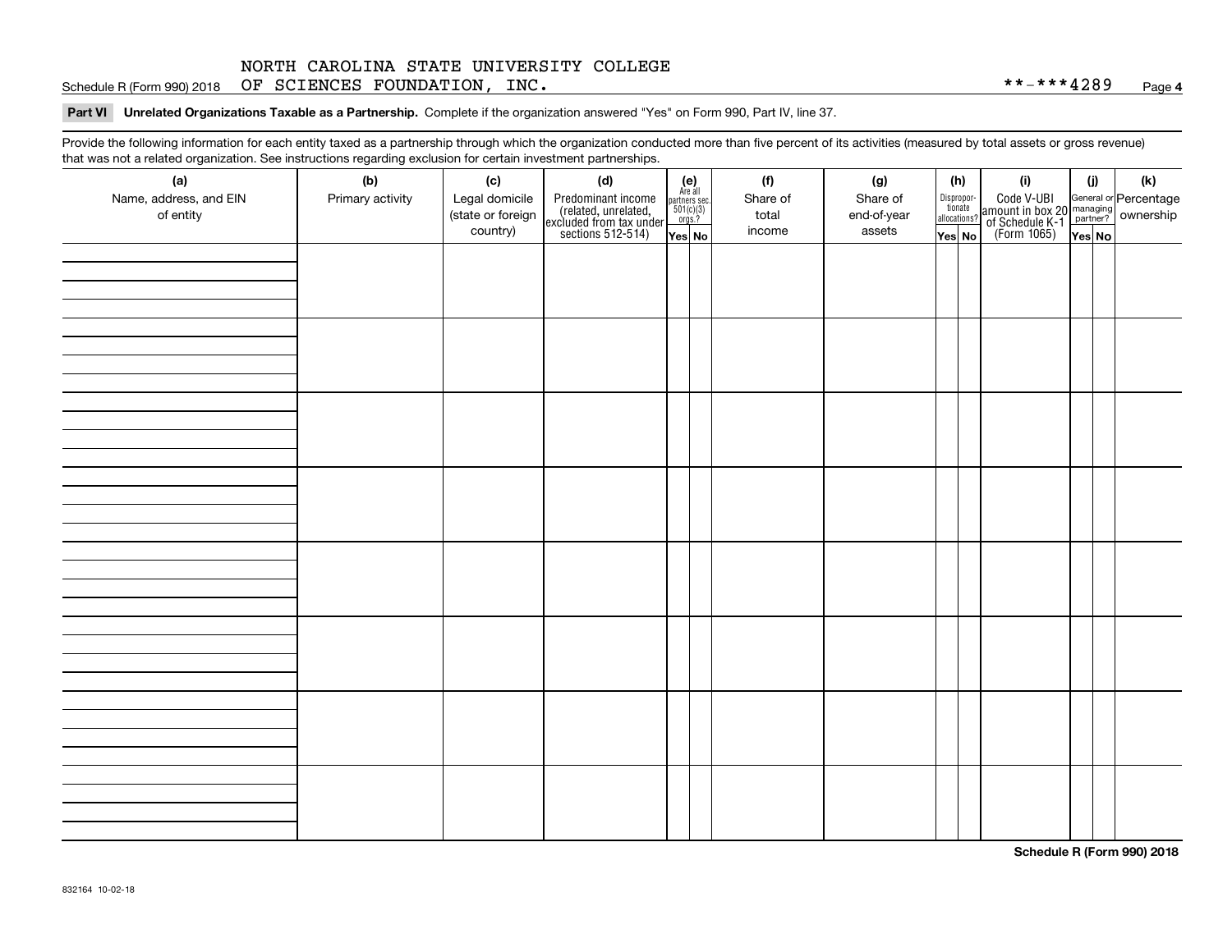NORTH CAROLINA STATE UNIVERSITY COLLEGE
Schedule R (Form 990) 2018 OF SCIENCES FOUNDATION, INC. **-***4289 Page 4

**Part VI Unrelated Organizations Taxable as a Partnership.** Complete if the organization answered "Yes" on Form 990, Part IV, line 37.

Provide the following information for each entity taxed as a partnership through which the organization conducted more than five percent of its activities (measured by total assets or gross revenue) that was not a related organization. See instructions regarding exclusion for certain investment partnerships.

| (a) Name, address, and EIN of entity | (b) Primary activity | (c) Legal domicile (state or foreign country) | (d) Predominant income (related, unrelated, excluded from tax under sections 512-514) | (e) Are all partners sec. 501(c)(3) orgs.? | | (f) Share of total income | (g) Share of end-of-year assets | (h) Disproportionate allocations? | | (i) Code V-UBI amount in box 20 of Schedule K-1 (Form 1065) | (j) General or managing partner? | | (k) Percentage ownership |
|---|---|---|---|---|---|---|---|---|---|---|---|---|---|
| | | | | Yes | No | | | Yes | No | | Yes | No | |
| | | | | | | | | | | | | | |
| | | | | | | | | | | | | | |
| | | | | | | | | | | | | | |
| | | | | | | | | | | | | | |
| | | | | | | | | | | | | | |
| | | | | | | | | | | | | | |
| | | | | | | | | | | | | | |
| | | | | | | | | | | | | | |

**Schedule R (Form 990) 2018**

832164 10-02-18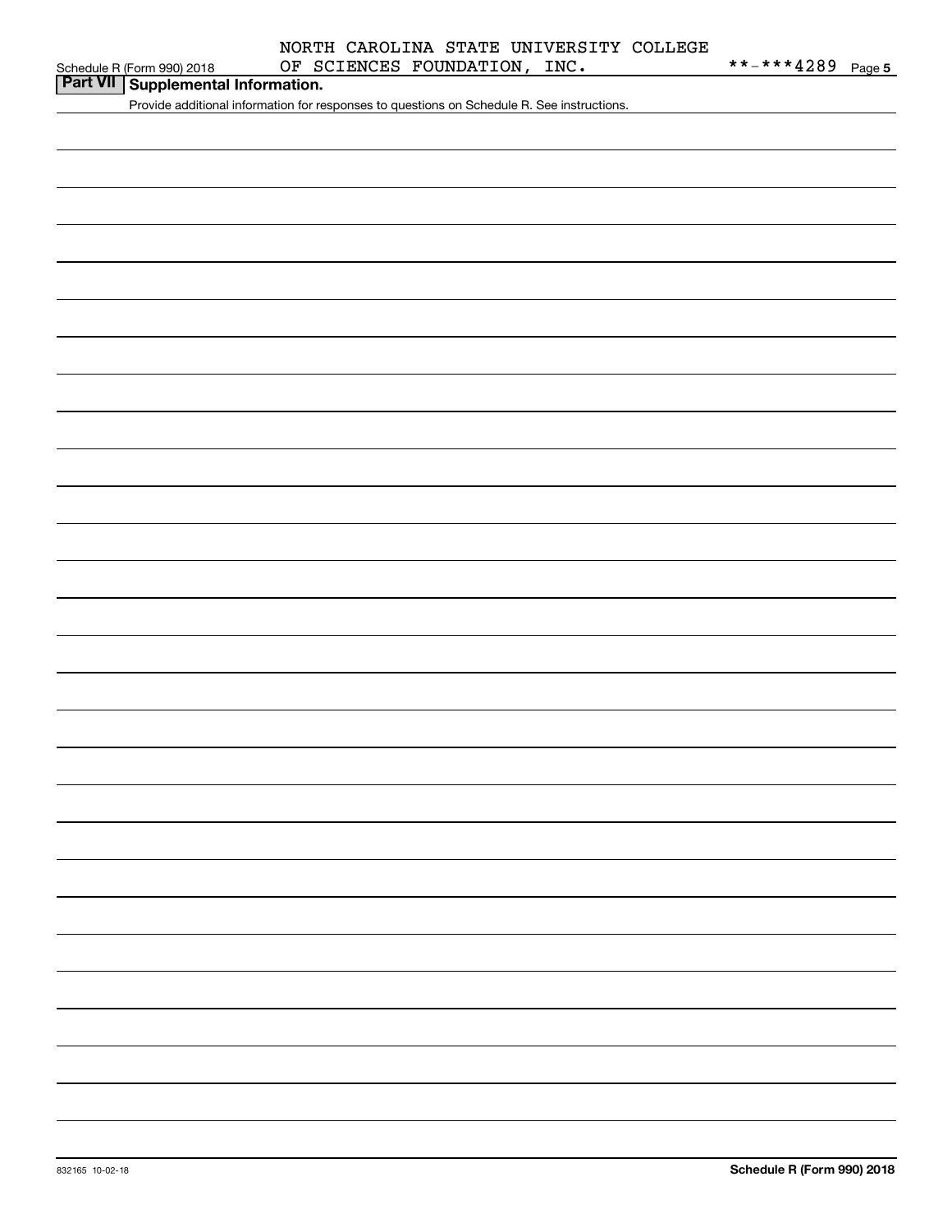NORTH CAROLINA STATE UNIVERSITY COLLEGE OF SCIENCES FOUNDATION, INC. **-***4289

## Part VII Supplemental Information.

Provide additional information for responses to questions on Schedule R. See instructions.